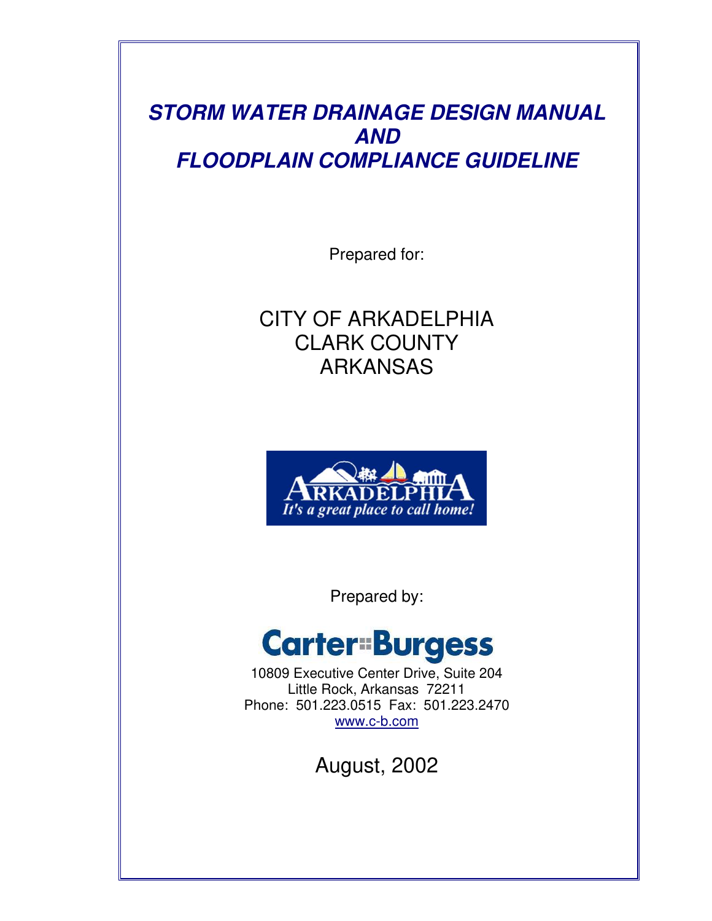# ***STORM WATER DRAINAGE DESIGN MANUAL AND FLOODPLAIN COMPLIANCE GUIDELINE***

Prepared for:

CITY OF ARKADELPHIA
CLARK COUNTY
ARKANSAS

ARKADELPHIA
*It's a great place to call home!*

Prepared by:

**Carter::Burgess**

10809 Executive Center Drive, Suite 204
Little Rock, Arkansas 72211
Phone: 501.223.0515 Fax: 501.223.2470
www.c-b.com

August, 2002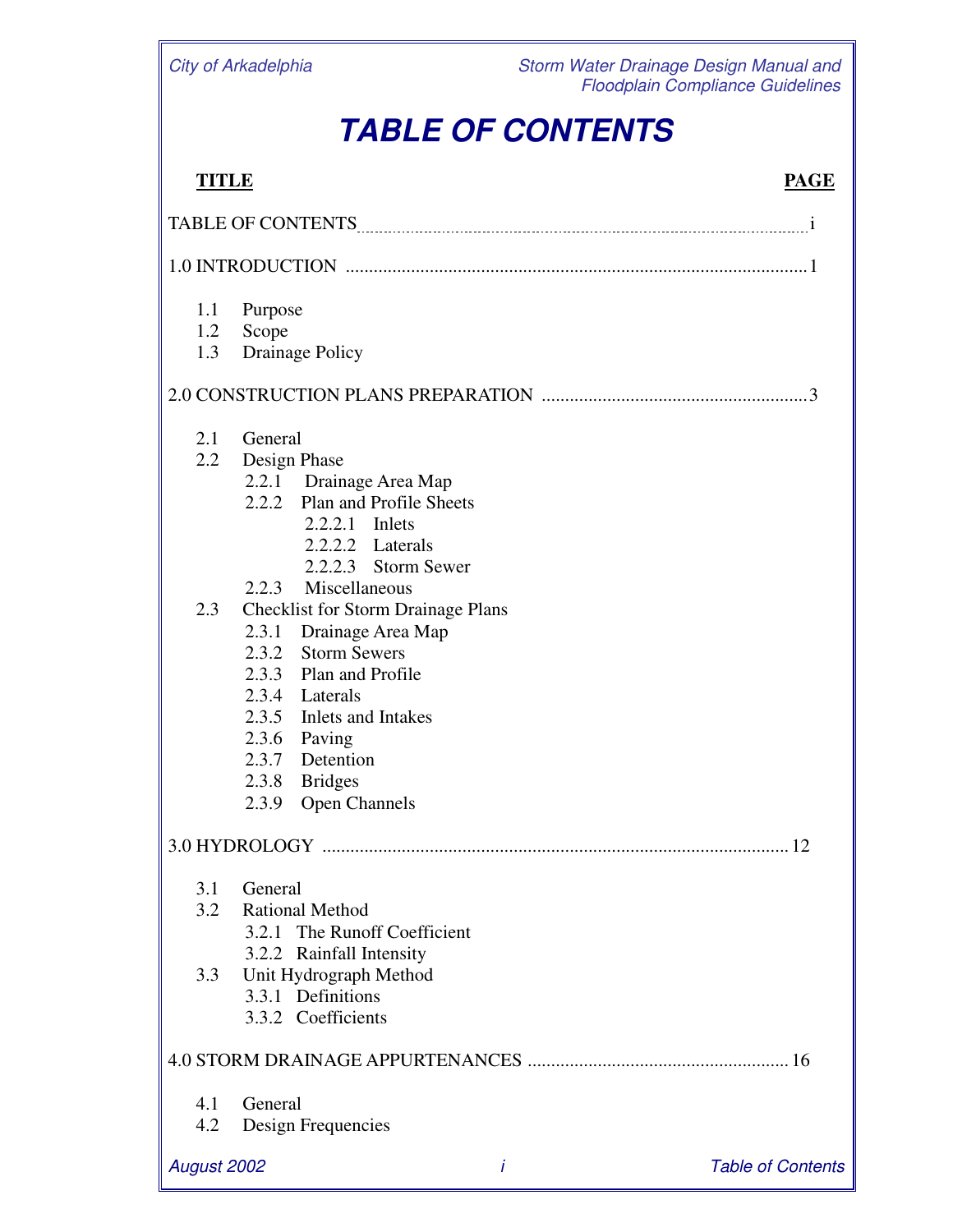# TABLE OF CONTENTS

| TITLE | PAGE |
|---|---|
| TABLE OF CONTENTS | i |
| 1.0 INTRODUCTION | 1 |
| 1.1 Purpose | |
| 1.2 Scope | |
| 1.3 Drainage Policy | |
| 2.0 CONSTRUCTION PLANS PREPARATION | 3 |
| 2.1 General | |
| 2.2 Design Phase | |
| 2.2.1 Drainage Area Map | |
| 2.2.2 Plan and Profile Sheets | |
| 2.2.2.1 Inlets | |
| 2.2.2.2 Laterals | |
| 2.2.2.3 Storm Sewer | |
| 2.2.3 Miscellaneous | |
| 2.3 Checklist for Storm Drainage Plans | |
| 2.3.1 Drainage Area Map | |
| 2.3.2 Storm Sewers | |
| 2.3.3 Plan and Profile | |
| 2.3.4 Laterals | |
| 2.3.5 Inlets and Intakes | |
| 2.3.6 Paving | |
| 2.3.7 Detention | |
| 2.3.8 Bridges | |
| 2.3.9 Open Channels | |
| 3.0 HYDROLOGY | 12 |
| 3.1 General | |
| 3.2 Rational Method | |
| 3.2.1 The Runoff Coefficient | |
| 3.2.2 Rainfall Intensity | |
| 3.3 Unit Hydrograph Method | |
| 3.3.1 Definitions | |
| 3.3.2 Coefficients | |
| 4.0 STORM DRAINAGE APPURTENANCES | 16 |
| 4.1 General | |
| 4.2 Design Frequencies | |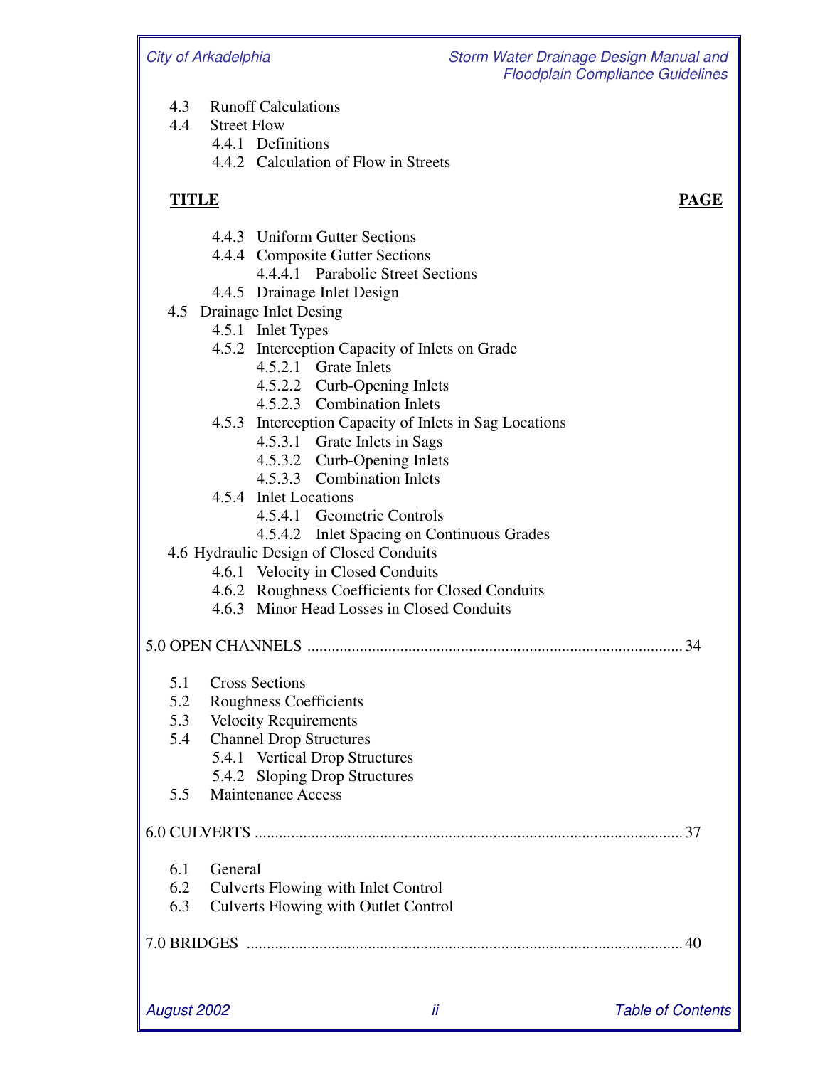4.3 Runoff Calculations
4.4 Street Flow
 4.4.1 Definitions
 4.4.2 Calculation of Flow in Streets

**TITLE** **PAGE**

 4.4.3 Uniform Gutter Sections
 4.4.4 Composite Gutter Sections
  4.4.4.1 Parabolic Street Sections
 4.4.5 Drainage Inlet Design
4.5 Drainage Inlet Desing
 4.5.1 Inlet Types
 4.5.2 Interception Capacity of Inlets on Grade
  4.5.2.1 Grate Inlets
  4.5.2.2 Curb-Opening Inlets
  4.5.2.3 Combination Inlets
 4.5.3 Interception Capacity of Inlets in Sag Locations
  4.5.3.1 Grate Inlets in Sags
  4.5.3.2 Curb-Opening Inlets
  4.5.3.3 Combination Inlets
 4.5.4 Inlet Locations
  4.5.4.1 Geometric Controls
  4.5.4.2 Inlet Spacing on Continuous Grades
4.6 Hydraulic Design of Closed Conduits
 4.6.1 Velocity in Closed Conduits
 4.6.2 Roughness Coefficients for Closed Conduits
 4.6.3 Minor Head Losses in Closed Conduits

5.0 OPEN CHANNELS ........................................................................................... 34

5.1 Cross Sections
5.2 Roughness Coefficients
5.3 Velocity Requirements
5.4 Channel Drop Structures
 5.4.1 Vertical Drop Structures
 5.4.2 Sloping Drop Structures
5.5 Maintenance Access

6.0 CULVERTS ........................................................................................................ 37

6.1 General
6.2 Culverts Flowing with Inlet Control
6.3 Culverts Flowing with Outlet Control

7.0 BRIDGES ........................................................................................................... 40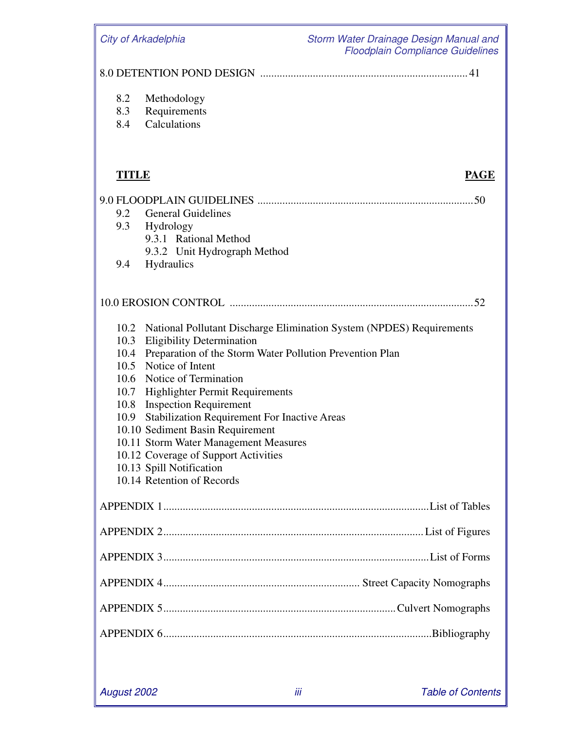8.0 DETENTION POND DESIGN .......................................................................... 41

- 8.2 Methodology
- 8.3 Requirements
- 8.4 Calculations

| **TITLE** | **PAGE** |
|---|---|

9.0 FLOODPLAIN GUIDELINES ............................................................................ 50

- 9.2 General Guidelines
- 9.3 Hydrology
  - 9.3.1 Rational Method
  - 9.3.2 Unit Hydrograph Method
- 9.4 Hydraulics

10.0 EROSION CONTROL ....................................................................................... 52

- 10.2 National Pollutant Discharge Elimination System (NPDES) Requirements
- 10.3 Eligibility Determination
- 10.4 Preparation of the Storm Water Pollution Prevention Plan
- 10.5 Notice of Intent
- 10.6 Notice of Termination
- 10.7 Highlighter Permit Requirements
- 10.8 Inspection Requirement
- 10.9 Stabilization Requirement For Inactive Areas
- 10.10 Sediment Basin Requirement
- 10.11 Storm Water Management Measures
- 10.12 Coverage of Support Activities
- 10.13 Spill Notification
- 10.14 Retention of Records

APPENDIX 1 ............................................................................................... List of Tables

APPENDIX 2 ............................................................................................. List of Figures

APPENDIX 3 ............................................................................................... List of Forms

APPENDIX 4 ...................................................................... Street Capacity Nomographs

APPENDIX 5 .................................................................................. Culvert Nomographs

APPENDIX 6 ................................................................................................ Bibliography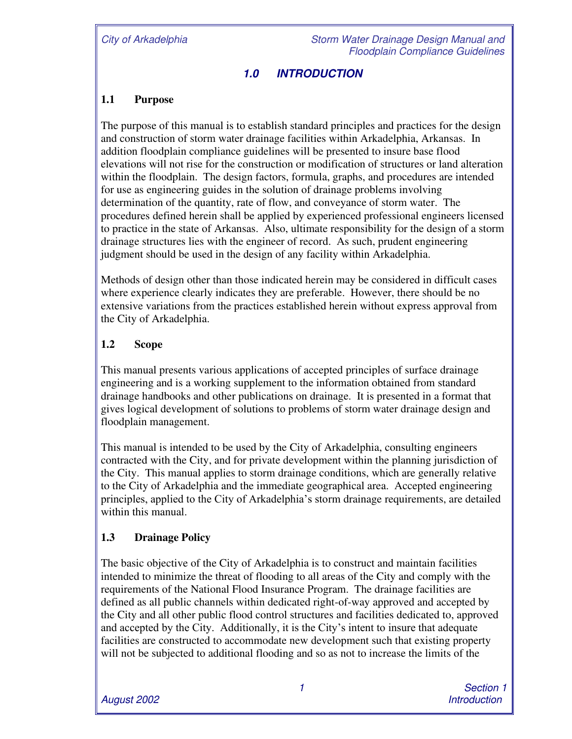# 1.0 INTRODUCTION

## 1.1 Purpose

The purpose of this manual is to establish standard principles and practices for the design and construction of storm water drainage facilities within Arkadelphia, Arkansas. In addition floodplain compliance guidelines will be presented to insure base flood elevations will not rise for the construction or modification of structures or land alteration within the floodplain. The design factors, formula, graphs, and procedures are intended for use as engineering guides in the solution of drainage problems involving determination of the quantity, rate of flow, and conveyance of storm water. The procedures defined herein shall be applied by experienced professional engineers licensed to practice in the state of Arkansas. Also, ultimate responsibility for the design of a storm drainage structures lies with the engineer of record. As such, prudent engineering judgment should be used in the design of any facility within Arkadelphia.

Methods of design other than those indicated herein may be considered in difficult cases where experience clearly indicates they are preferable. However, there should be no extensive variations from the practices established herein without express approval from the City of Arkadelphia.

## 1.2 Scope

This manual presents various applications of accepted principles of surface drainage engineering and is a working supplement to the information obtained from standard drainage handbooks and other publications on drainage. It is presented in a format that gives logical development of solutions to problems of storm water drainage design and floodplain management.

This manual is intended to be used by the City of Arkadelphia, consulting engineers contracted with the City, and for private development within the planning jurisdiction of the City. This manual applies to storm drainage conditions, which are generally relative to the City of Arkadelphia and the immediate geographical area. Accepted engineering principles, applied to the City of Arkadelphia's storm drainage requirements, are detailed within this manual.

## 1.3 Drainage Policy

The basic objective of the City of Arkadelphia is to construct and maintain facilities intended to minimize the threat of flooding to all areas of the City and comply with the requirements of the National Flood Insurance Program. The drainage facilities are defined as all public channels within dedicated right-of-way approved and accepted by the City and all other public flood control structures and facilities dedicated to, approved and accepted by the City. Additionally, it is the City's intent to insure that adequate facilities are constructed to accommodate new development such that existing property will not be subjected to additional flooding and so as not to increase the limits of the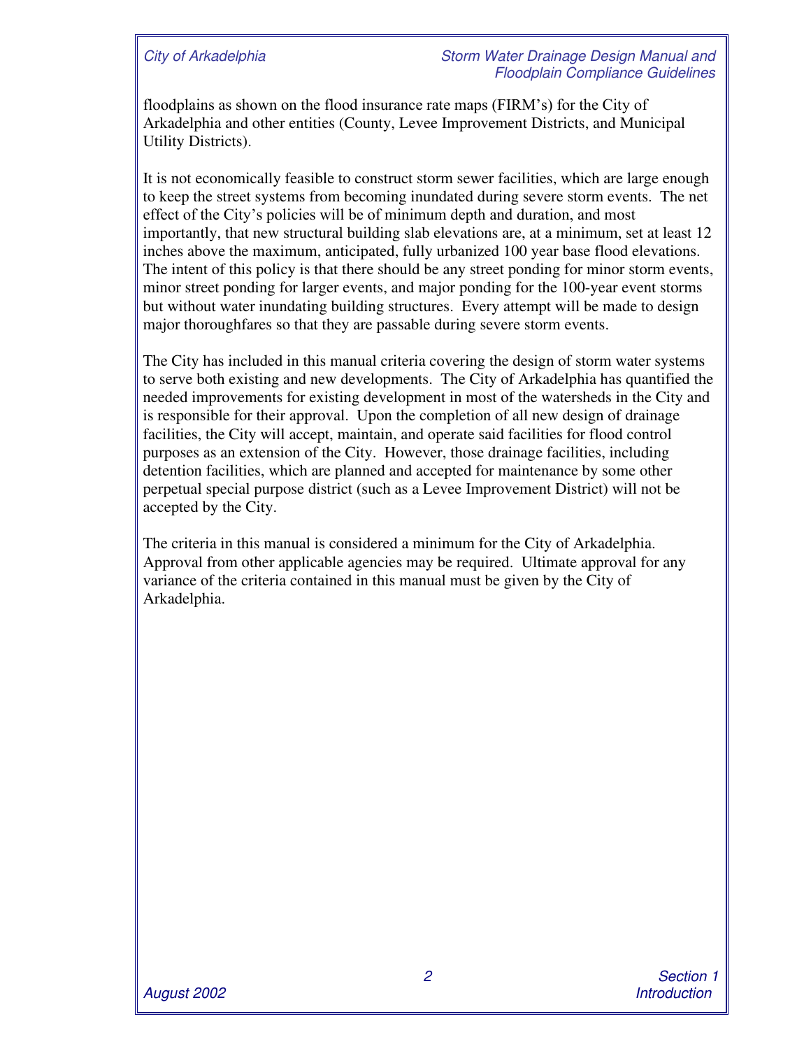floodplains as shown on the flood insurance rate maps (FIRM's) for the City of Arkadelphia and other entities (County, Levee Improvement Districts, and Municipal Utility Districts).

It is not economically feasible to construct storm sewer facilities, which are large enough to keep the street systems from becoming inundated during severe storm events. The net effect of the City's policies will be of minimum depth and duration, and most importantly, that new structural building slab elevations are, at a minimum, set at least 12 inches above the maximum, anticipated, fully urbanized 100 year base flood elevations. The intent of this policy is that there should be any street ponding for minor storm events, minor street ponding for larger events, and major ponding for the 100-year event storms but without water inundating building structures. Every attempt will be made to design major thoroughfares so that they are passable during severe storm events.

The City has included in this manual criteria covering the design of storm water systems to serve both existing and new developments. The City of Arkadelphia has quantified the needed improvements for existing development in most of the watersheds in the City and is responsible for their approval. Upon the completion of all new design of drainage facilities, the City will accept, maintain, and operate said facilities for flood control purposes as an extension of the City. However, those drainage facilities, including detention facilities, which are planned and accepted for maintenance by some other perpetual special purpose district (such as a Levee Improvement District) will not be accepted by the City.

The criteria in this manual is considered a minimum for the City of Arkadelphia. Approval from other applicable agencies may be required. Ultimate approval for any variance of the criteria contained in this manual must be given by the City of Arkadelphia.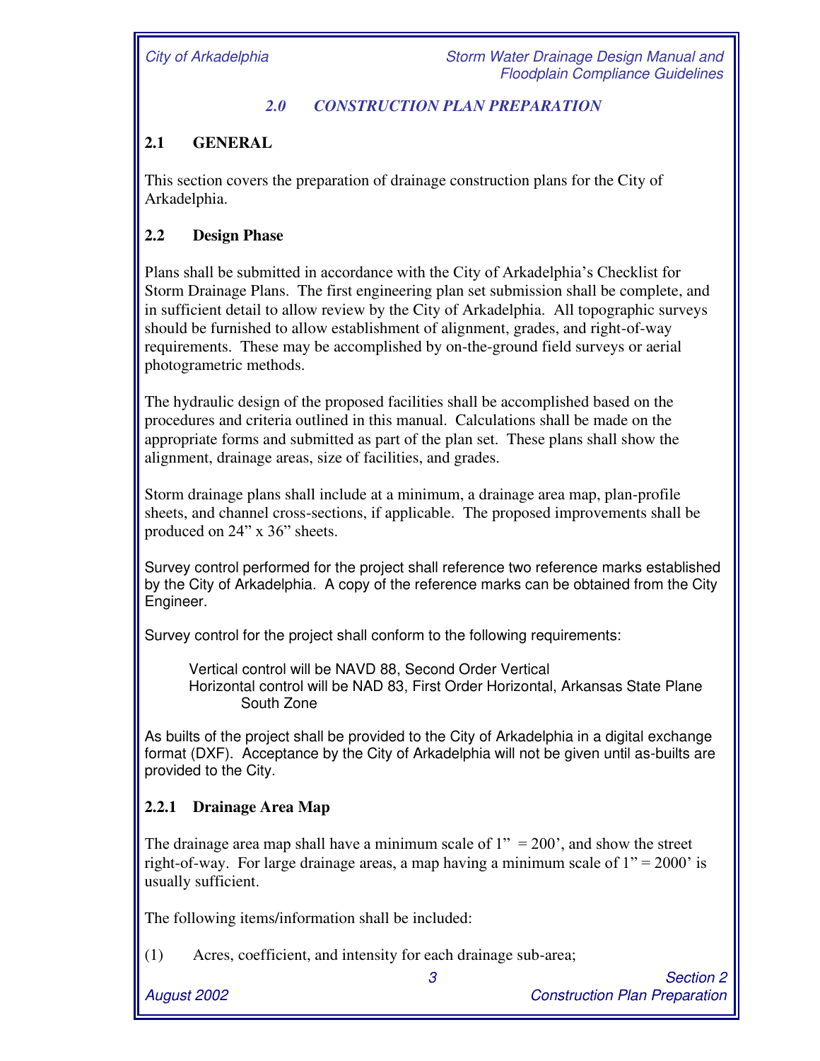# 2.0 CONSTRUCTION PLAN PREPARATION

## 2.1 GENERAL

This section covers the preparation of drainage construction plans for the City of Arkadelphia.

## 2.2 Design Phase

Plans shall be submitted in accordance with the City of Arkadelphia's Checklist for Storm Drainage Plans. The first engineering plan set submission shall be complete, and in sufficient detail to allow review by the City of Arkadelphia. All topographic surveys should be furnished to allow establishment of alignment, grades, and right-of-way requirements. These may be accomplished by on-the-ground field surveys or aerial photogrametric methods.

The hydraulic design of the proposed facilities shall be accomplished based on the procedures and criteria outlined in this manual. Calculations shall be made on the appropriate forms and submitted as part of the plan set. These plans shall show the alignment, drainage areas, size of facilities, and grades.

Storm drainage plans shall include at a minimum, a drainage area map, plan-profile sheets, and channel cross-sections, if applicable. The proposed improvements shall be produced on 24" x 36" sheets.

Survey control performed for the project shall reference two reference marks established by the City of Arkadelphia. A copy of the reference marks can be obtained from the City Engineer.

Survey control for the project shall conform to the following requirements:

> Vertical control will be NAVD 88, Second Order Vertical
> Horizontal control will be NAD 83, First Order Horizontal, Arkansas State Plane South Zone

As builts of the project shall be provided to the City of Arkadelphia in a digital exchange format (DXF). Acceptance by the City of Arkadelphia will not be given until as-builts are provided to the City.

### 2.2.1 Drainage Area Map

The drainage area map shall have a minimum scale of 1" = 200', and show the street right-of-way. For large drainage areas, a map having a minimum scale of 1" = 2000' is usually sufficient.

The following items/information shall be included:

(1) Acres, coefficient, and intensity for each drainage sub-area;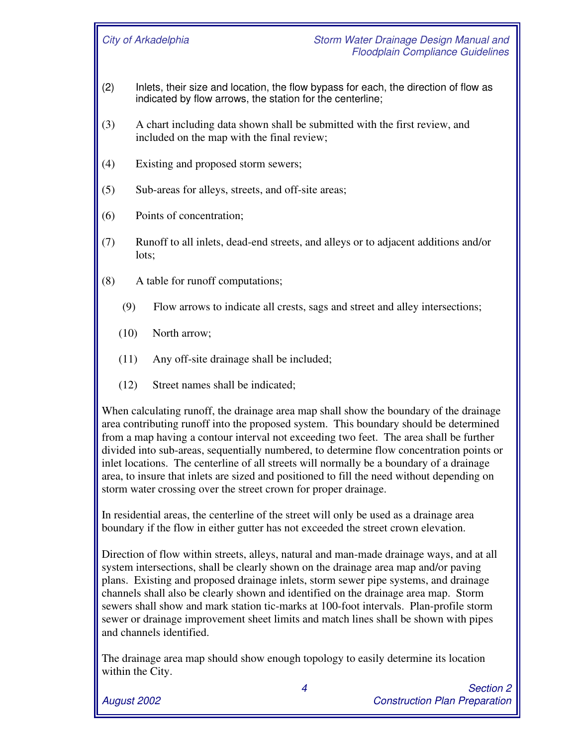(2) Inlets, their size and location, the flow bypass for each, the direction of flow as indicated by flow arrows, the station for the centerline;

(3) A chart including data shown shall be submitted with the first review, and included on the map with the final review;

(4) Existing and proposed storm sewers;

(5) Sub-areas for alleys, streets, and off-site areas;

(6) Points of concentration;

(7) Runoff to all inlets, dead-end streets, and alleys or to adjacent additions and/or lots;

(8) A table for runoff computations;

(9) Flow arrows to indicate all crests, sags and street and alley intersections;

(10) North arrow;

(11) Any off-site drainage shall be included;

(12) Street names shall be indicated;

When calculating runoff, the drainage area map shall show the boundary of the drainage area contributing runoff into the proposed system. This boundary should be determined from a map having a contour interval not exceeding two feet. The area shall be further divided into sub-areas, sequentially numbered, to determine flow concentration points or inlet locations. The centerline of all streets will normally be a boundary of a drainage area, to insure that inlets are sized and positioned to fill the need without depending on storm water crossing over the street crown for proper drainage.

In residential areas, the centerline of the street will only be used as a drainage area boundary if the flow in either gutter has not exceeded the street crown elevation.

Direction of flow within streets, alleys, natural and man-made drainage ways, and at all system intersections, shall be clearly shown on the drainage area map and/or paving plans. Existing and proposed drainage inlets, storm sewer pipe systems, and drainage channels shall also be clearly shown and identified on the drainage area map. Storm sewers shall show and mark station tic-marks at 100-foot intervals. Plan-profile storm sewer or drainage improvement sheet limits and match lines shall be shown with pipes and channels identified.

The drainage area map should show enough topology to easily determine its location within the City.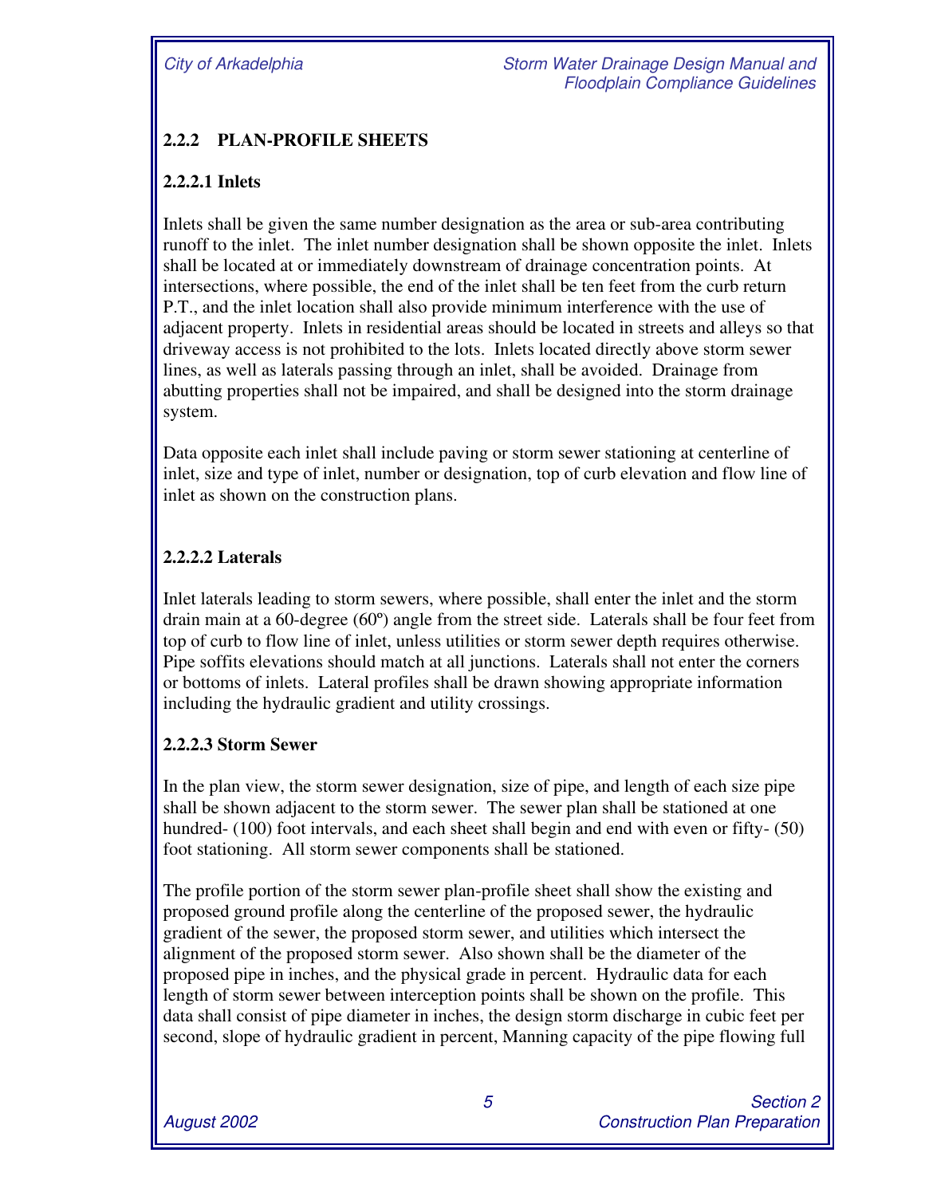## 2.2.2 PLAN-PROFILE SHEETS

### 2.2.2.1 Inlets

Inlets shall be given the same number designation as the area or sub-area contributing runoff to the inlet. The inlet number designation shall be shown opposite the inlet. Inlets shall be located at or immediately downstream of drainage concentration points. At intersections, where possible, the end of the inlet shall be ten feet from the curb return P.T., and the inlet location shall also provide minimum interference with the use of adjacent property. Inlets in residential areas should be located in streets and alleys so that driveway access is not prohibited to the lots. Inlets located directly above storm sewer lines, as well as laterals passing through an inlet, shall be avoided. Drainage from abutting properties shall not be impaired, and shall be designed into the storm drainage system.

Data opposite each inlet shall include paving or storm sewer stationing at centerline of inlet, size and type of inlet, number or designation, top of curb elevation and flow line of inlet as shown on the construction plans.

### 2.2.2.2 Laterals

Inlet laterals leading to storm sewers, where possible, shall enter the inlet and the storm drain main at a 60-degree (60º) angle from the street side. Laterals shall be four feet from top of curb to flow line of inlet, unless utilities or storm sewer depth requires otherwise. Pipe soffits elevations should match at all junctions. Laterals shall not enter the corners or bottoms of inlets. Lateral profiles shall be drawn showing appropriate information including the hydraulic gradient and utility crossings.

### 2.2.2.3 Storm Sewer

In the plan view, the storm sewer designation, size of pipe, and length of each size pipe shall be shown adjacent to the storm sewer. The sewer plan shall be stationed at one hundred- (100) foot intervals, and each sheet shall begin and end with even or fifty- (50) foot stationing. All storm sewer components shall be stationed.

The profile portion of the storm sewer plan-profile sheet shall show the existing and proposed ground profile along the centerline of the proposed sewer, the hydraulic gradient of the sewer, the proposed storm sewer, and utilities which intersect the alignment of the proposed storm sewer. Also shown shall be the diameter of the proposed pipe in inches, and the physical grade in percent. Hydraulic data for each length of storm sewer between interception points shall be shown on the profile. This data shall consist of pipe diameter in inches, the design storm discharge in cubic feet per second, slope of hydraulic gradient in percent, Manning capacity of the pipe flowing full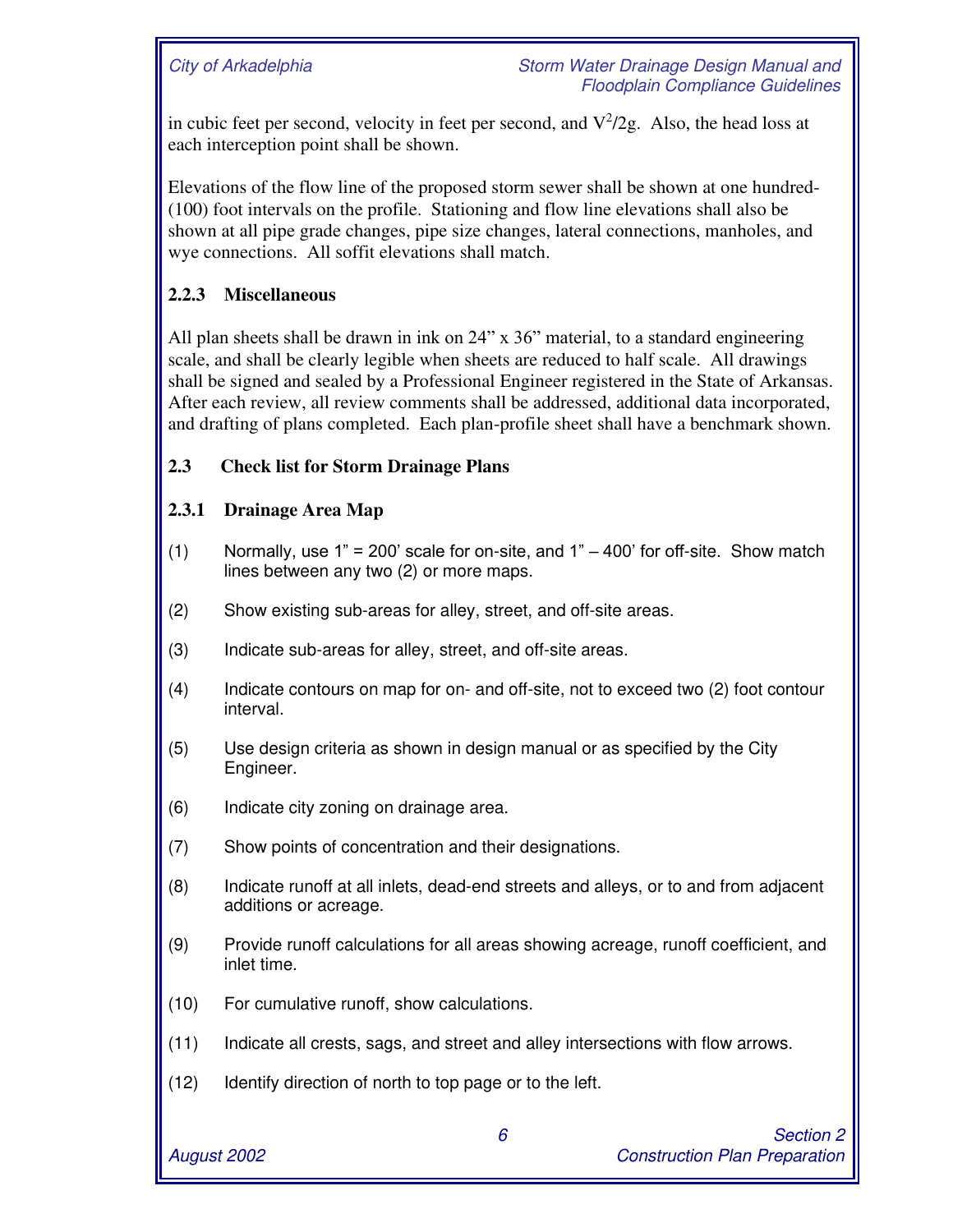in cubic feet per second, velocity in feet per second, and $V^2/2g$. Also, the head loss at each interception point shall be shown.

Elevations of the flow line of the proposed storm sewer shall be shown at one hundred-(100) foot intervals on the profile. Stationing and flow line elevations shall also be shown at all pipe grade changes, pipe size changes, lateral connections, manholes, and wye connections. All soffit elevations shall match.

### 2.2.3 Miscellaneous

All plan sheets shall be drawn in ink on 24" x 36" material, to a standard engineering scale, and shall be clearly legible when sheets are reduced to half scale. All drawings shall be signed and sealed by a Professional Engineer registered in the State of Arkansas. After each review, all review comments shall be addressed, additional data incorporated, and drafting of plans completed. Each plan-profile sheet shall have a benchmark shown.

## 2.3 Check list for Storm Drainage Plans

### 2.3.1 Drainage Area Map

(1) Normally, use 1" = 200' scale for on-site, and 1" – 400' for off-site. Show match lines between any two (2) or more maps.

(2) Show existing sub-areas for alley, street, and off-site areas.

(3) Indicate sub-areas for alley, street, and off-site areas.

(4) Indicate contours on map for on- and off-site, not to exceed two (2) foot contour interval.

(5) Use design criteria as shown in design manual or as specified by the City Engineer.

(6) Indicate city zoning on drainage area.

(7) Show points of concentration and their designations.

(8) Indicate runoff at all inlets, dead-end streets and alleys, or to and from adjacent additions or acreage.

(9) Provide runoff calculations for all areas showing acreage, runoff coefficient, and inlet time.

(10) For cumulative runoff, show calculations.

(11) Indicate all crests, sags, and street and alley intersections with flow arrows.

(12) Identify direction of north to top page or to the left.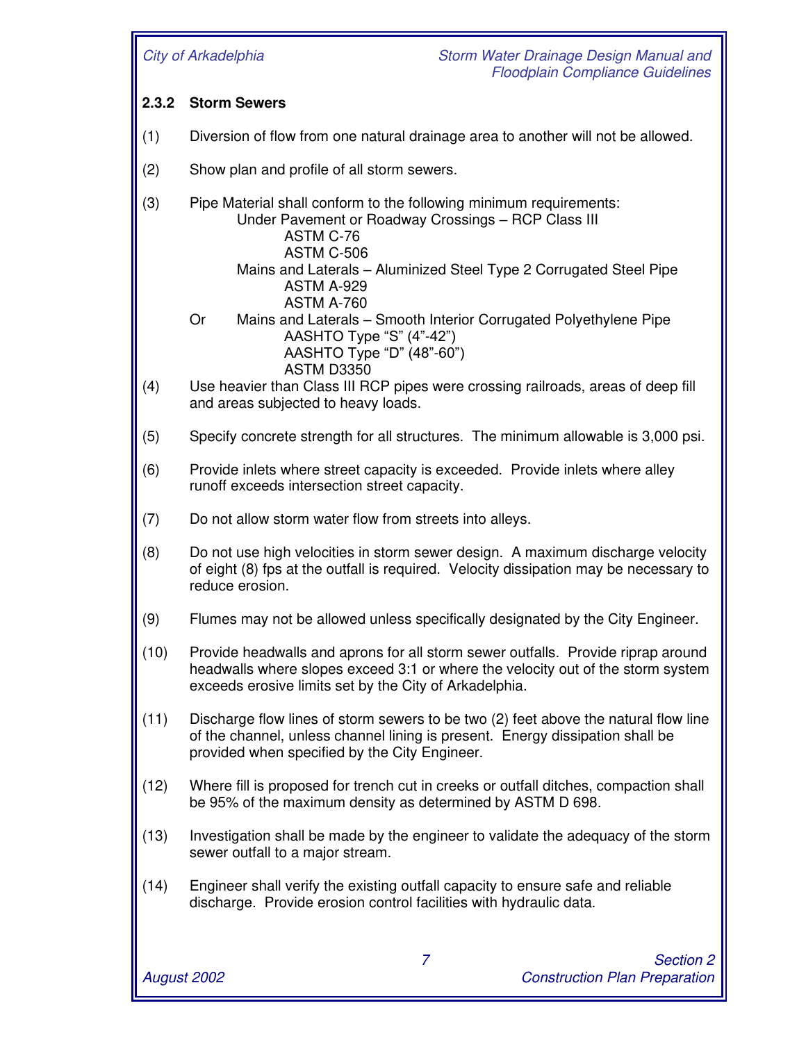### 2.3.2 Storm Sewers

(1) Diversion of flow from one natural drainage area to another will not be allowed.

(2) Show plan and profile of all storm sewers.

(3) Pipe Material shall conform to the following minimum requirements:

Under Pavement or Roadway Crossings – RCP Class III
- ASTM C-76
- ASTM C-506

Mains and Laterals – Aluminized Steel Type 2 Corrugated Steel Pipe
- ASTM A-929
- ASTM A-760

Or Mains and Laterals – Smooth Interior Corrugated Polyethylene Pipe
- AASHTO Type "S" (4"-42")
- AASHTO Type "D" (48"-60")
- ASTM D3350

(4) Use heavier than Class III RCP pipes were crossing railroads, areas of deep fill and areas subjected to heavy loads.

(5) Specify concrete strength for all structures. The minimum allowable is 3,000 psi.

(6) Provide inlets where street capacity is exceeded. Provide inlets where alley runoff exceeds intersection street capacity.

(7) Do not allow storm water flow from streets into alleys.

(8) Do not use high velocities in storm sewer design. A maximum discharge velocity of eight (8) fps at the outfall is required. Velocity dissipation may be necessary to reduce erosion.

(9) Flumes may not be allowed unless specifically designated by the City Engineer.

(10) Provide headwalls and aprons for all storm sewer outfalls. Provide riprap around headwalls where slopes exceed 3:1 or where the velocity out of the storm system exceeds erosive limits set by the City of Arkadelphia.

(11) Discharge flow lines of storm sewers to be two (2) feet above the natural flow line of the channel, unless channel lining is present. Energy dissipation shall be provided when specified by the City Engineer.

(12) Where fill is proposed for trench cut in creeks or outfall ditches, compaction shall be 95% of the maximum density as determined by ASTM D 698.

(13) Investigation shall be made by the engineer to validate the adequacy of the storm sewer outfall to a major stream.

(14) Engineer shall verify the existing outfall capacity to ensure safe and reliable discharge. Provide erosion control facilities with hydraulic data.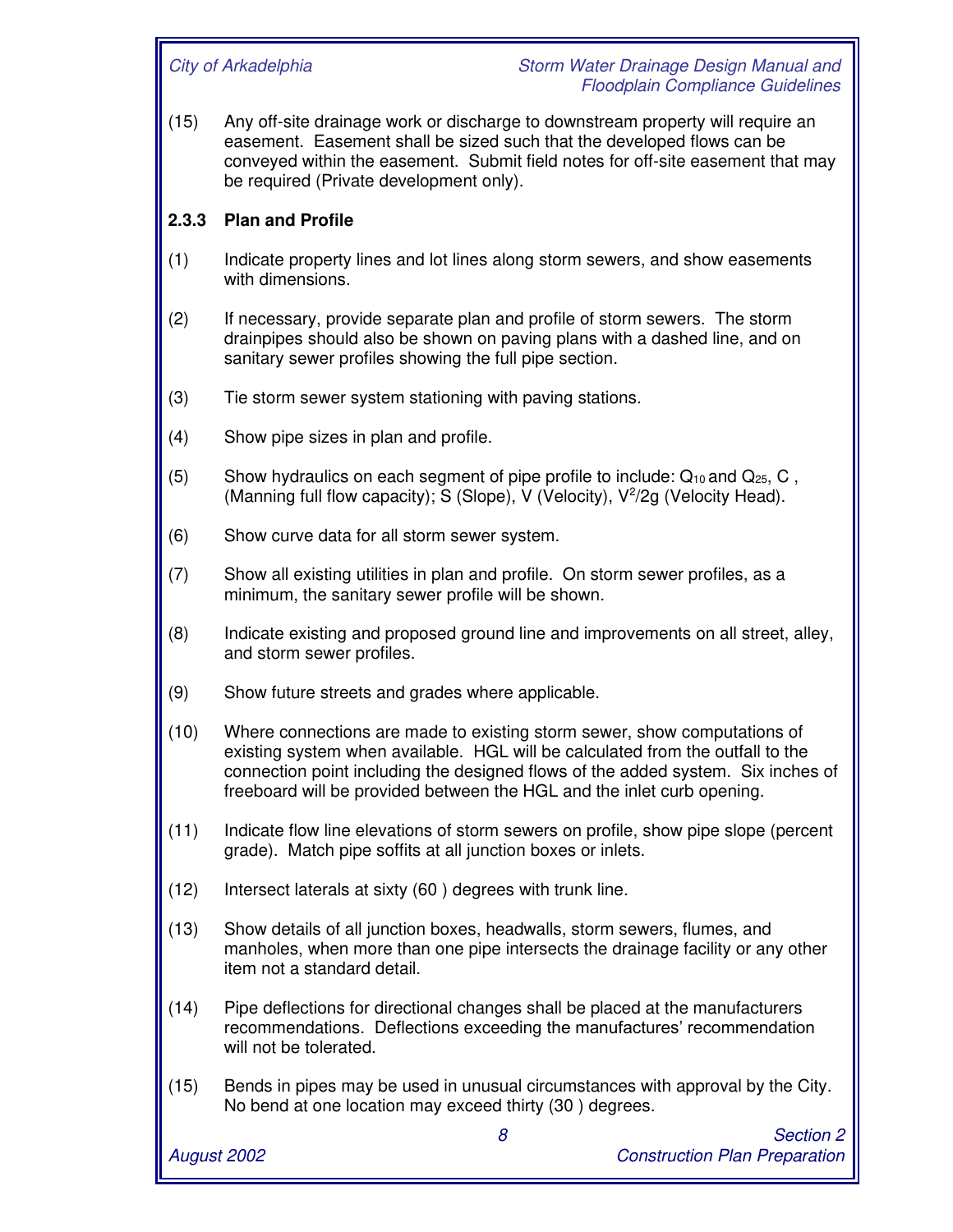(15) Any off-site drainage work or discharge to downstream property will require an easement. Easement shall be sized such that the developed flows can be conveyed within the easement. Submit field notes for off-site easement that may be required (Private development only).

### 2.3.3 Plan and Profile

(1) Indicate property lines and lot lines along storm sewers, and show easements with dimensions.

(2) If necessary, provide separate plan and profile of storm sewers. The storm drainpipes should also be shown on paving plans with a dashed line, and on sanitary sewer profiles showing the full pipe section.

(3) Tie storm sewer system stationing with paving stations.

(4) Show pipe sizes in plan and profile.

(5) Show hydraulics on each segment of pipe profile to include: $Q_{10}$ and $Q_{25}$, C , (Manning full flow capacity); S (Slope), V (Velocity), $V^2/2g$ (Velocity Head).

(6) Show curve data for all storm sewer system.

(7) Show all existing utilities in plan and profile. On storm sewer profiles, as a minimum, the sanitary sewer profile will be shown.

(8) Indicate existing and proposed ground line and improvements on all street, alley, and storm sewer profiles.

(9) Show future streets and grades where applicable.

(10) Where connections are made to existing storm sewer, show computations of existing system when available. HGL will be calculated from the outfall to the connection point including the designed flows of the added system. Six inches of freeboard will be provided between the HGL and the inlet curb opening.

(11) Indicate flow line elevations of storm sewers on profile, show pipe slope (percent grade). Match pipe soffits at all junction boxes or inlets.

(12) Intersect laterals at sixty (60 ) degrees with trunk line.

(13) Show details of all junction boxes, headwalls, storm sewers, flumes, and manholes, when more than one pipe intersects the drainage facility or any other item not a standard detail.

(14) Pipe deflections for directional changes shall be placed at the manufacturers recommendations. Deflections exceeding the manufactures' recommendation will not be tolerated.

(15) Bends in pipes may be used in unusual circumstances with approval by the City. No bend at one location may exceed thirty (30 ) degrees.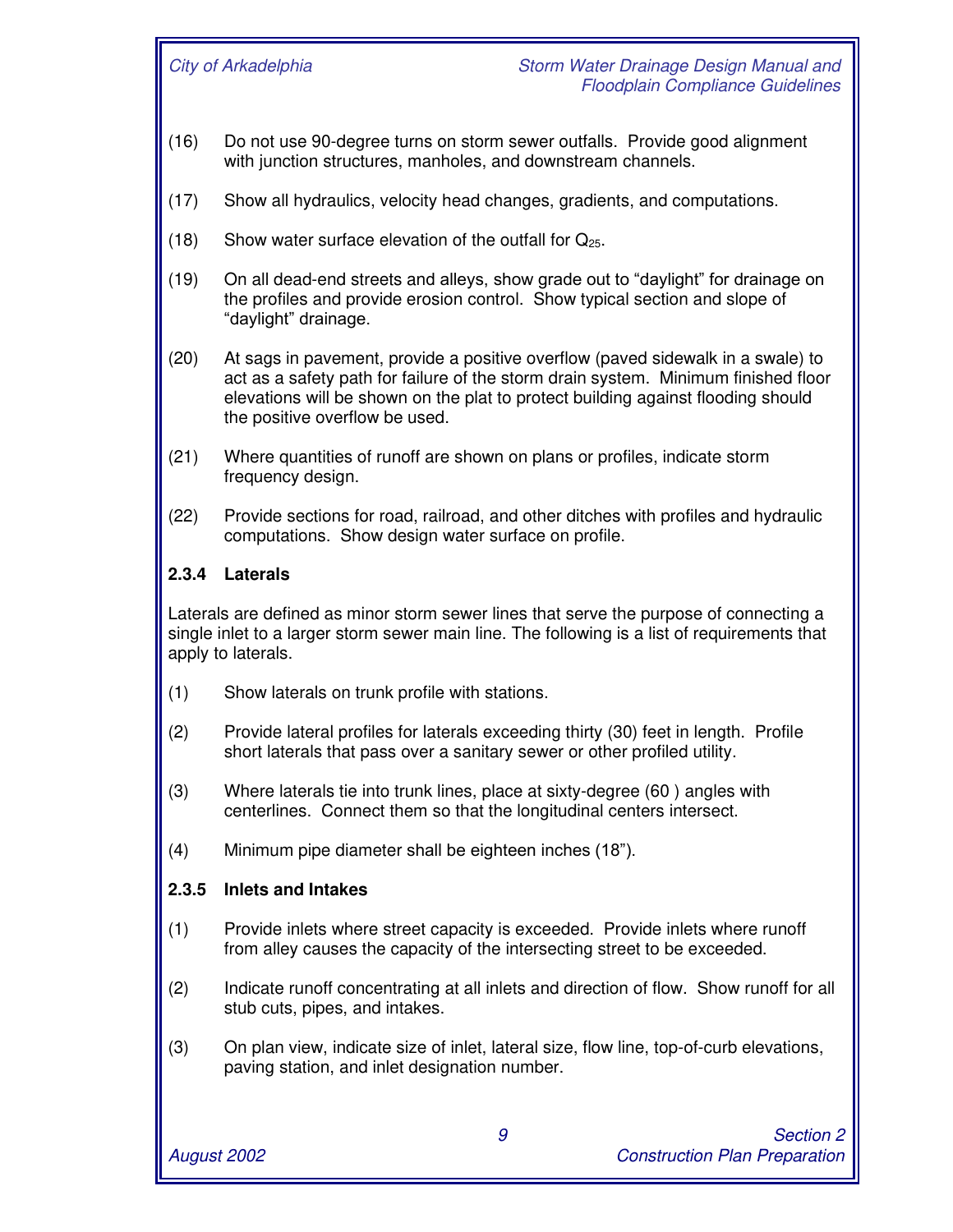(16) Do not use 90-degree turns on storm sewer outfalls. Provide good alignment with junction structures, manholes, and downstream channels.

(17) Show all hydraulics, velocity head changes, gradients, and computations.

(18) Show water surface elevation of the outfall for $Q_{25}$.

(19) On all dead-end streets and alleys, show grade out to "daylight" for drainage on the profiles and provide erosion control. Show typical section and slope of "daylight" drainage.

(20) At sags in pavement, provide a positive overflow (paved sidewalk in a swale) to act as a safety path for failure of the storm drain system. Minimum finished floor elevations will be shown on the plat to protect building against flooding should the positive overflow be used.

(21) Where quantities of runoff are shown on plans or profiles, indicate storm frequency design.

(22) Provide sections for road, railroad, and other ditches with profiles and hydraulic computations. Show design water surface on profile.

### 2.3.4 Laterals

Laterals are defined as minor storm sewer lines that serve the purpose of connecting a single inlet to a larger storm sewer main line. The following is a list of requirements that apply to laterals.

(1) Show laterals on trunk profile with stations.

(2) Provide lateral profiles for laterals exceeding thirty (30) feet in length. Profile short laterals that pass over a sanitary sewer or other profiled utility.

(3) Where laterals tie into trunk lines, place at sixty-degree (60 ) angles with centerlines. Connect them so that the longitudinal centers intersect.

(4) Minimum pipe diameter shall be eighteen inches (18").

### 2.3.5 Inlets and Intakes

(1) Provide inlets where street capacity is exceeded. Provide inlets where runoff from alley causes the capacity of the intersecting street to be exceeded.

(2) Indicate runoff concentrating at all inlets and direction of flow. Show runoff for all stub cuts, pipes, and intakes.

(3) On plan view, indicate size of inlet, lateral size, flow line, top-of-curb elevations, paving station, and inlet designation number.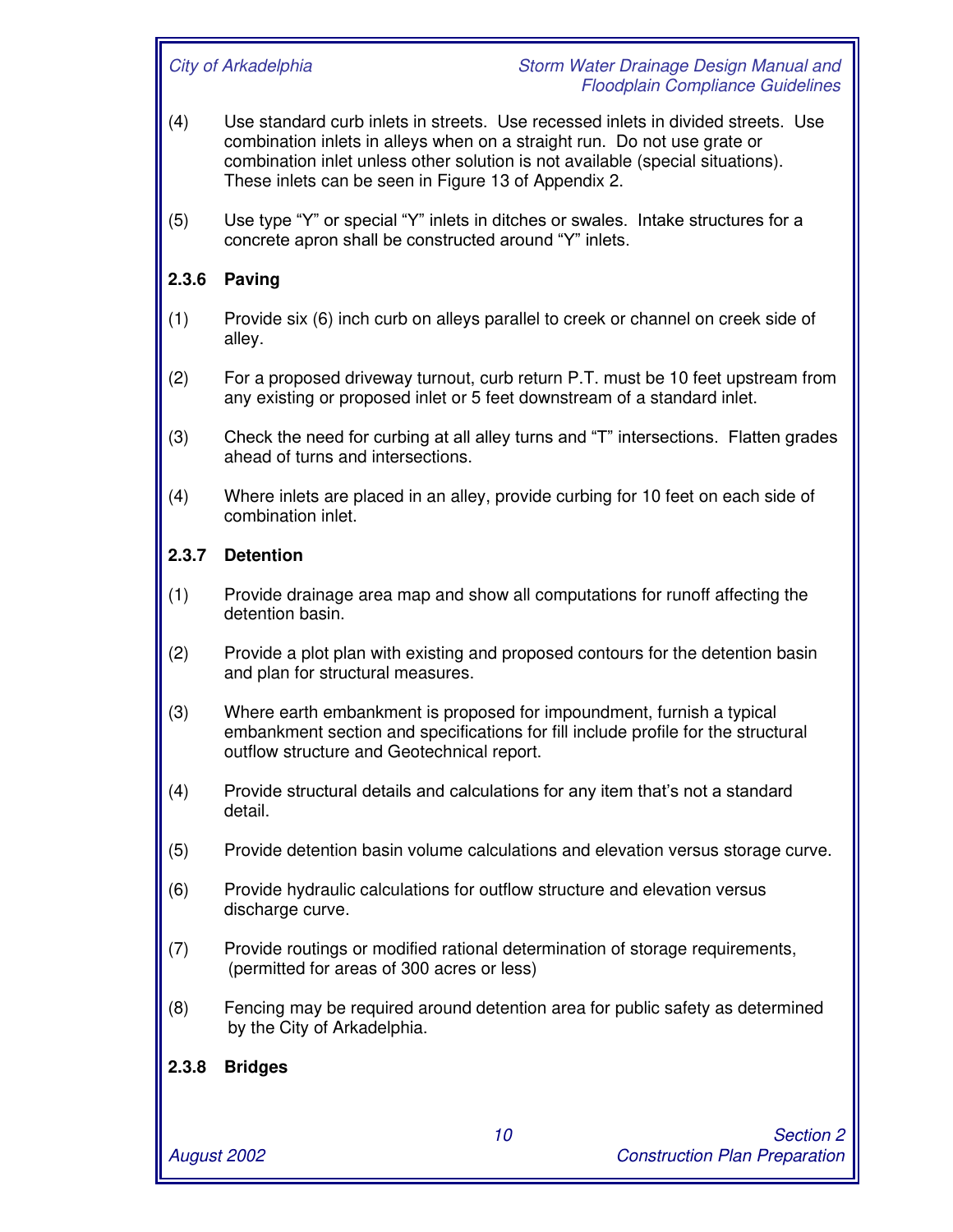(4) Use standard curb inlets in streets. Use recessed inlets in divided streets. Use combination inlets in alleys when on a straight run. Do not use grate or combination inlet unless other solution is not available (special situations). These inlets can be seen in Figure 13 of Appendix 2.

(5) Use type "Y" or special "Y" inlets in ditches or swales. Intake structures for a concrete apron shall be constructed around "Y" inlets.

### 2.3.6 Paving

(1) Provide six (6) inch curb on alleys parallel to creek or channel on creek side of alley.

(2) For a proposed driveway turnout, curb return P.T. must be 10 feet upstream from any existing or proposed inlet or 5 feet downstream of a standard inlet.

(3) Check the need for curbing at all alley turns and "T" intersections. Flatten grades ahead of turns and intersections.

(4) Where inlets are placed in an alley, provide curbing for 10 feet on each side of combination inlet.

### 2.3.7 Detention

(1) Provide drainage area map and show all computations for runoff affecting the detention basin.

(2) Provide a plot plan with existing and proposed contours for the detention basin and plan for structural measures.

(3) Where earth embankment is proposed for impoundment, furnish a typical embankment section and specifications for fill include profile for the structural outflow structure and Geotechnical report.

(4) Provide structural details and calculations for any item that's not a standard detail.

(5) Provide detention basin volume calculations and elevation versus storage curve.

(6) Provide hydraulic calculations for outflow structure and elevation versus discharge curve.

(7) Provide routings or modified rational determination of storage requirements, (permitted for areas of 300 acres or less)

(8) Fencing may be required around detention area for public safety as determined by the City of Arkadelphia.

### 2.3.8 Bridges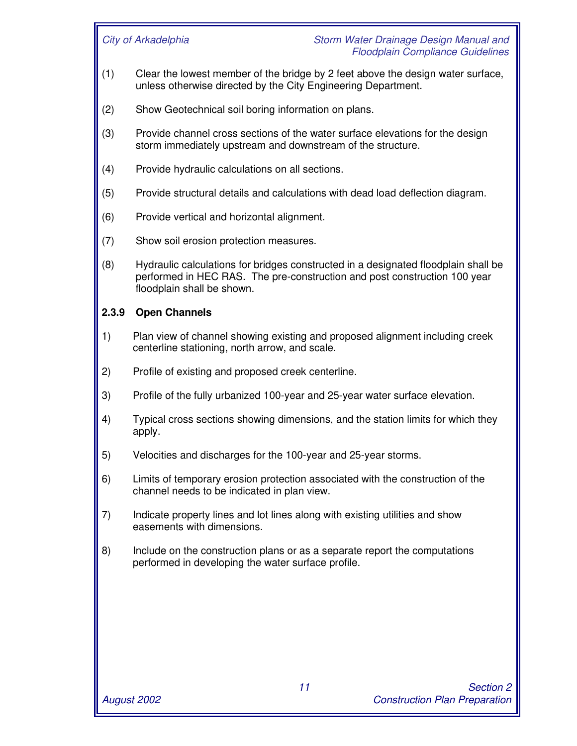(1) Clear the lowest member of the bridge by 2 feet above the design water surface, unless otherwise directed by the City Engineering Department.

(2) Show Geotechnical soil boring information on plans.

(3) Provide channel cross sections of the water surface elevations for the design storm immediately upstream and downstream of the structure.

(4) Provide hydraulic calculations on all sections.

(5) Provide structural details and calculations with dead load deflection diagram.

(6) Provide vertical and horizontal alignment.

(7) Show soil erosion protection measures.

(8) Hydraulic calculations for bridges constructed in a designated floodplain shall be performed in HEC RAS. The pre-construction and post construction 100 year floodplain shall be shown.

### 2.3.9 Open Channels

1) Plan view of channel showing existing and proposed alignment including creek centerline stationing, north arrow, and scale.

2) Profile of existing and proposed creek centerline.

3) Profile of the fully urbanized 100-year and 25-year water surface elevation.

4) Typical cross sections showing dimensions, and the station limits for which they apply.

5) Velocities and discharges for the 100-year and 25-year storms.

6) Limits of temporary erosion protection associated with the construction of the channel needs to be indicated in plan view.

7) Indicate property lines and lot lines along with existing utilities and show easements with dimensions.

8) Include on the construction plans or as a separate report the computations performed in developing the water surface profile.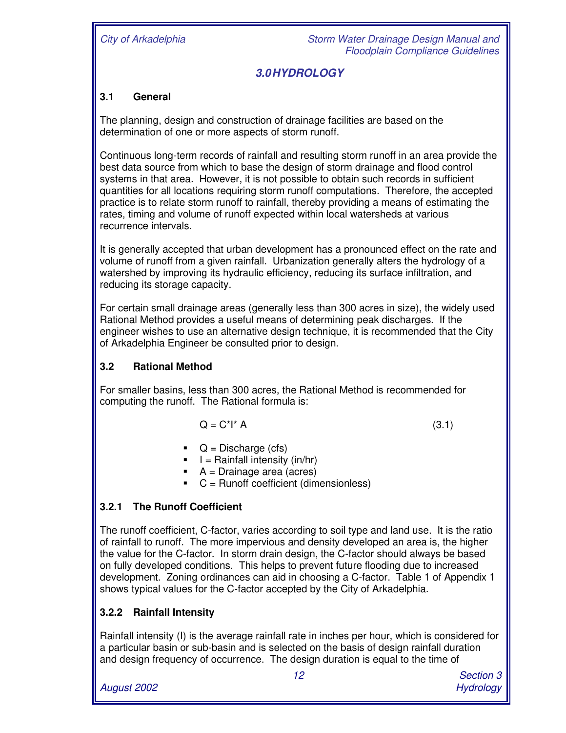# 3.0 HYDROLOGY

## 3.1 General

The planning, design and construction of drainage facilities are based on the determination of one or more aspects of storm runoff.

Continuous long-term records of rainfall and resulting storm runoff in an area provide the best data source from which to base the design of storm drainage and flood control systems in that area. However, it is not possible to obtain such records in sufficient quantities for all locations requiring storm runoff computations. Therefore, the accepted practice is to relate storm runoff to rainfall, thereby providing a means of estimating the rates, timing and volume of runoff expected within local watersheds at various recurrence intervals.

It is generally accepted that urban development has a pronounced effect on the rate and volume of runoff from a given rainfall. Urbanization generally alters the hydrology of a watershed by improving its hydraulic efficiency, reducing its surface infiltration, and reducing its storage capacity.

For certain small drainage areas (generally less than 300 acres in size), the widely used Rational Method provides a useful means of determining peak discharges. If the engineer wishes to use an alternative design technique, it is recommended that the City of Arkadelphia Engineer be consulted prior to design.

## 3.2 Rational Method

For smaller basins, less than 300 acres, the Rational Method is recommended for computing the runoff. The Rational formula is:

$$Q = C * I * A \tag{3.1}$$

- $Q$ = Discharge (cfs)
- $I$ = Rainfall intensity (in/hr)
- $A$ = Drainage area (acres)
- $C$ = Runoff coefficient (dimensionless)

### 3.2.1 The Runoff Coefficient

The runoff coefficient, C-factor, varies according to soil type and land use. It is the ratio of rainfall to runoff. The more impervious and density developed an area is, the higher the value for the C-factor. In storm drain design, the C-factor should always be based on fully developed conditions. This helps to prevent future flooding due to increased development. Zoning ordinances can aid in choosing a C-factor. Table 1 of Appendix 1 shows typical values for the C-factor accepted by the City of Arkadelphia.

### 3.2.2 Rainfall Intensity

Rainfall intensity (I) is the average rainfall rate in inches per hour, which is considered for a particular basin or sub-basin and is selected on the basis of design rainfall duration and design frequency of occurrence. The design duration is equal to the time of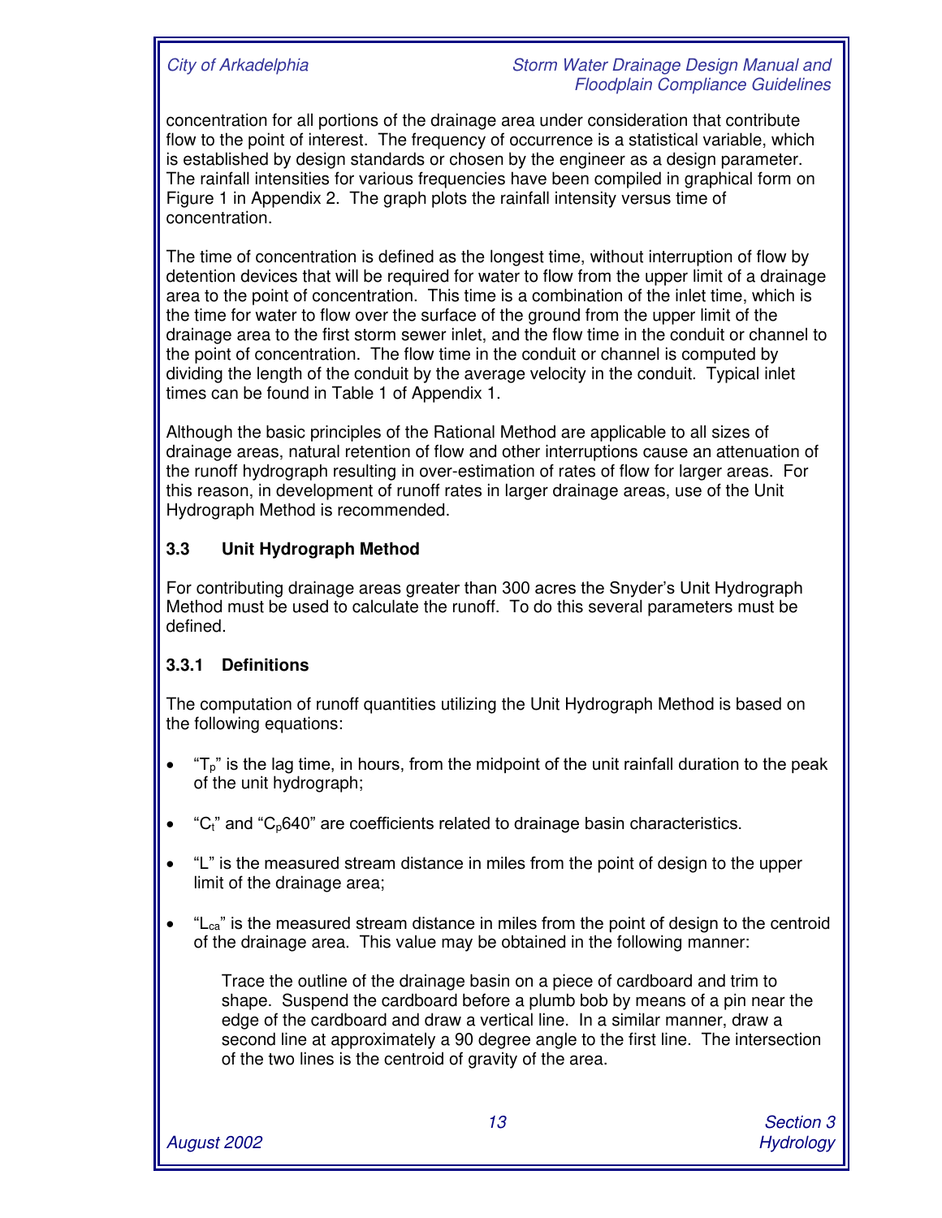concentration for all portions of the drainage area under consideration that contribute flow to the point of interest. The frequency of occurrence is a statistical variable, which is established by design standards or chosen by the engineer as a design parameter. The rainfall intensities for various frequencies have been compiled in graphical form on Figure 1 in Appendix 2. The graph plots the rainfall intensity versus time of concentration.

The time of concentration is defined as the longest time, without interruption of flow by detention devices that will be required for water to flow from the upper limit of a drainage area to the point of concentration. This time is a combination of the inlet time, which is the time for water to flow over the surface of the ground from the upper limit of the drainage area to the first storm sewer inlet, and the flow time in the conduit or channel to the point of concentration. The flow time in the conduit or channel is computed by dividing the length of the conduit by the average velocity in the conduit. Typical inlet times can be found in Table 1 of Appendix 1.

Although the basic principles of the Rational Method are applicable to all sizes of drainage areas, natural retention of flow and other interruptions cause an attenuation of the runoff hydrograph resulting in over-estimation of rates of flow for larger areas. For this reason, in development of runoff rates in larger drainage areas, use of the Unit Hydrograph Method is recommended.

### 3.3 Unit Hydrograph Method

For contributing drainage areas greater than 300 acres the Snyder's Unit Hydrograph Method must be used to calculate the runoff. To do this several parameters must be defined.

#### 3.3.1 Definitions

The computation of runoff quantities utilizing the Unit Hydrograph Method is based on the following equations:

- "$T_p$" is the lag time, in hours, from the midpoint of the unit rainfall duration to the peak of the unit hydrograph;
- "$C_t$" and "$C_p640$" are coefficients related to drainage basin characteristics.
- "L" is the measured stream distance in miles from the point of design to the upper limit of the drainage area;
- "$L_{ca}$" is the measured stream distance in miles from the point of design to the centroid of the drainage area. This value may be obtained in the following manner:

  Trace the outline of the drainage basin on a piece of cardboard and trim to shape. Suspend the cardboard before a plumb bob by means of a pin near the edge of the cardboard and draw a vertical line. In a similar manner, draw a second line at approximately a 90 degree angle to the first line. The intersection of the two lines is the centroid of gravity of the area.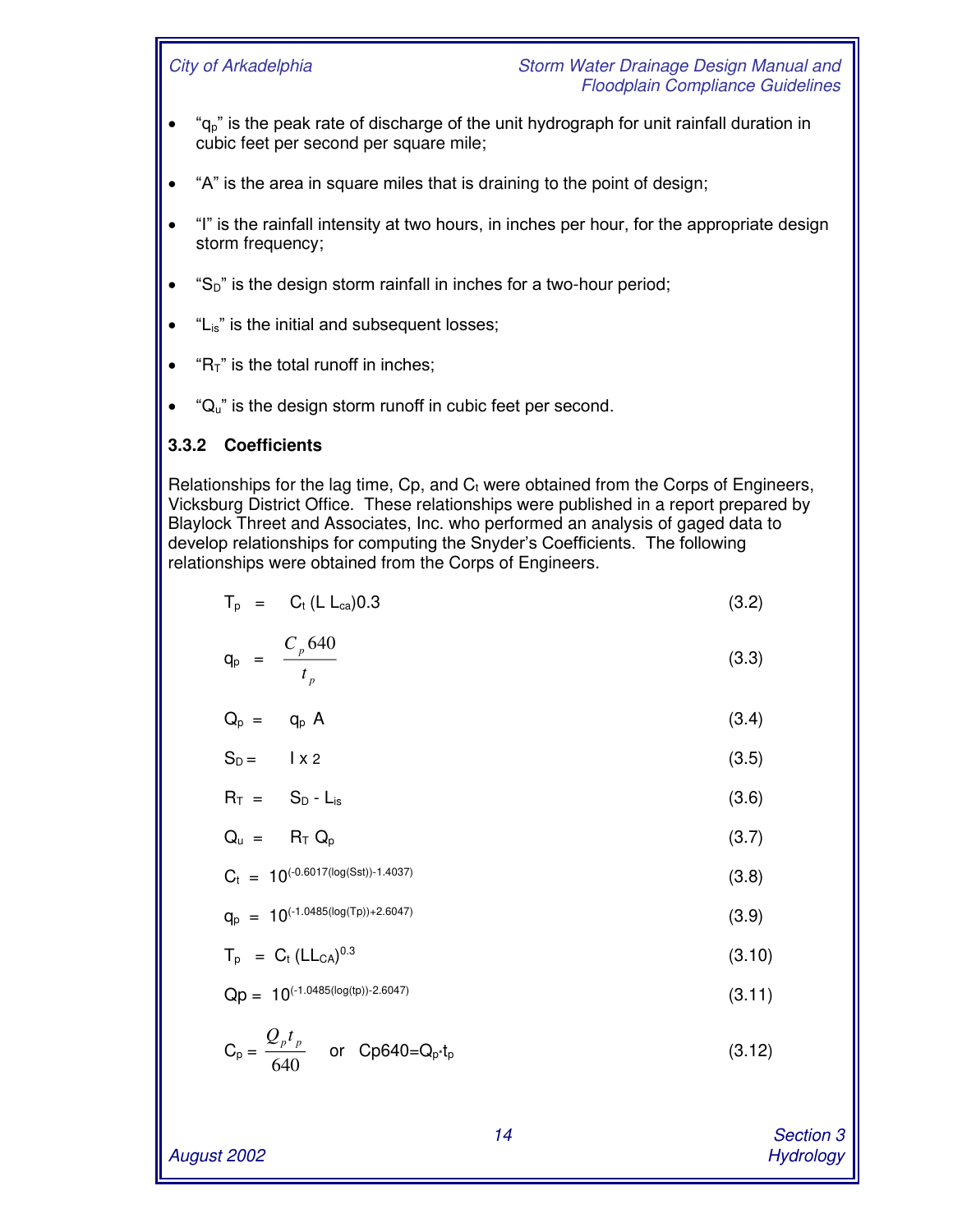- "$q_p$" is the peak rate of discharge of the unit hydrograph for unit rainfall duration in cubic feet per second per square mile;
- "A" is the area in square miles that is draining to the point of design;
- "I" is the rainfall intensity at two hours, in inches per hour, for the appropriate design storm frequency;
- "$S_D$" is the design storm rainfall in inches for a two-hour period;
- "$L_{is}$" is the initial and subsequent losses;
- "$R_T$" is the total runoff in inches;
- "$Q_u$" is the design storm runoff in cubic feet per second.

### 3.3.2 Coefficients

Relationships for the lag time, Cp, and $C_t$ were obtained from the Corps of Engineers, Vicksburg District Office. These relationships were published in a report prepared by Blaylock Threet and Associates, Inc. who performed an analysis of gaged data to develop relationships for computing the Snyder's Coefficients. The following relationships were obtained from the Corps of Engineers.

$$T_p = C_t (L\ L_{ca})0.3 \tag{3.2}$$

$$q_p = \frac{C_p 640}{t_p} \tag{3.3}$$

$$Q_p = q_p\ A \tag{3.4}$$

$$S_D = I \times 2 \tag{3.5}$$

$$R_T = S_D - L_{is} \tag{3.6}$$

$$Q_u = R_T\ Q_p \tag{3.7}$$

$$C_t = 10^{(-0.6017(\log(Sst))-1.4037)} \tag{3.8}$$

$$q_p = 10^{(-1.0485(\log(Tp))+2.6047)} \tag{3.9}$$

$$T_p = C_t (LL_{CA})^{0.3} \tag{3.10}$$

$$Qp = 10^{(-1.0485(\log(tp))-2.6047)} \tag{3.11}$$

$$C_p = \frac{Q_p t_p}{640} \quad \text{or} \quad Cp640 = Q_p{\cdot}t_p \tag{3.12}$$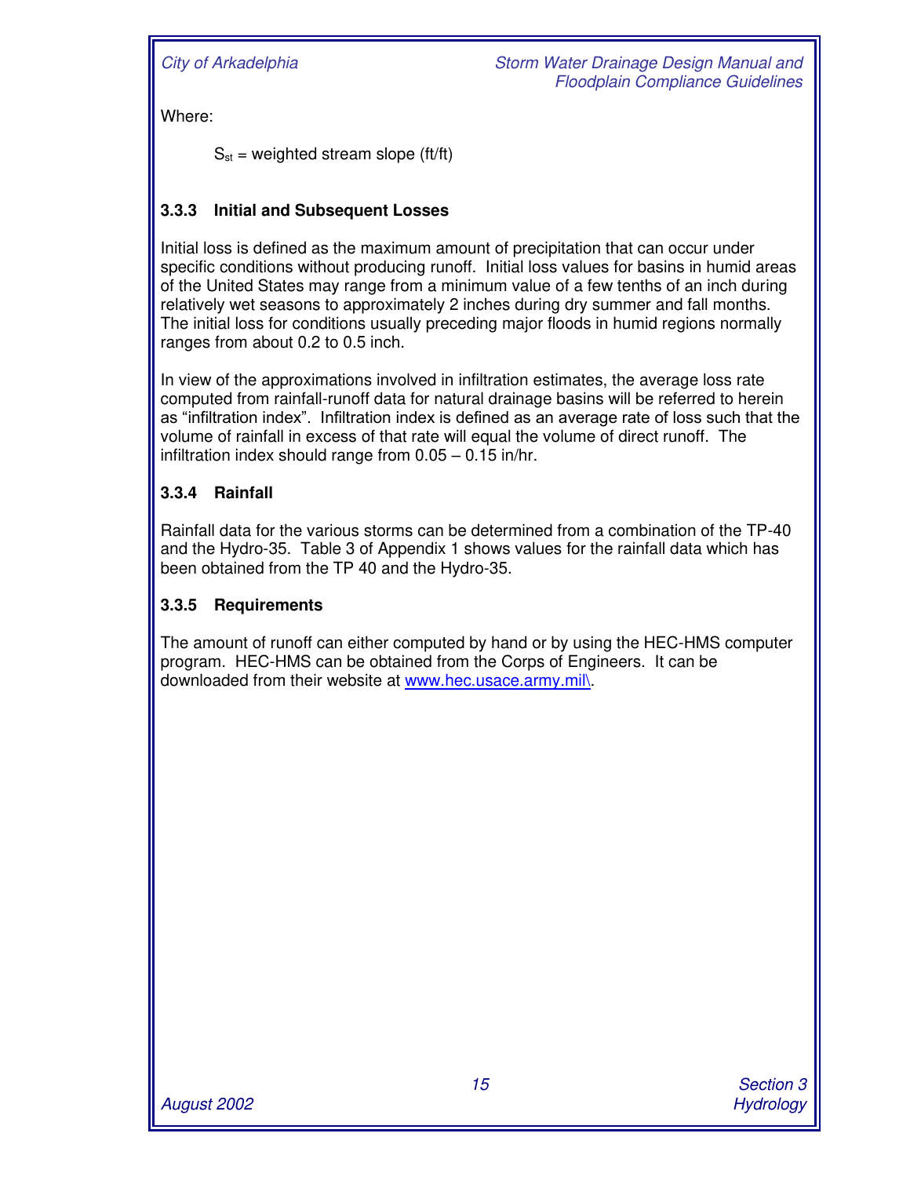Where:

$S_{st}$ = weighted stream slope (ft/ft)

### 3.3.3 Initial and Subsequent Losses

Initial loss is defined as the maximum amount of precipitation that can occur under specific conditions without producing runoff. Initial loss values for basins in humid areas of the United States may range from a minimum value of a few tenths of an inch during relatively wet seasons to approximately 2 inches during dry summer and fall months. The initial loss for conditions usually preceding major floods in humid regions normally ranges from about 0.2 to 0.5 inch.

In view of the approximations involved in infiltration estimates, the average loss rate computed from rainfall-runoff data for natural drainage basins will be referred to herein as "infiltration index". Infiltration index is defined as an average rate of loss such that the volume of rainfall in excess of that rate will equal the volume of direct runoff. The infiltration index should range from 0.05 – 0.15 in/hr.

### 3.3.4 Rainfall

Rainfall data for the various storms can be determined from a combination of the TP-40 and the Hydro-35. Table 3 of Appendix 1 shows values for the rainfall data which has been obtained from the TP 40 and the Hydro-35.

### 3.3.5 Requirements

The amount of runoff can either computed by hand or by using the HEC-HMS computer program. HEC-HMS can be obtained from the Corps of Engineers. It can be downloaded from their website at www.hec.usace.army.mil\.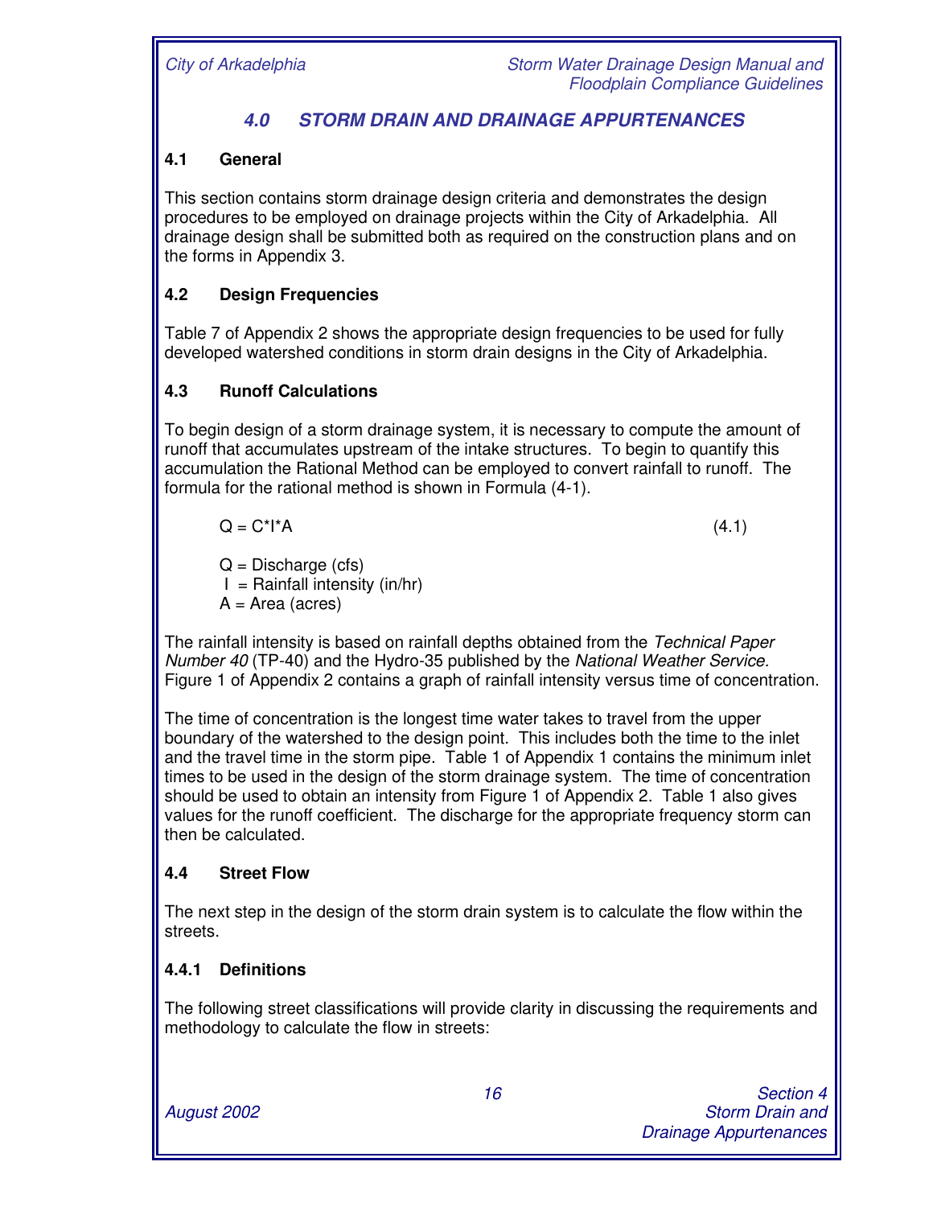## 4.0 STORM DRAIN AND DRAINAGE APPURTENANCES

### 4.1 General

This section contains storm drainage design criteria and demonstrates the design procedures to be employed on drainage projects within the City of Arkadelphia. All drainage design shall be submitted both as required on the construction plans and on the forms in Appendix 3.

### 4.2 Design Frequencies

Table 7 of Appendix 2 shows the appropriate design frequencies to be used for fully developed watershed conditions in storm drain designs in the City of Arkadelphia.

### 4.3 Runoff Calculations

To begin design of a storm drainage system, it is necessary to compute the amount of runoff that accumulates upstream of the intake structures. To begin to quantify this accumulation the Rational Method can be employed to convert rainfall to runoff. The formula for the rational method is shown in Formula (4-1).

$$Q = C*I*A \tag{4.1}$$

Q = Discharge (cfs)
I = Rainfall intensity (in/hr)
A = Area (acres)

The rainfall intensity is based on rainfall depths obtained from the *Technical Paper Number 40* (TP-40) and the Hydro-35 published by the *National Weather Service.* Figure 1 of Appendix 2 contains a graph of rainfall intensity versus time of concentration.

The time of concentration is the longest time water takes to travel from the upper boundary of the watershed to the design point. This includes both the time to the inlet and the travel time in the storm pipe. Table 1 of Appendix 1 contains the minimum inlet times to be used in the design of the storm drainage system. The time of concentration should be used to obtain an intensity from Figure 1 of Appendix 2. Table 1 also gives values for the runoff coefficient. The discharge for the appropriate frequency storm can then be calculated.

### 4.4 Street Flow

The next step in the design of the storm drain system is to calculate the flow within the streets.

#### 4.4.1 Definitions

The following street classifications will provide clarity in discussing the requirements and methodology to calculate the flow in streets: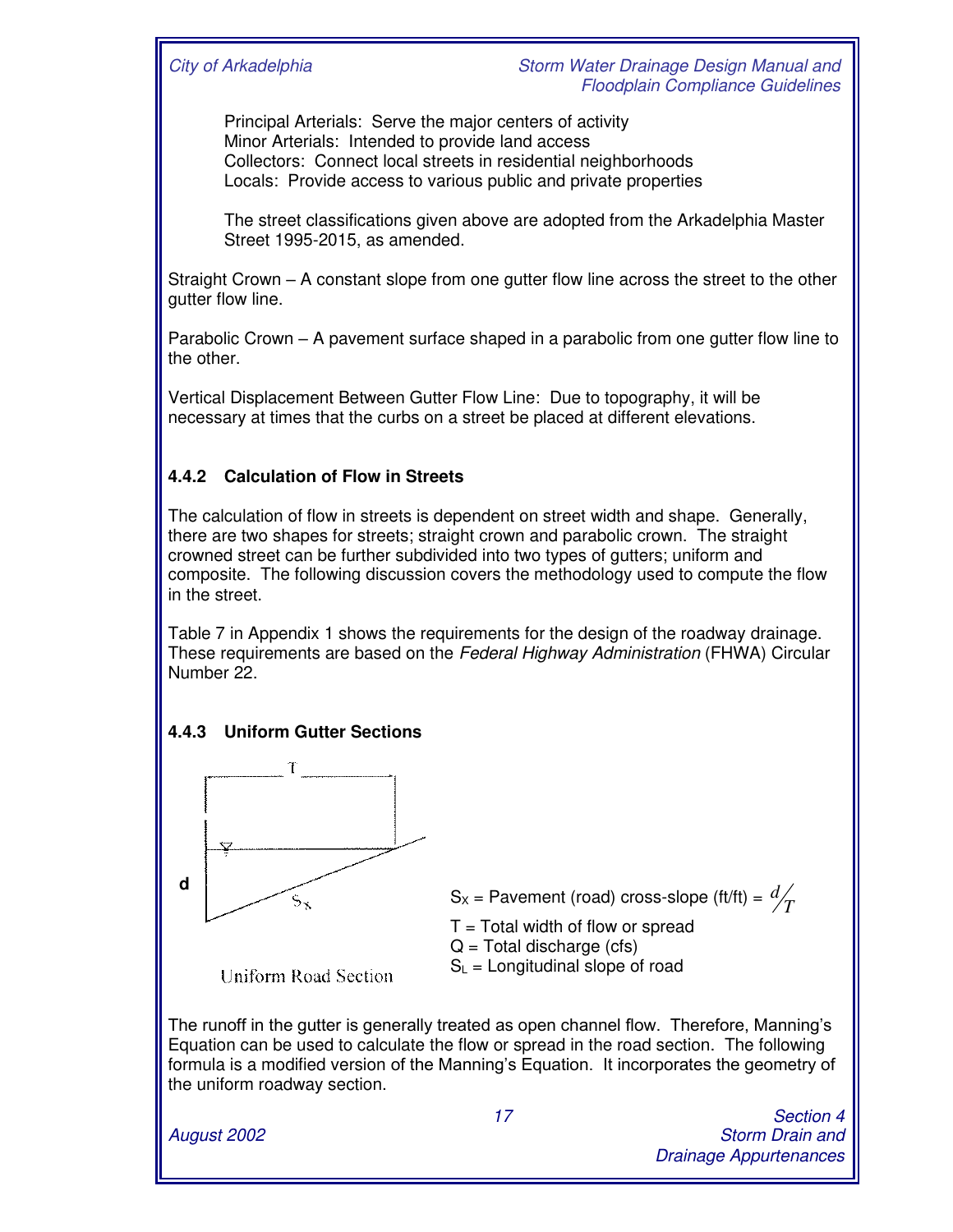Principal Arterials: Serve the major centers of activity
Minor Arterials: Intended to provide land access
Collectors: Connect local streets in residential neighborhoods
Locals: Provide access to various public and private properties

The street classifications given above are adopted from the Arkadelphia Master Street 1995-2015, as amended.

Straight Crown – A constant slope from one gutter flow line across the street to the other gutter flow line.

Parabolic Crown – A pavement surface shaped in a parabolic from one gutter flow line to the other.

Vertical Displacement Between Gutter Flow Line: Due to topography, it will be necessary at times that the curbs on a street be placed at different elevations.

### 4.4.2 Calculation of Flow in Streets

The calculation of flow in streets is dependent on street width and shape. Generally, there are two shapes for streets; straight crown and parabolic crown. The straight crowned street can be further subdivided into two types of gutters; uniform and composite. The following discussion covers the methodology used to compute the flow in the street.

Table 7 in Appendix 1 shows the requirements for the design of the roadway drainage. These requirements are based on the *Federal Highway Administration* (FHWA) Circular Number 22.

### 4.4.3 Uniform Gutter Sections

Uniform Road Section

$S_X$ = Pavement (road) cross-slope (ft/ft) = $d/T$

T = Total width of flow or spread

Q = Total discharge (cfs)

$S_L$ = Longitudinal slope of road

The runoff in the gutter is generally treated as open channel flow. Therefore, Manning's Equation can be used to calculate the flow or spread in the road section. The following formula is a modified version of the Manning's Equation. It incorporates the geometry of the uniform roadway section.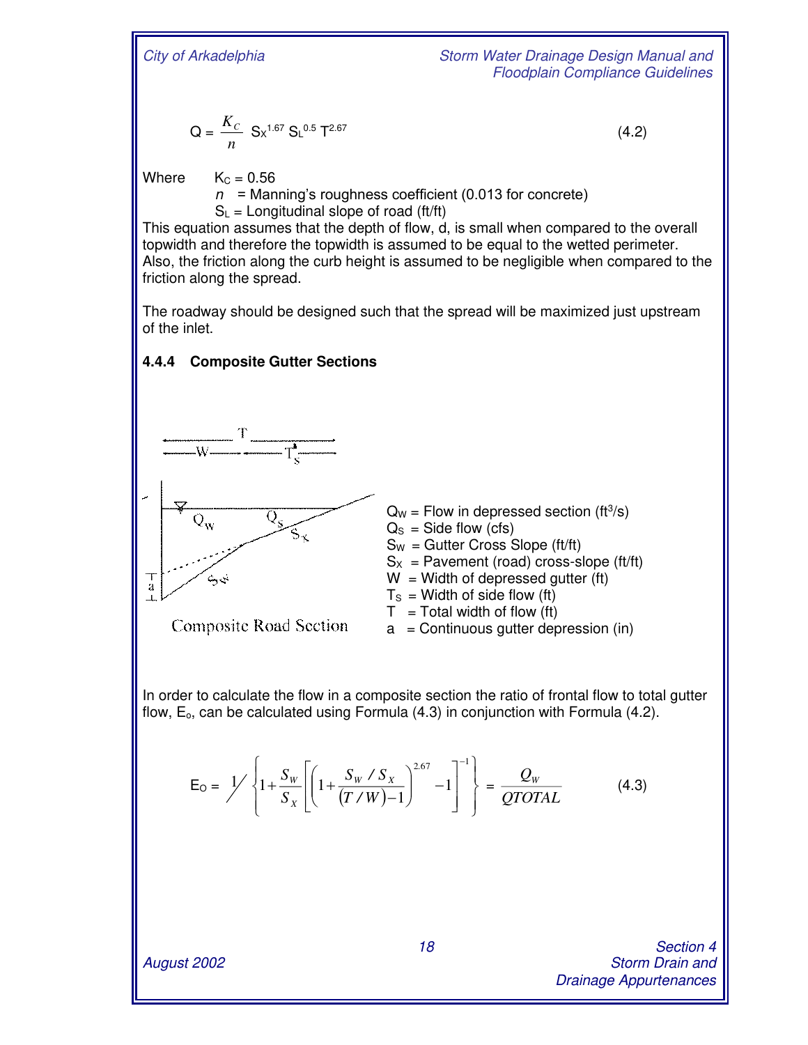$$Q = \frac{K_C}{n} S_X^{1.67} S_L^{0.5} T^{2.67} \tag{4.2}$$

Where $K_C = 0.56$

$n$ = Manning's roughness coefficient (0.013 for concrete)

$S_L$ = Longitudinal slope of road (ft/ft)

This equation assumes that the depth of flow, d, is small when compared to the overall topwidth and therefore the topwidth is assumed to be equal to the wetted perimeter. Also, the friction along the curb height is assumed to be negligible when compared to the friction along the spread.

The roadway should be designed such that the spread will be maximized just upstream of the inlet.

### 4.4.4 Composite Gutter Sections

Composite Road Section

- $Q_W$ = Flow in depressed section ($ft^3/s$)
- $Q_S$ = Side flow (cfs)
- $S_W$ = Gutter Cross Slope (ft/ft)
- $S_X$ = Pavement (road) cross-slope (ft/ft)
- $W$ = Width of depressed gutter (ft)
- $T_S$ = Width of side flow (ft)
- $T$ = Total width of flow (ft)
- $a$ = Continuous gutter depression (in)

In order to calculate the flow in a composite section the ratio of frontal flow to total gutter flow, $E_o$, can be calculated using Formula (4.3) in conjunction with Formula (4.2).

$$E_O = 1 \Big/ \left\{ 1 + \frac{S_W}{S_X} \left[ \left( 1 + \frac{S_W / S_X}{(T/W) - 1} \right)^{2.67} - 1 \right]^{-1} \right\} = \frac{Q_W}{QTOTAL} \tag{4.3}$$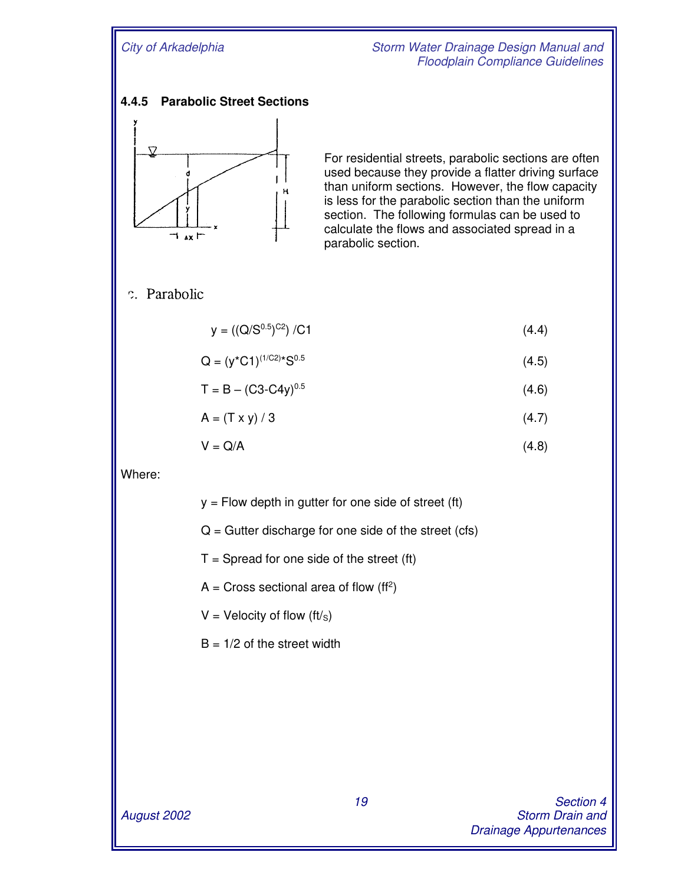### 4.4.5 Parabolic Street Sections

For residential streets, parabolic sections are often used because they provide a flatter driving surface than uniform sections. However, the flow capacity is less for the parabolic section than the uniform section. The following formulas can be used to calculate the flows and associated spread in a parabolic section.

c. Parabolic

$$y = ((Q/S^{0.5})^{C2}) / C1 \tag{4.4}$$

$$Q = (y{*}C1)^{(1/C2)}{*}S^{0.5} \tag{4.5}$$

$$T = B - (C3 - C4y)^{0.5} \tag{4.6}$$

$$A = (T \times y) / 3 \tag{4.7}$$

$$V = Q/A \tag{4.8}$$

Where:

y = Flow depth in gutter for one side of street (ft)

Q = Gutter discharge for one side of the street (cfs)

T = Spread for one side of the street (ft)

A = Cross sectional area of flow ($ff^2$)

V = Velocity of flow ($ft/_S$)

B = 1/2 of the street width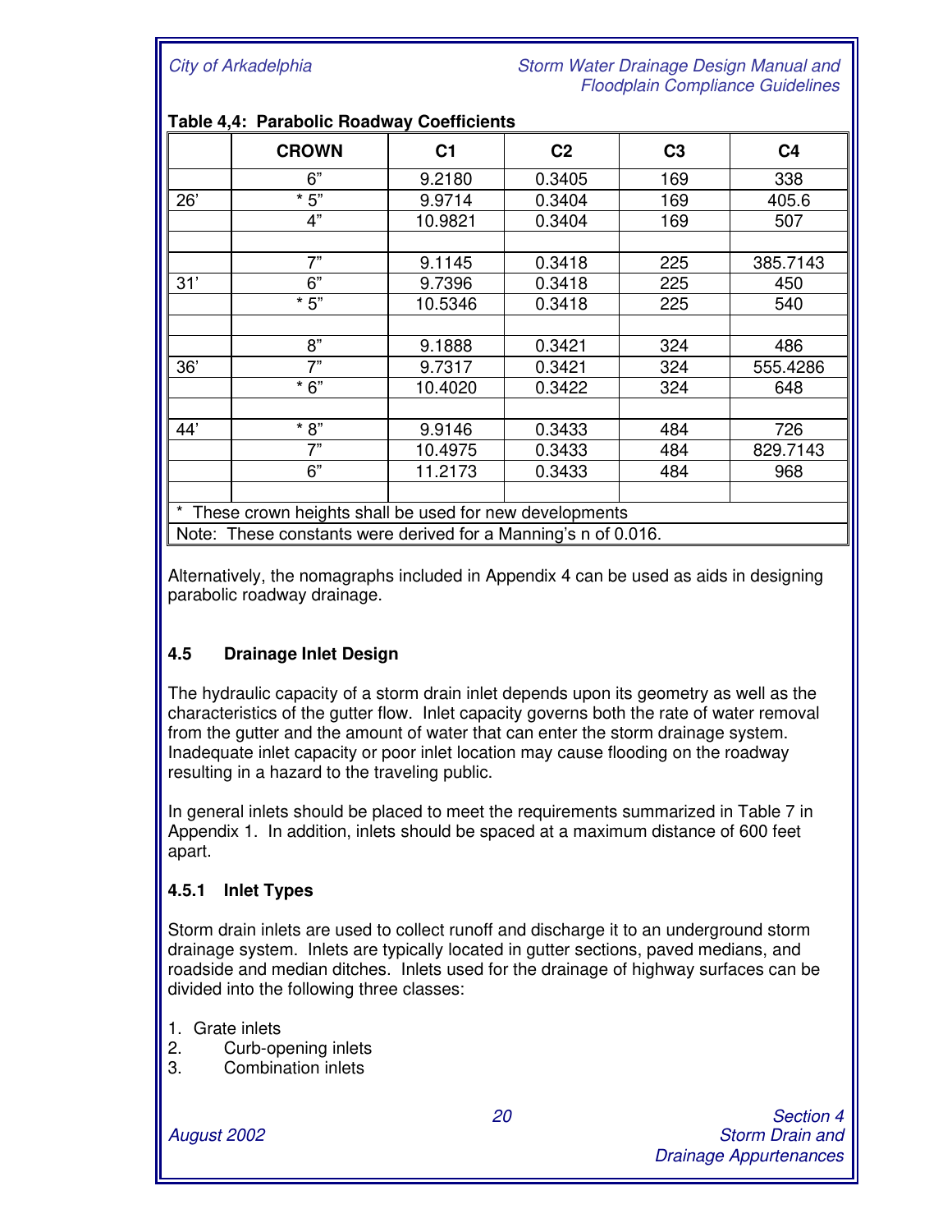**Table 4,4: Parabolic Roadway Coefficients**

| | CROWN | C1 | C2 | C3 | C4 |
|---|---|---|---|---|---|
| | 6" | 9.2180 | 0.3405 | 169 | 338 |
| 26' | * 5" | 9.9714 | 0.3404 | 169 | 405.6 |
| | 4" | 10.9821 | 0.3404 | 169 | 507 |
| | | | | | |
| | 7" | 9.1145 | 0.3418 | 225 | 385.7143 |
| 31' | 6" | 9.7396 | 0.3418 | 225 | 450 |
| | * 5" | 10.5346 | 0.3418 | 225 | 540 |
| | | | | | |
| | 8" | 9.1888 | 0.3421 | 324 | 486 |
| 36' | 7" | 9.7317 | 0.3421 | 324 | 555.4286 |
| | * 6" | 10.4020 | 0.3422 | 324 | 648 |
| | | | | | |
| 44' | * 8" | 9.9146 | 0.3433 | 484 | 726 |
| | 7" | 10.4975 | 0.3433 | 484 | 829.7143 |
| | 6" | 11.2173 | 0.3433 | 484 | 968 |
| | | | | | |

\* These crown heights shall be used for new developments

Note: These constants were derived for a Manning's n of 0.016.

Alternatively, the nomagraphs included in Appendix 4 can be used as aids in designing parabolic roadway drainage.

## 4.5 Drainage Inlet Design

The hydraulic capacity of a storm drain inlet depends upon its geometry as well as the characteristics of the gutter flow. Inlet capacity governs both the rate of water removal from the gutter and the amount of water that can enter the storm drainage system. Inadequate inlet capacity or poor inlet location may cause flooding on the roadway resulting in a hazard to the traveling public.

In general inlets should be placed to meet the requirements summarized in Table 7 in Appendix 1. In addition, inlets should be spaced at a maximum distance of 600 feet apart.

### 4.5.1 Inlet Types

Storm drain inlets are used to collect runoff and discharge it to an underground storm drainage system. Inlets are typically located in gutter sections, paved medians, and roadside and median ditches. Inlets used for the drainage of highway surfaces can be divided into the following three classes:

1. Grate inlets
2. Curb-opening inlets
3. Combination inlets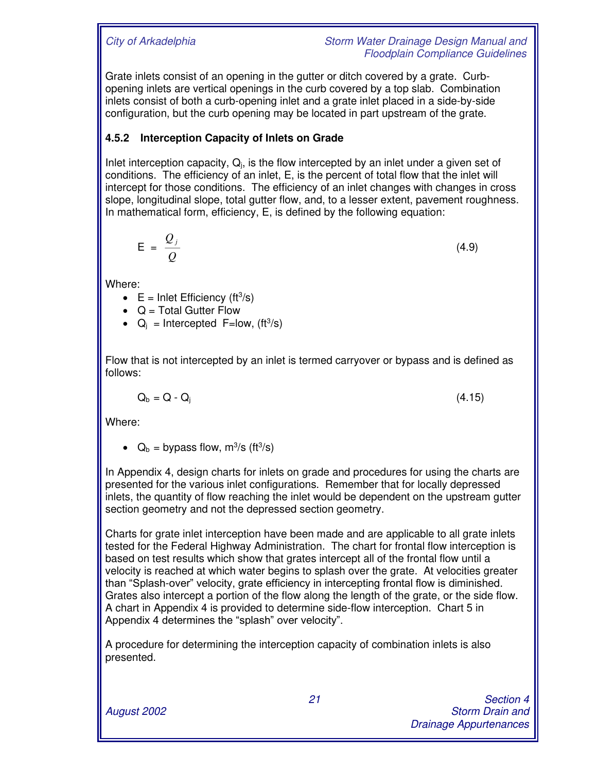Grate inlets consist of an opening in the gutter or ditch covered by a grate. Curb-opening inlets are vertical openings in the curb covered by a top slab. Combination inlets consist of both a curb-opening inlet and a grate inlet placed in a side-by-side configuration, but the curb opening may be located in part upstream of the grate.

### 4.5.2 Interception Capacity of Inlets on Grade

Inlet interception capacity, $Q_j$, is the flow intercepted by an inlet under a given set of conditions. The efficiency of an inlet, E, is the percent of total flow that the inlet will intercept for those conditions. The efficiency of an inlet changes with changes in cross slope, longitudinal slope, total gutter flow, and, to a lesser extent, pavement roughness. In mathematical form, efficiency, E, is defined by the following equation:

$$E = \frac{Q_j}{Q} \tag{4.9}$$

Where:

- E = Inlet Efficiency ($ft^3/s$)
- Q = Total Gutter Flow
- $Q_j$ = Intercepted F=low, ($ft^3/s$)

Flow that is not intercepted by an inlet is termed carryover or bypass and is defined as follows:

$$Q_b = Q - Q_j \tag{4.15}$$

Where:

- $Q_b$ = bypass flow, $m^3/s$ ($ft^3/s$)

In Appendix 4, design charts for inlets on grade and procedures for using the charts are presented for the various inlet configurations. Remember that for locally depressed inlets, the quantity of flow reaching the inlet would be dependent on the upstream gutter section geometry and not the depressed section geometry.

Charts for grate inlet interception have been made and are applicable to all grate inlets tested for the Federal Highway Administration. The chart for frontal flow interception is based on test results which show that grates intercept all of the frontal flow until a velocity is reached at which water begins to splash over the grate. At velocities greater than "Splash-over" velocity, grate efficiency in intercepting frontal flow is diminished. Grates also intercept a portion of the flow along the length of the grate, or the side flow. A chart in Appendix 4 is provided to determine side-flow interception. Chart 5 in Appendix 4 determines the "splash" over velocity".

A procedure for determining the interception capacity of combination inlets is also presented.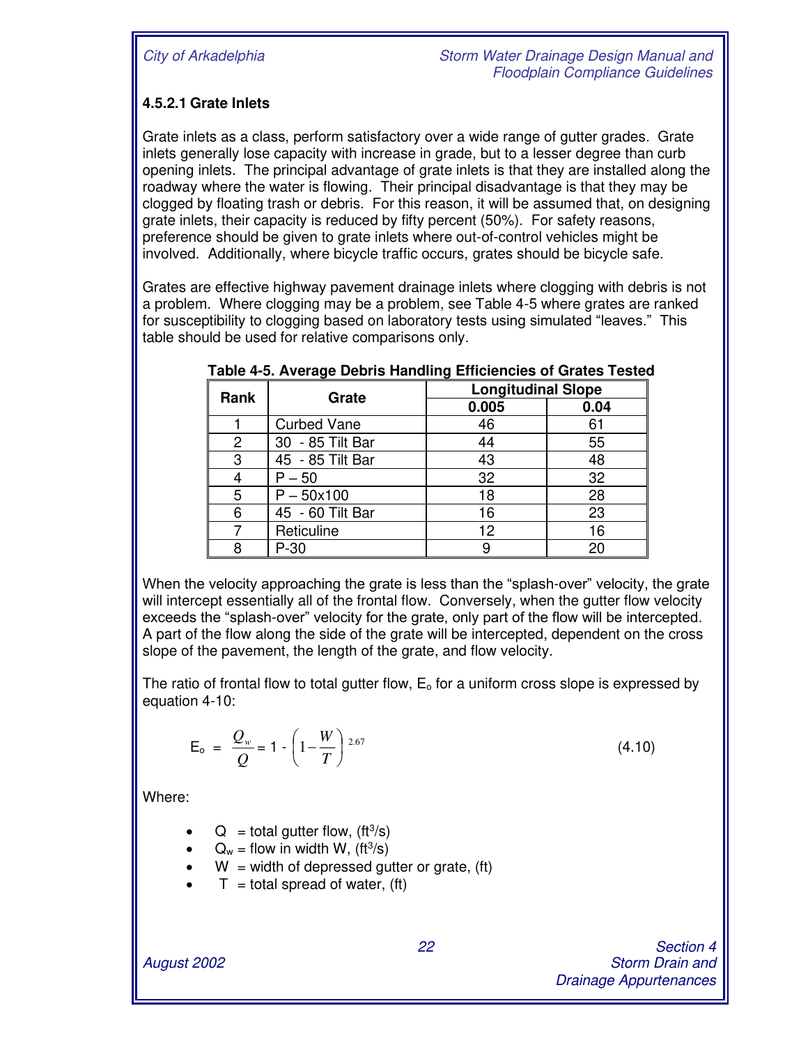#### 4.5.2.1 Grate Inlets

Grate inlets as a class, perform satisfactory over a wide range of gutter grades. Grate inlets generally lose capacity with increase in grade, but to a lesser degree than curb opening inlets. The principal advantage of grate inlets is that they are installed along the roadway where the water is flowing. Their principal disadvantage is that they may be clogged by floating trash or debris. For this reason, it will be assumed that, on designing grate inlets, their capacity is reduced by fifty percent (50%). For safety reasons, preference should be given to grate inlets where out-of-control vehicles might be involved. Additionally, where bicycle traffic occurs, grates should be bicycle safe.

Grates are effective highway pavement drainage inlets where clogging with debris is not a problem. Where clogging may be a problem, see Table 4-5 where grates are ranked for susceptibility to clogging based on laboratory tests using simulated "leaves." This table should be used for relative comparisons only.

**Table 4-5. Average Debris Handling Efficiencies of Grates Tested**

| Rank | Grate | Longitudinal Slope | |
|---|---|---|---|
| | | 0.005 | 0.04 |
| 1 | Curbed Vane | 46 | 61 |
| 2 | 30 - 85 Tilt Bar | 44 | 55 |
| 3 | 45 - 85 Tilt Bar | 43 | 48 |
| 4 | P – 50 | 32 | 32 |
| 5 | P – 50x100 | 18 | 28 |
| 6 | 45 - 60 Tilt Bar | 16 | 23 |
| 7 | Reticuline | 12 | 16 |
| 8 | P-30 | 9 | 20 |

When the velocity approaching the grate is less than the "splash-over" velocity, the grate will intercept essentially all of the frontal flow. Conversely, when the gutter flow velocity exceeds the "splash-over" velocity for the grate, only part of the flow will be intercepted. A part of the flow along the side of the grate will be intercepted, dependent on the cross slope of the pavement, the length of the grate, and flow velocity.

The ratio of frontal flow to total gutter flow, $E_o$ for a uniform cross slope is expressed by equation 4-10:

$$E_o = \frac{Q_w}{Q} = 1 - \left(1 - \frac{W}{T}\right)^{2.67} \tag{4.10}$$

Where:

- $Q$ = total gutter flow, ($ft^3/s$)
- $Q_w$ = flow in width W, ($ft^3/s$)
- $W$ = width of depressed gutter or grate, (ft)
- $T$ = total spread of water, (ft)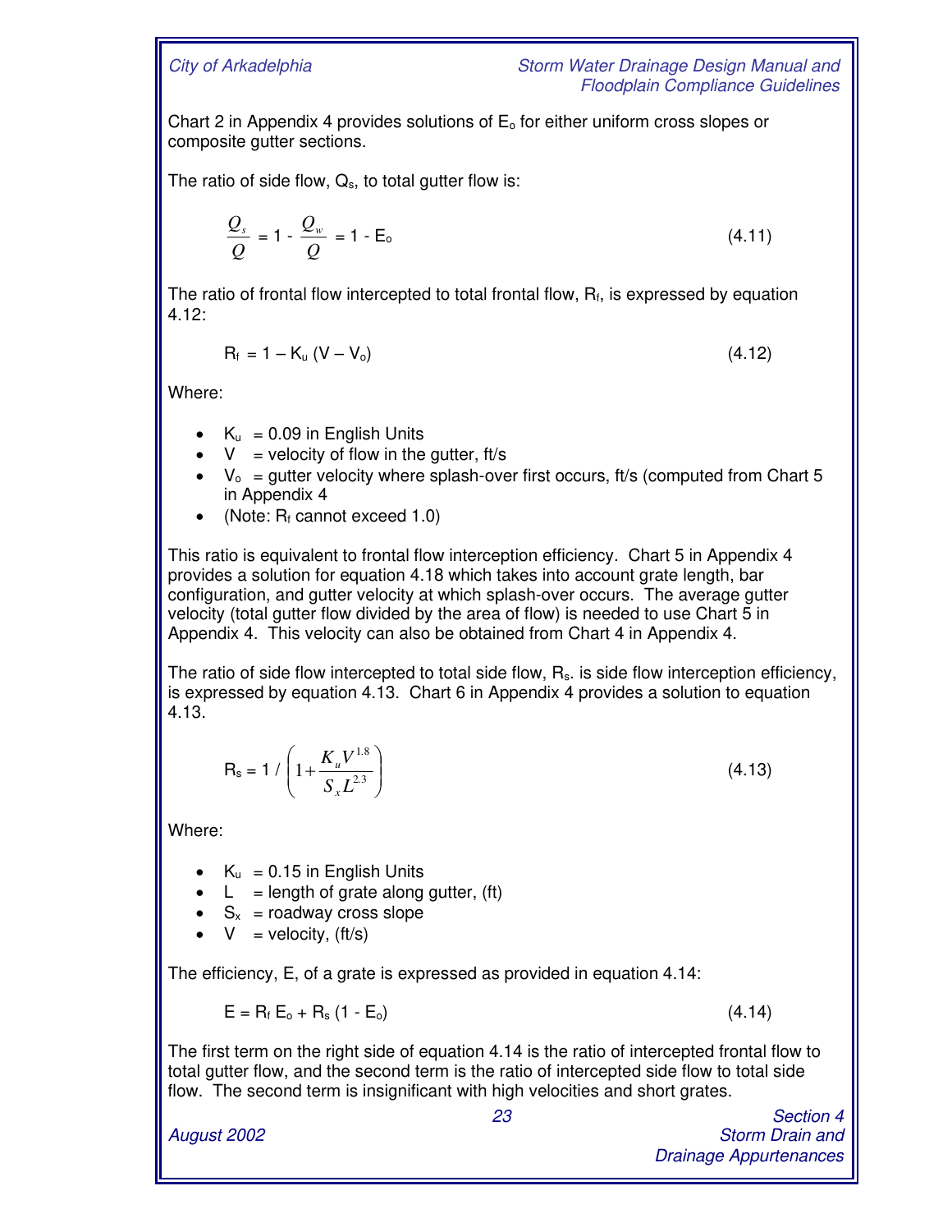Chart 2 in Appendix 4 provides solutions of $E_o$ for either uniform cross slopes or composite gutter sections.

The ratio of side flow, $Q_s$, to total gutter flow is:

$$\frac{Q_s}{Q} = 1 - \frac{Q_w}{Q} = 1 - E_o \tag{4.11}$$

The ratio of frontal flow intercepted to total frontal flow, $R_f$, is expressed by equation 4.12:

$$R_f = 1 - K_u (V - V_o) \tag{4.12}$$

Where:

- $K_u$ = 0.09 in English Units
- $V$ = velocity of flow in the gutter, ft/s
- $V_o$ = gutter velocity where splash-over first occurs, ft/s (computed from Chart 5 in Appendix 4
- (Note: $R_f$ cannot exceed 1.0)

This ratio is equivalent to frontal flow interception efficiency. Chart 5 in Appendix 4 provides a solution for equation 4.18 which takes into account grate length, bar configuration, and gutter velocity at which splash-over occurs. The average gutter velocity (total gutter flow divided by the area of flow) is needed to use Chart 5 in Appendix 4. This velocity can also be obtained from Chart 4 in Appendix 4.

The ratio of side flow intercepted to total side flow, $R_s$. is side flow interception efficiency, is expressed by equation 4.13. Chart 6 in Appendix 4 provides a solution to equation 4.13.

$$R_s = 1 / \left(1 + \frac{K_u V^{1.8}}{S_x L^{2.3}}\right) \tag{4.13}$$

Where:

- $K_u$ = 0.15 in English Units
- $L$ = length of grate along gutter, (ft)
- $S_x$ = roadway cross slope
- $V$ = velocity, (ft/s)

The efficiency, E, of a grate is expressed as provided in equation 4.14:

$$E = R_f E_o + R_s (1 - E_o) \tag{4.14}$$

The first term on the right side of equation 4.14 is the ratio of intercepted frontal flow to total gutter flow, and the second term is the ratio of intercepted side flow to total side flow. The second term is insignificant with high velocities and short grates.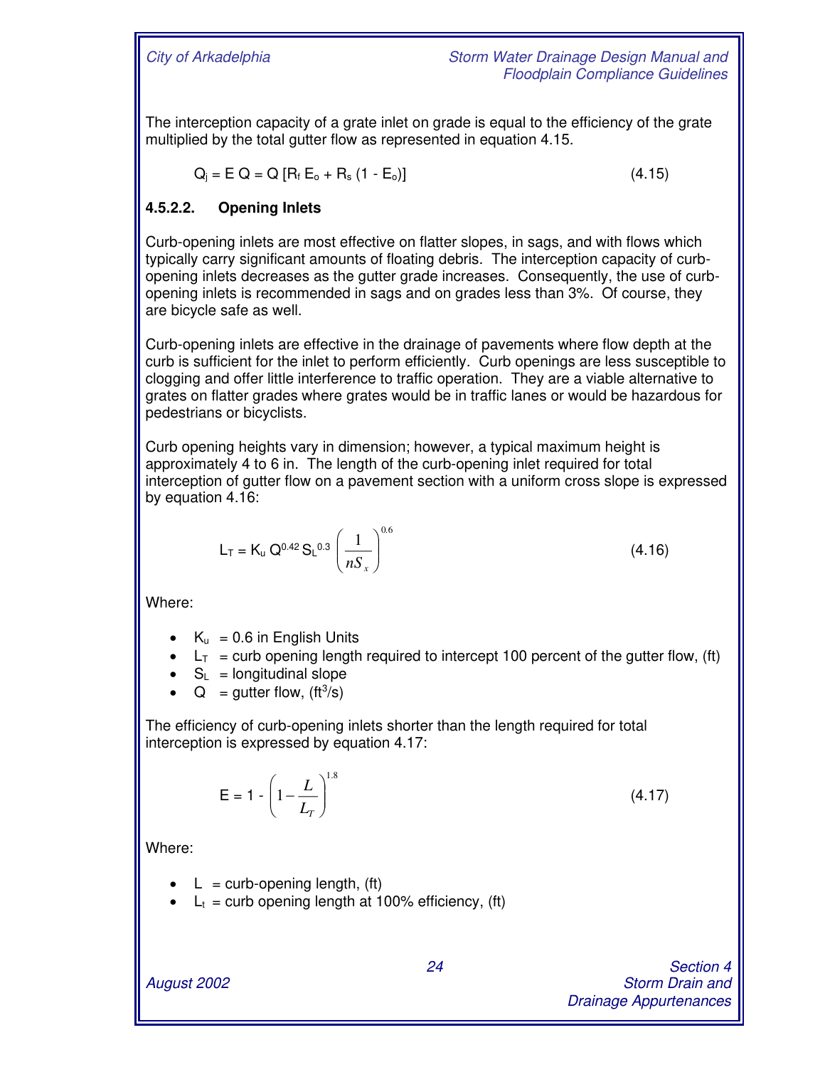The interception capacity of a grate inlet on grade is equal to the efficiency of the grate multiplied by the total gutter flow as represented in equation 4.15.

$$Q_j = E\,Q = Q\,[R_f\,E_o + R_s\,(1 - E_o)] \qquad (4.15)$$

#### 4.5.2.2. Opening Inlets

Curb-opening inlets are most effective on flatter slopes, in sags, and with flows which typically carry significant amounts of floating debris. The interception capacity of curb-opening inlets decreases as the gutter grade increases. Consequently, the use of curb-opening inlets is recommended in sags and on grades less than 3%. Of course, they are bicycle safe as well.

Curb-opening inlets are effective in the drainage of pavements where flow depth at the curb is sufficient for the inlet to perform efficiently. Curb openings are less susceptible to clogging and offer little interference to traffic operation. They are a viable alternative to grates on flatter grades where grates would be in traffic lanes or would be hazardous for pedestrians or bicyclists.

Curb opening heights vary in dimension; however, a typical maximum height is approximately 4 to 6 in. The length of the curb-opening inlet required for total interception of gutter flow on a pavement section with a uniform cross slope is expressed by equation 4.16:

$$L_T = K_u\,Q^{0.42}\,S_L^{0.3}\left(\frac{1}{nS_x}\right)^{0.6} \qquad (4.16)$$

Where:

- $K_u$ = 0.6 in English Units
- $L_T$ = curb opening length required to intercept 100 percent of the gutter flow, (ft)
- $S_L$ = longitudinal slope
- $Q$ = gutter flow, ($ft^3/s$)

The efficiency of curb-opening inlets shorter than the length required for total interception is expressed by equation 4.17:

$$E = 1 - \left(1 - \frac{L}{L_T}\right)^{1.8} \qquad (4.17)$$

Where:

- $L$ = curb-opening length, (ft)
- $L_t$ = curb opening length at 100% efficiency, (ft)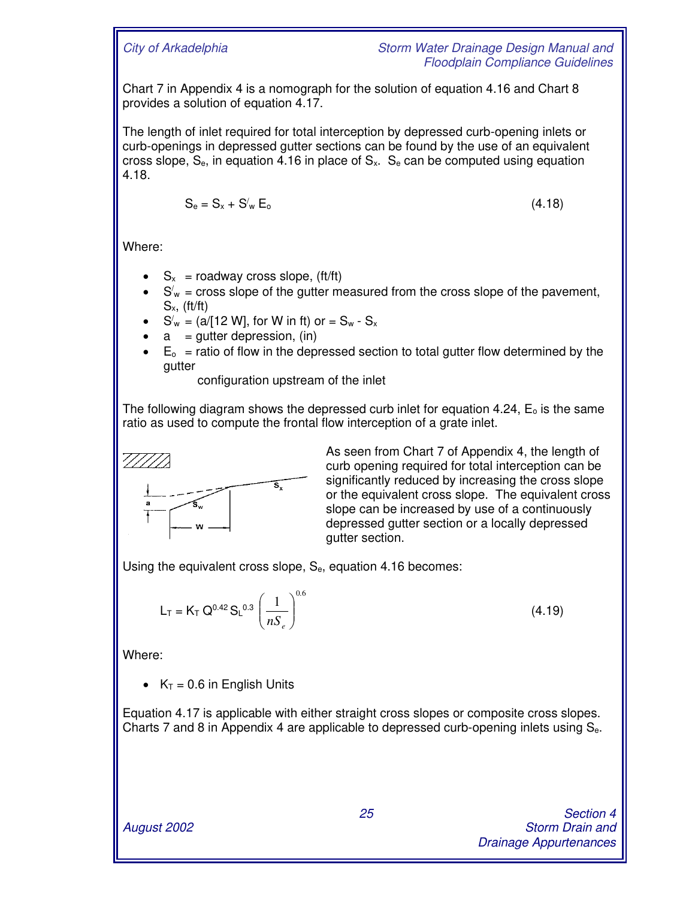Chart 7 in Appendix 4 is a nomograph for the solution of equation 4.16 and Chart 8 provides a solution of equation 4.17.

The length of inlet required for total interception by depressed curb-opening inlets or curb-openings in depressed gutter sections can be found by the use of an equivalent cross slope, $S_e$, in equation 4.16 in place of $S_x$. $S_e$ can be computed using equation 4.18.

$$S_e = S_x + S'_w E_o \qquad (4.18)$$

Where:

- $S_x$ = roadway cross slope, (ft/ft)
- $S'_w$ = cross slope of the gutter measured from the cross slope of the pavement, $S_x$, (ft/ft)
- $S'_w$ = (a/[12 W], for W in ft) or = $S_w - S_x$
- a = gutter depression, (in)
- $E_o$ = ratio of flow in the depressed section to total gutter flow determined by the gutter configuration upstream of the inlet

The following diagram shows the depressed curb inlet for equation 4.24, $E_o$ is the same ratio as used to compute the frontal flow interception of a grate inlet.

As seen from Chart 7 of Appendix 4, the length of curb opening required for total interception can be significantly reduced by increasing the cross slope or the equivalent cross slope. The equivalent cross slope can be increased by use of a continuously depressed gutter section or a locally depressed gutter section.

Using the equivalent cross slope, $S_e$, equation 4.16 becomes:

$$L_T = K_T Q^{0.42} S_L^{0.3} \left( \frac{1}{nS_e} \right)^{0.6} \qquad (4.19)$$

Where:

- $K_T$ = 0.6 in English Units

Equation 4.17 is applicable with either straight cross slopes or composite cross slopes. Charts 7 and 8 in Appendix 4 are applicable to depressed curb-opening inlets using $S_e$.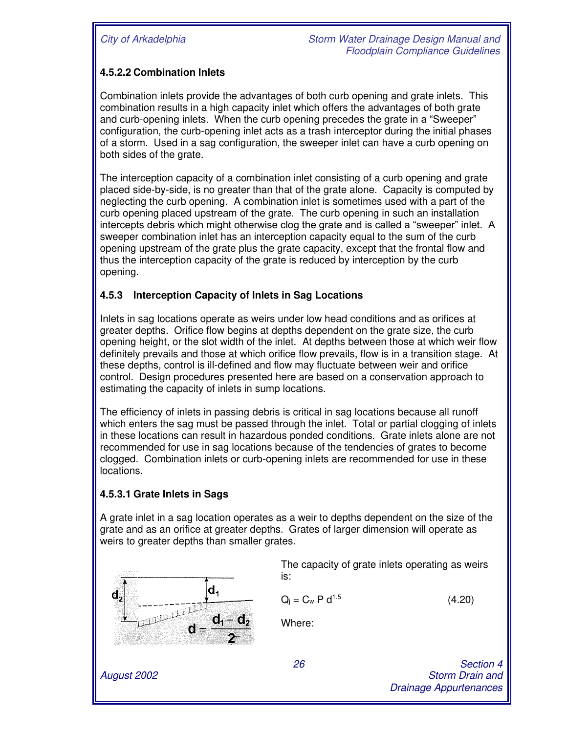#### 4.5.2.2 Combination Inlets

Combination inlets provide the advantages of both curb opening and grate inlets. This combination results in a high capacity inlet which offers the advantages of both grate and curb-opening inlets. When the curb opening precedes the grate in a "Sweeper" configuration, the curb-opening inlet acts as a trash interceptor during the initial phases of a storm. Used in a sag configuration, the sweeper inlet can have a curb opening on both sides of the grate.

The interception capacity of a combination inlet consisting of a curb opening and grate placed side-by-side, is no greater than that of the grate alone. Capacity is computed by neglecting the curb opening. A combination inlet is sometimes used with a part of the curb opening placed upstream of the grate. The curb opening in such an installation intercepts debris which might otherwise clog the grate and is called a "sweeper" inlet. A sweeper combination inlet has an interception capacity equal to the sum of the curb opening upstream of the grate plus the grate capacity, except that the frontal flow and thus the interception capacity of the grate is reduced by interception by the curb opening.

### 4.5.3 Interception Capacity of Inlets in Sag Locations

Inlets in sag locations operate as weirs under low head conditions and as orifices at greater depths. Orifice flow begins at depths dependent on the grate size, the curb opening height, or the slot width of the inlet. At depths between those at which weir flow definitely prevails and those at which orifice flow prevails, flow is in a transition stage. At these depths, control is ill-defined and flow may fluctuate between weir and orifice control. Design procedures presented here are based on a conservation approach to estimating the capacity of inlets in sump locations.

The efficiency of inlets in passing debris is critical in sag locations because all runoff which enters the sag must be passed through the inlet. Total or partial clogging of inlets in these locations can result in hazardous ponded conditions. Grate inlets alone are not recommended for use in sag locations because of the tendencies of grates to become clogged. Combination inlets or curb-opening inlets are recommended for use in these locations.

#### 4.5.3.1 Grate Inlets in Sags

A grate inlet in a sag location operates as a weir to depths dependent on the size of the grate and as an orifice at greater depths. Grates of larger dimension will operate as weirs to greater depths than smaller grates.

$d_2$

$d_1$

$$d = \frac{d_1 + d_2}{2}$$

The capacity of grate inlets operating as weirs is:

$$Q_i = C_w P d^{1.5} \qquad (4.20)$$

Where: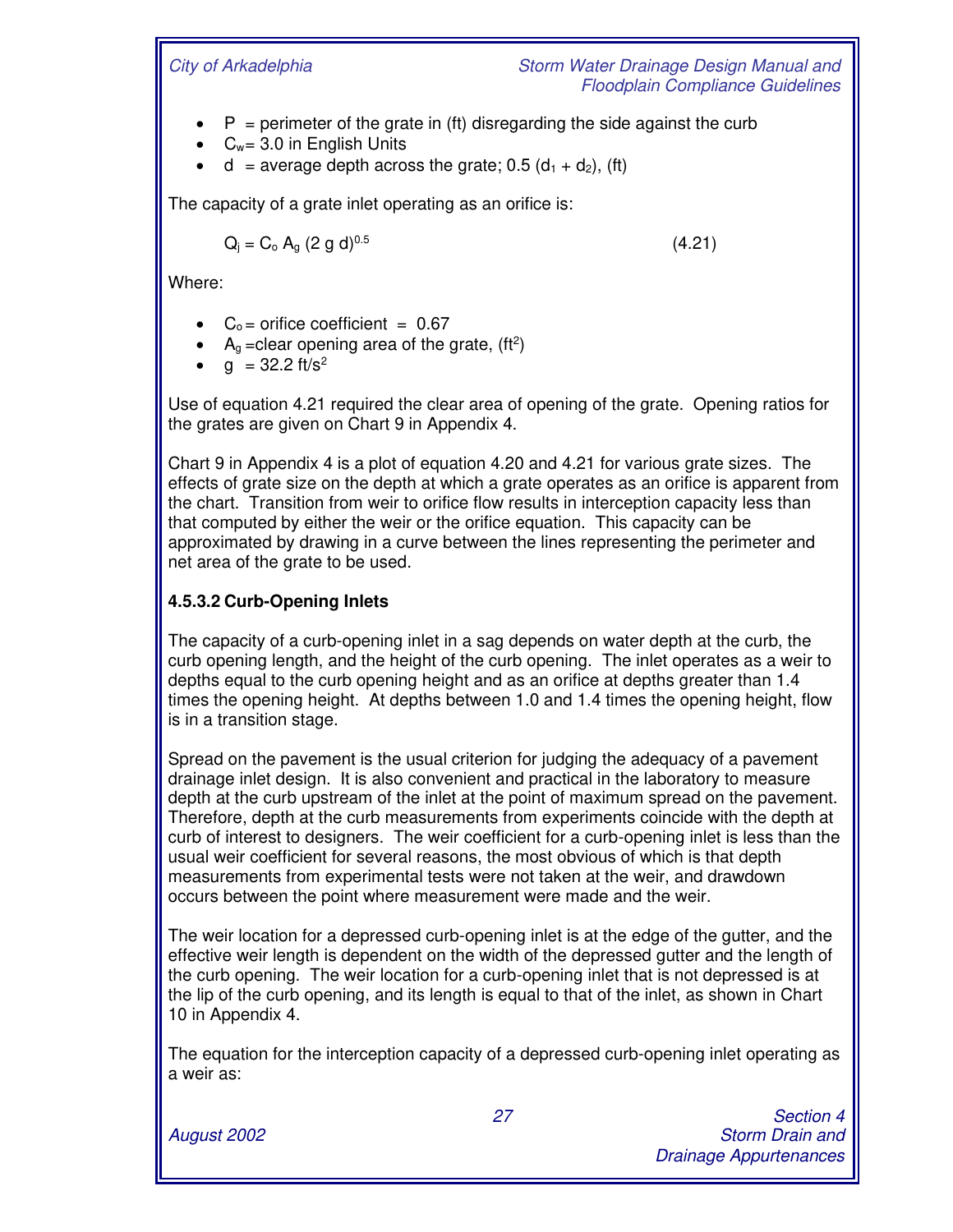- $P$ = perimeter of the grate in (ft) disregarding the side against the curb
- $C_w$ = 3.0 in English Units
- $d$ = average depth across the grate; $0.5\,(d_1 + d_2)$, (ft)

The capacity of a grate inlet operating as an orifice is:

$$Q_j = C_o A_g (2\,g\,d)^{0.5} \qquad (4.21)$$

Where:

- $C_o$ = orifice coefficient = 0.67
- $A_g$ = clear opening area of the grate, ($ft^2$)
- $g$ = 32.2 $ft/s^2$

Use of equation 4.21 required the clear area of opening of the grate. Opening ratios for the grates are given on Chart 9 in Appendix 4.

Chart 9 in Appendix 4 is a plot of equation 4.20 and 4.21 for various grate sizes. The effects of grate size on the depth at which a grate operates as an orifice is apparent from the chart. Transition from weir to orifice flow results in interception capacity less than that computed by either the weir or the orifice equation. This capacity can be approximated by drawing in a curve between the lines representing the perimeter and net area of the grate to be used.

### 4.5.3.2 Curb-Opening Inlets

The capacity of a curb-opening inlet in a sag depends on water depth at the curb, the curb opening length, and the height of the curb opening. The inlet operates as a weir to depths equal to the curb opening height and as an orifice at depths greater than 1.4 times the opening height. At depths between 1.0 and 1.4 times the opening height, flow is in a transition stage.

Spread on the pavement is the usual criterion for judging the adequacy of a pavement drainage inlet design. It is also convenient and practical in the laboratory to measure depth at the curb upstream of the inlet at the point of maximum spread on the pavement. Therefore, depth at the curb measurements from experiments coincide with the depth at curb of interest to designers. The weir coefficient for a curb-opening inlet is less than the usual weir coefficient for several reasons, the most obvious of which is that depth measurements from experimental tests were not taken at the weir, and drawdown occurs between the point where measurement were made and the weir.

The weir location for a depressed curb-opening inlet is at the edge of the gutter, and the effective weir length is dependent on the width of the depressed gutter and the length of the curb opening. The weir location for a curb-opening inlet that is not depressed is at the lip of the curb opening, and its length is equal to that of the inlet, as shown in Chart 10 in Appendix 4.

The equation for the interception capacity of a depressed curb-opening inlet operating as a weir as: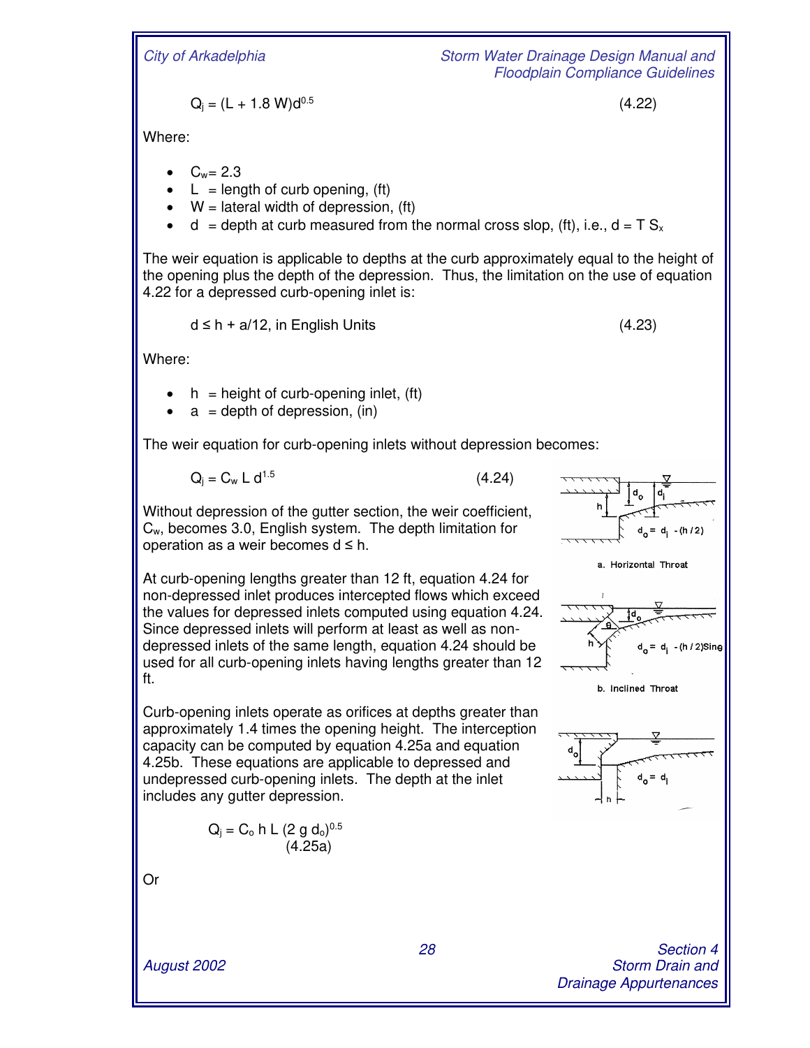$$Q_i = (L + 1.8\,W)d^{0.5} \qquad (4.22)$$

Where:

- $C_w$ = 2.3
- $L$ = length of curb opening, (ft)
- $W$ = lateral width of depression, (ft)
- $d$ = depth at curb measured from the normal cross slop, (ft), i.e., $d = T\,S_x$

The weir equation is applicable to depths at the curb approximately equal to the height of the opening plus the depth of the depression. Thus, the limitation on the use of equation 4.22 for a depressed curb-opening inlet is:

$$d \leq h + a/12, \text{ in English Units} \qquad (4.23)$$

Where:

- $h$ = height of curb-opening inlet, (ft)
- $a$ = depth of depression, (in)

The weir equation for curb-opening inlets without depression becomes:

$$Q_i = C_w\,L\,d^{1.5} \qquad (4.24)$$

Without depression of the gutter section, the weir coefficient, $C_w$, becomes 3.0, English system. The depth limitation for operation as a weir becomes $d \leq h$.

At curb-opening lengths greater than 12 ft, equation 4.24 for non-depressed inlet produces intercepted flows which exceed the values for depressed inlets computed using equation 4.24. Since depressed inlets will perform at least as well as non-depressed inlets of the same length, equation 4.24 should be used for all curb-opening inlets having lengths greater than 12 ft.

$d_o = d_i - (h/2)$

a. Horizontal Throat

$d_o = d_i - (h/2)\sin\theta$

b. Inclined Throat

$d_o = d_i$

Curb-opening inlets operate as orifices at depths greater than approximately 1.4 times the opening height. The interception capacity can be computed by equation 4.25a and equation 4.25b. These equations are applicable to depressed and undepressed curb-opening inlets. The depth at the inlet includes any gutter depression.

$$Q_i = C_o\,h\,L\,(2\,g\,d_o)^{0.5} \qquad (4.25a)$$

Or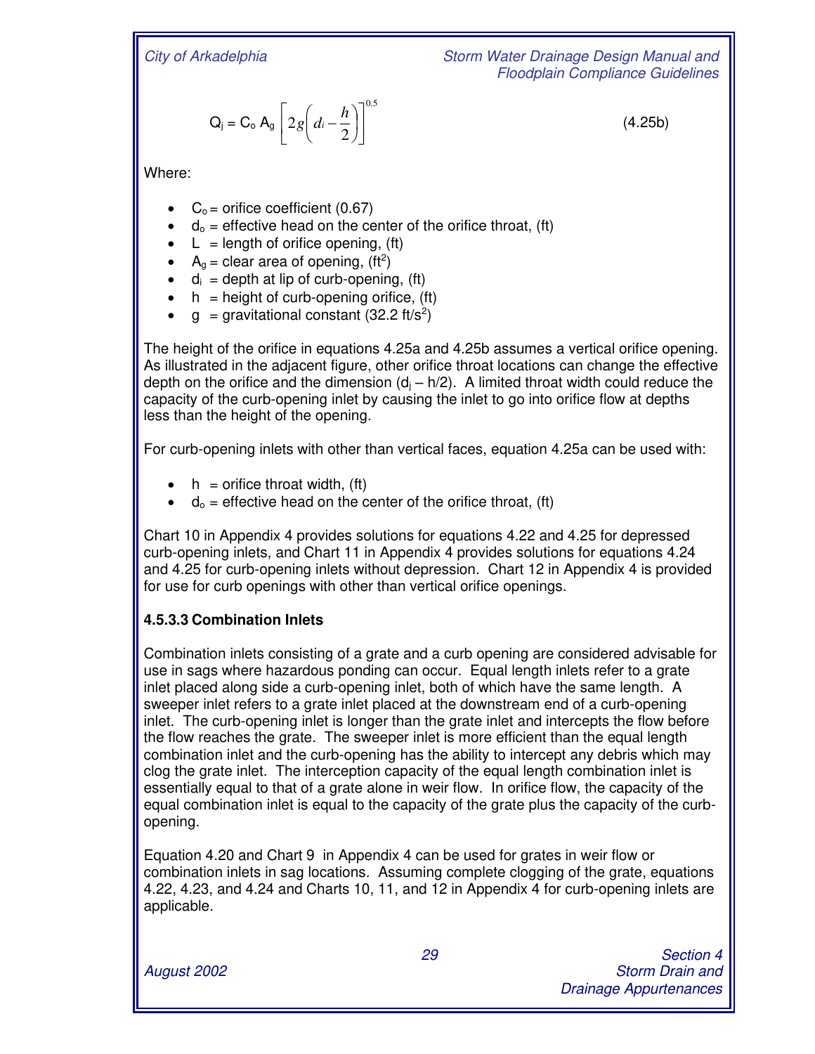$$Q_i = C_o A_g \left[ 2g \left( d_i - \frac{h}{2} \right) \right]^{0.5} \tag{4.25b}$$

Where:

- $C_o$ = orifice coefficient (0.67)
- $d_o$ = effective head on the center of the orifice throat, (ft)
- L = length of orifice opening, (ft)
- $A_g$ = clear area of opening, (ft$^2$)
- $d_i$ = depth at lip of curb-opening, (ft)
- h = height of curb-opening orifice, (ft)
- g = gravitational constant (32.2 ft/s$^2$)

The height of the orifice in equations 4.25a and 4.25b assumes a vertical orifice opening. As illustrated in the adjacent figure, other orifice throat locations can change the effective depth on the orifice and the dimension ($d_j$ – h/2). A limited throat width could reduce the capacity of the curb-opening inlet by causing the inlet to go into orifice flow at depths less than the height of the opening.

For curb-opening inlets with other than vertical faces, equation 4.25a can be used with:

- h = orifice throat width, (ft)
- $d_o$ = effective head on the center of the orifice throat, (ft)

Chart 10 in Appendix 4 provides solutions for equations 4.22 and 4.25 for depressed curb-opening inlets, and Chart 11 in Appendix 4 provides solutions for equations 4.24 and 4.25 for curb-opening inlets without depression. Chart 12 in Appendix 4 is provided for use for curb openings with other than vertical orifice openings.

### 4.5.3.3 Combination Inlets

Combination inlets consisting of a grate and a curb opening are considered advisable for use in sags where hazardous ponding can occur. Equal length inlets refer to a grate inlet placed along side a curb-opening inlet, both of which have the same length. A sweeper inlet refers to a grate inlet placed at the downstream end of a curb-opening inlet. The curb-opening inlet is longer than the grate inlet and intercepts the flow before the flow reaches the grate. The sweeper inlet is more efficient than the equal length combination inlet and the curb-opening has the ability to intercept any debris which may clog the grate inlet. The interception capacity of the equal length combination inlet is essentially equal to that of a grate alone in weir flow. In orifice flow, the capacity of the equal combination inlet is equal to the capacity of the grate plus the capacity of the curb-opening.

Equation 4.20 and Chart 9 in Appendix 4 can be used for grates in weir flow or combination inlets in sag locations. Assuming complete clogging of the grate, equations 4.22, 4.23, and 4.24 and Charts 10, 11, and 12 in Appendix 4 for curb-opening inlets are applicable.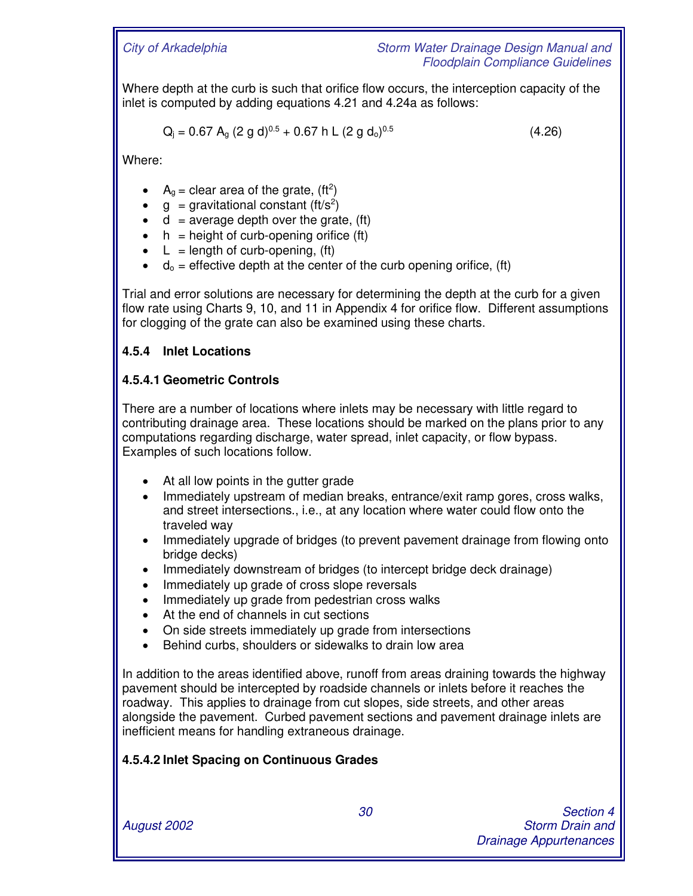Where depth at the curb is such that orifice flow occurs, the interception capacity of the inlet is computed by adding equations 4.21 and 4.24a as follows:

$$Q_i = 0.67\ A_g\ (2\ g\ d)^{0.5} + 0.67\ h\ L\ (2\ g\ d_o)^{0.5} \qquad (4.26)$$

Where:

- $A_g$ = clear area of the grate, ($ft^2$)
- $g$ = gravitational constant ($ft/s^2$)
- $d$ = average depth over the grate, (ft)
- $h$ = height of curb-opening orifice (ft)
- $L$ = length of curb-opening, (ft)
- $d_o$ = effective depth at the center of the curb opening orifice, (ft)

Trial and error solutions are necessary for determining the depth at the curb for a given flow rate using Charts 9, 10, and 11 in Appendix 4 for orifice flow. Different assumptions for clogging of the grate can also be examined using these charts.

### 4.5.4 Inlet Locations

#### 4.5.4.1 Geometric Controls

There are a number of locations where inlets may be necessary with little regard to contributing drainage area. These locations should be marked on the plans prior to any computations regarding discharge, water spread, inlet capacity, or flow bypass. Examples of such locations follow.

- At all low points in the gutter grade
- Immediately upstream of median breaks, entrance/exit ramp gores, cross walks, and street intersections., i.e., at any location where water could flow onto the traveled way
- Immediately upgrade of bridges (to prevent pavement drainage from flowing onto bridge decks)
- Immediately downstream of bridges (to intercept bridge deck drainage)
- Immediately up grade of cross slope reversals
- Immediately up grade from pedestrian cross walks
- At the end of channels in cut sections
- On side streets immediately up grade from intersections
- Behind curbs, shoulders or sidewalks to drain low area

In addition to the areas identified above, runoff from areas draining towards the highway pavement should be intercepted by roadside channels or inlets before it reaches the roadway. This applies to drainage from cut slopes, side streets, and other areas alongside the pavement. Curbed pavement sections and pavement drainage inlets are inefficient means for handling extraneous drainage.

#### 4.5.4.2 Inlet Spacing on Continuous Grades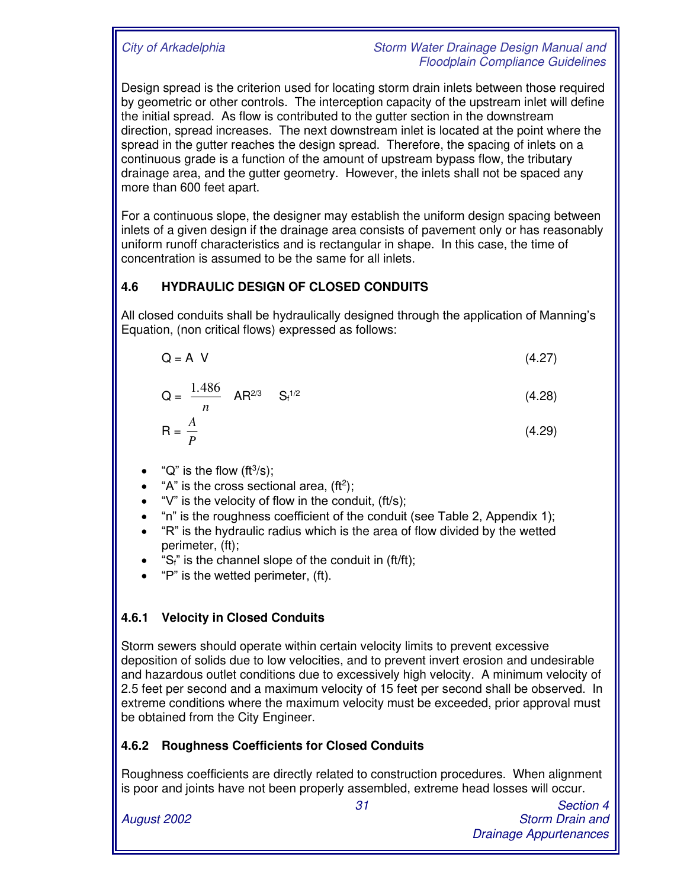Design spread is the criterion used for locating storm drain inlets between those required by geometric or other controls. The interception capacity of the upstream inlet will define the initial spread. As flow is contributed to the gutter section in the downstream direction, spread increases. The next downstream inlet is located at the point where the spread in the gutter reaches the design spread. Therefore, the spacing of inlets on a continuous grade is a function of the amount of upstream bypass flow, the tributary drainage area, and the gutter geometry. However, the inlets shall not be spaced any more than 600 feet apart.

For a continuous slope, the designer may establish the uniform design spacing between inlets of a given design if the drainage area consists of pavement only or has reasonably uniform runoff characteristics and is rectangular in shape. In this case, the time of concentration is assumed to be the same for all inlets.

## 4.6 HYDRAULIC DESIGN OF CLOSED CONDUITS

All closed conduits shall be hydraulically designed through the application of Manning's Equation, (non critical flows) expressed as follows:

$$Q = A\ V \tag{4.27}$$

$$Q = \frac{1.486}{n}\ AR^{2/3}\ S_f^{1/2} \tag{4.28}$$

$$R = \frac{A}{P} \tag{4.29}$$

- "Q" is the flow ($ft^3/s$);
- "A" is the cross sectional area, ($ft^2$);
- "V" is the velocity of flow in the conduit, (ft/s);
- "n" is the roughness coefficient of the conduit (see Table 2, Appendix 1);
- "R" is the hydraulic radius which is the area of flow divided by the wetted perimeter, (ft);
- "$S_f$" is the channel slope of the conduit in (ft/ft);
- "P" is the wetted perimeter, (ft).

### 4.6.1 Velocity in Closed Conduits

Storm sewers should operate within certain velocity limits to prevent excessive deposition of solids due to low velocities, and to prevent invert erosion and undesirable and hazardous outlet conditions due to excessively high velocity. A minimum velocity of 2.5 feet per second and a maximum velocity of 15 feet per second shall be observed. In extreme conditions where the maximum velocity must be exceeded, prior approval must be obtained from the City Engineer.

### 4.6.2 Roughness Coefficients for Closed Conduits

Roughness coefficients are directly related to construction procedures. When alignment is poor and joints have not been properly assembled, extreme head losses will occur.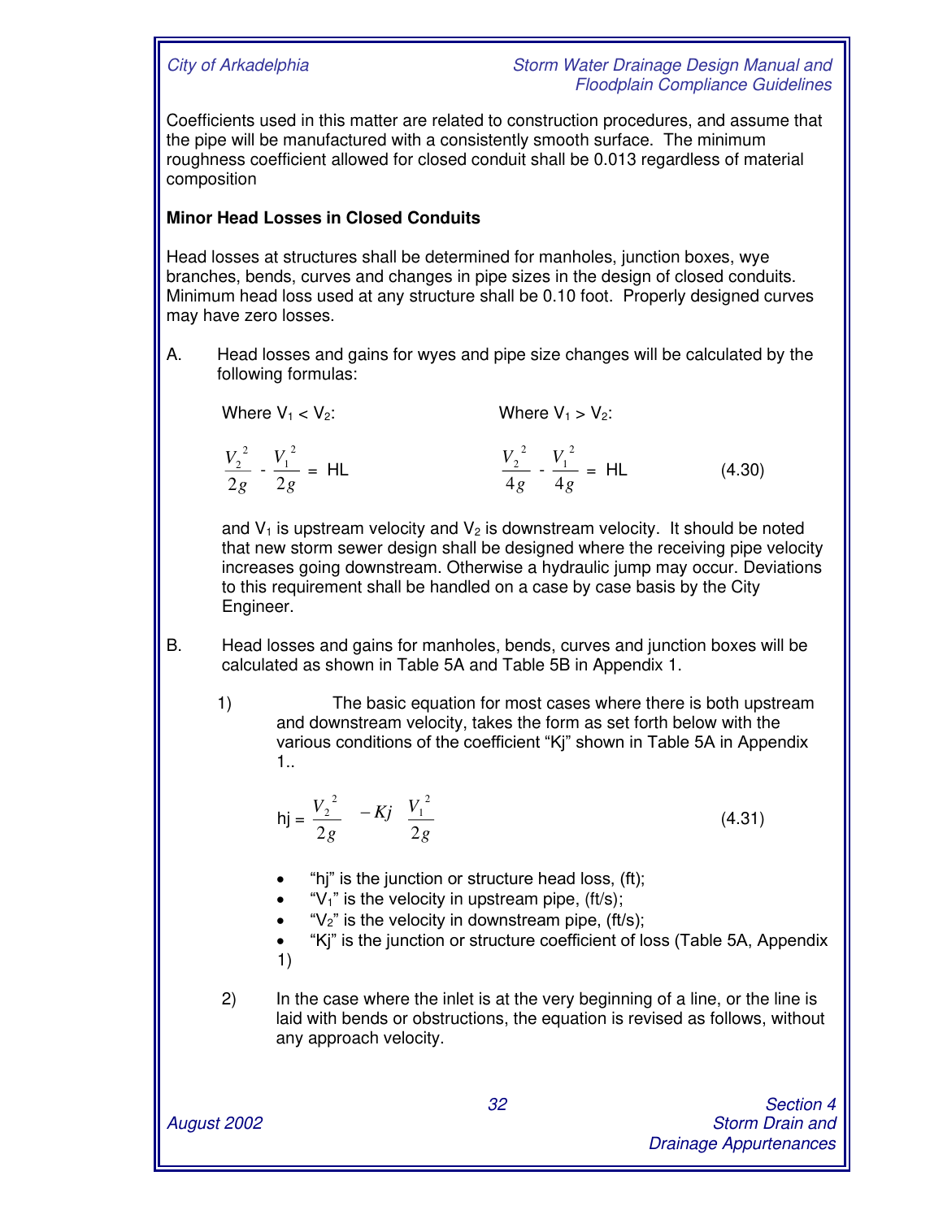Coefficients used in this matter are related to construction procedures, and assume that the pipe will be manufactured with a consistently smooth surface. The minimum roughness coefficient allowed for closed conduit shall be 0.013 regardless of material composition

**Minor Head Losses in Closed Conduits**

Head losses at structures shall be determined for manholes, junction boxes, wye branches, bends, curves and changes in pipe sizes in the design of closed conduits. Minimum head loss used at any structure shall be 0.10 foot. Properly designed curves may have zero losses.

A. Head losses and gains for wyes and pipe size changes will be calculated by the following formulas:

Where $V_1 < V_2$:

$$\frac{V_2^2}{2g} - \frac{V_1^2}{2g} = HL$$

Where $V_1 > V_2$:

$$\frac{V_2^2}{4g} - \frac{V_1^2}{4g} = HL \qquad (4.30)$$

and $V_1$ is upstream velocity and $V_2$ is downstream velocity. It should be noted that new storm sewer design shall be designed where the receiving pipe velocity increases going downstream. Otherwise a hydraulic jump may occur. Deviations to this requirement shall be handled on a case by case basis by the City Engineer.

B. Head losses and gains for manholes, bends, curves and junction boxes will be calculated as shown in Table 5A and Table 5B in Appendix 1.

1) The basic equation for most cases where there is both upstream and downstream velocity, takes the form as set forth below with the various conditions of the coefficient "Kj" shown in Table 5A in Appendix 1..

$$hj = \frac{V_2^2}{2g} - Kj \frac{V_1^2}{2g} \qquad (4.31)$$

- "hj" is the junction or structure head loss, (ft);
- "$V_1$" is the velocity in upstream pipe, (ft/s);
- "$V_2$" is the velocity in downstream pipe, (ft/s);
- "Kj" is the junction or structure coefficient of loss (Table 5A, Appendix 1)

2) In the case where the inlet is at the very beginning of a line, or the line is laid with bends or obstructions, the equation is revised as follows, without any approach velocity.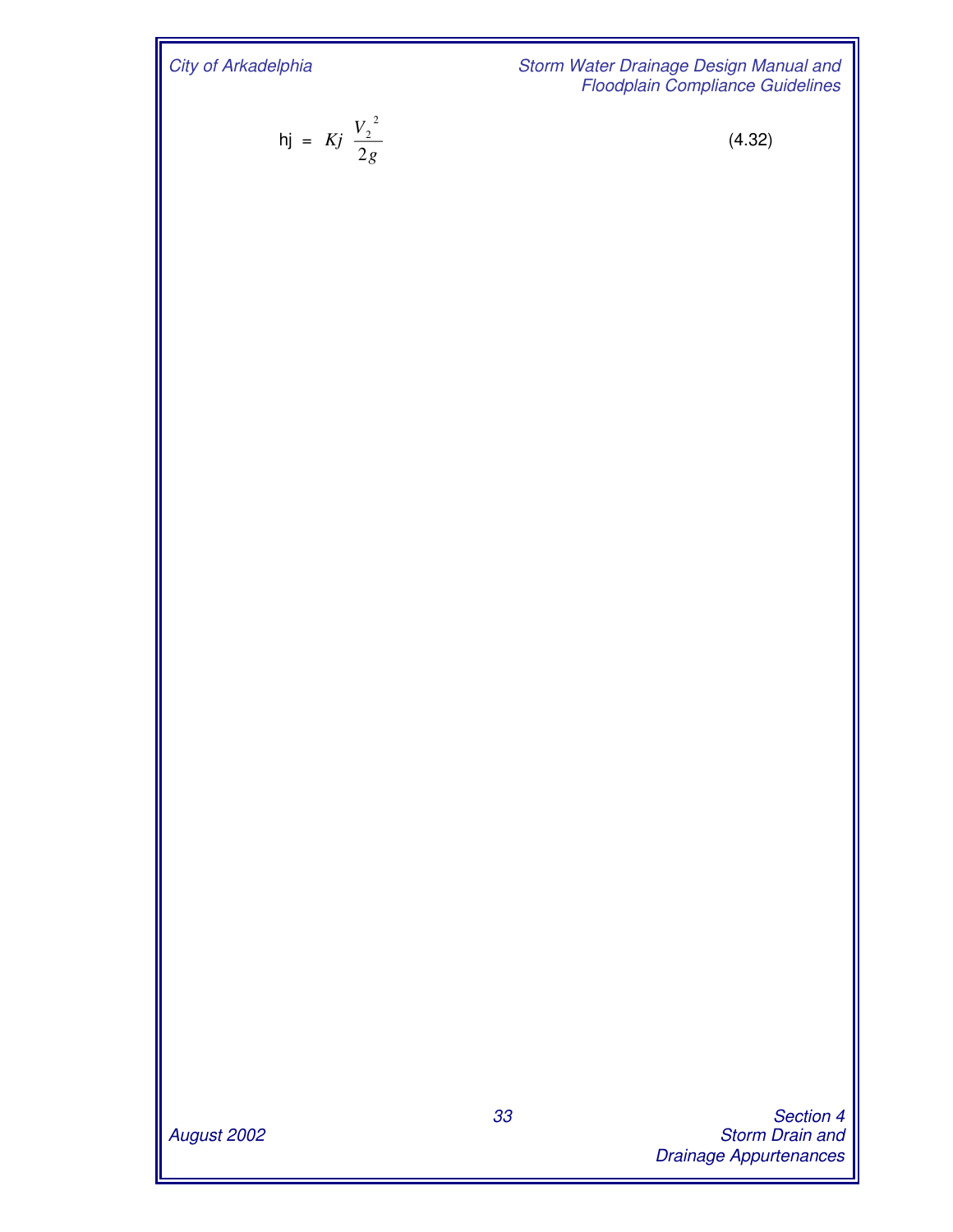$$hj = Kj \frac{V_2^{\,2}}{2g} \tag{4.32}$$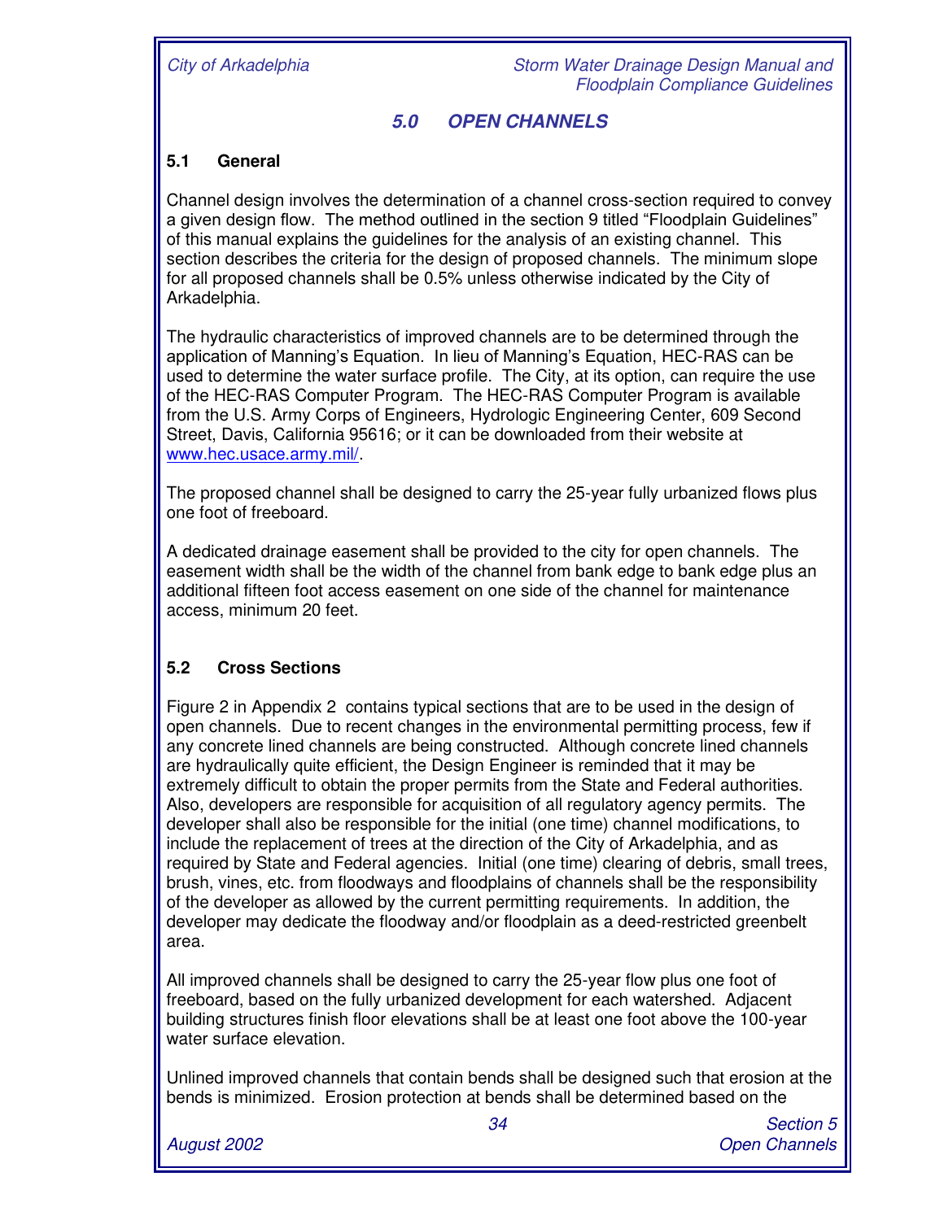## 5.0 OPEN CHANNELS

### 5.1 General

Channel design involves the determination of a channel cross-section required to convey a given design flow. The method outlined in the section 9 titled "Floodplain Guidelines" of this manual explains the guidelines for the analysis of an existing channel. This section describes the criteria for the design of proposed channels. The minimum slope for all proposed channels shall be 0.5% unless otherwise indicated by the City of Arkadelphia.

The hydraulic characteristics of improved channels are to be determined through the application of Manning's Equation. In lieu of Manning's Equation, HEC-RAS can be used to determine the water surface profile. The City, at its option, can require the use of the HEC-RAS Computer Program. The HEC-RAS Computer Program is available from the U.S. Army Corps of Engineers, Hydrologic Engineering Center, 609 Second Street, Davis, California 95616; or it can be downloaded from their website at www.hec.usace.army.mil/.

The proposed channel shall be designed to carry the 25-year fully urbanized flows plus one foot of freeboard.

A dedicated drainage easement shall be provided to the city for open channels. The easement width shall be the width of the channel from bank edge to bank edge plus an additional fifteen foot access easement on one side of the channel for maintenance access, minimum 20 feet.

### 5.2 Cross Sections

Figure 2 in Appendix 2 contains typical sections that are to be used in the design of open channels. Due to recent changes in the environmental permitting process, few if any concrete lined channels are being constructed. Although concrete lined channels are hydraulically quite efficient, the Design Engineer is reminded that it may be extremely difficult to obtain the proper permits from the State and Federal authorities. Also, developers are responsible for acquisition of all regulatory agency permits. The developer shall also be responsible for the initial (one time) channel modifications, to include the replacement of trees at the direction of the City of Arkadelphia, and as required by State and Federal agencies. Initial (one time) clearing of debris, small trees, brush, vines, etc. from floodways and floodplains of channels shall be the responsibility of the developer as allowed by the current permitting requirements. In addition, the developer may dedicate the floodway and/or floodplain as a deed-restricted greenbelt area.

All improved channels shall be designed to carry the 25-year flow plus one foot of freeboard, based on the fully urbanized development for each watershed. Adjacent building structures finish floor elevations shall be at least one foot above the 100-year water surface elevation.

Unlined improved channels that contain bends shall be designed such that erosion at the bends is minimized. Erosion protection at bends shall be determined based on the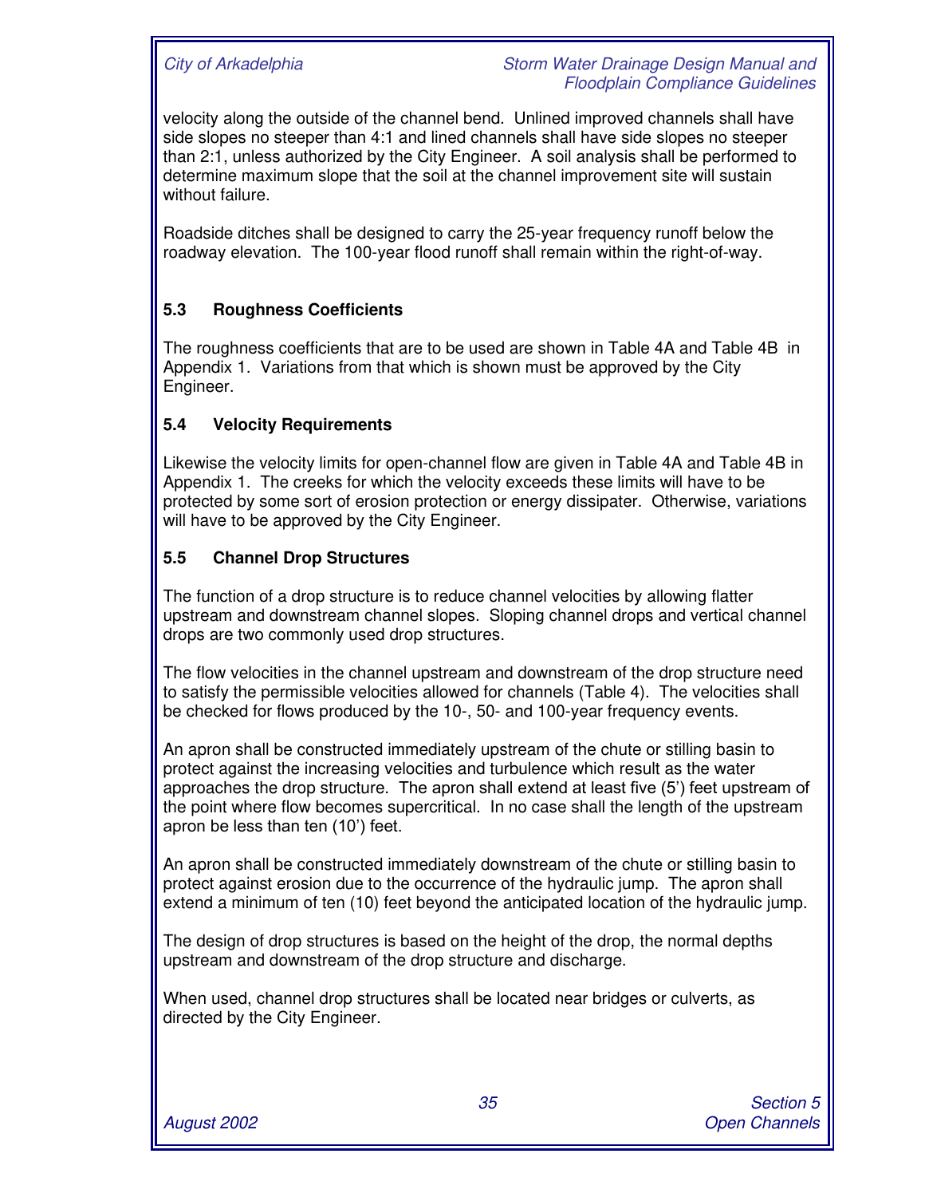velocity along the outside of the channel bend. Unlined improved channels shall have side slopes no steeper than 4:1 and lined channels shall have side slopes no steeper than 2:1, unless authorized by the City Engineer. A soil analysis shall be performed to determine maximum slope that the soil at the channel improvement site will sustain without failure.

Roadside ditches shall be designed to carry the 25-year frequency runoff below the roadway elevation. The 100-year flood runoff shall remain within the right-of-way.

## 5.3 Roughness Coefficients

The roughness coefficients that are to be used are shown in Table 4A and Table 4B in Appendix 1. Variations from that which is shown must be approved by the City Engineer.

## 5.4 Velocity Requirements

Likewise the velocity limits for open-channel flow are given in Table 4A and Table 4B in Appendix 1. The creeks for which the velocity exceeds these limits will have to be protected by some sort of erosion protection or energy dissipater. Otherwise, variations will have to be approved by the City Engineer.

## 5.5 Channel Drop Structures

The function of a drop structure is to reduce channel velocities by allowing flatter upstream and downstream channel slopes. Sloping channel drops and vertical channel drops are two commonly used drop structures.

The flow velocities in the channel upstream and downstream of the drop structure need to satisfy the permissible velocities allowed for channels (Table 4). The velocities shall be checked for flows produced by the 10-, 50- and 100-year frequency events.

An apron shall be constructed immediately upstream of the chute or stilling basin to protect against the increasing velocities and turbulence which result as the water approaches the drop structure. The apron shall extend at least five (5') feet upstream of the point where flow becomes supercritical. In no case shall the length of the upstream apron be less than ten (10') feet.

An apron shall be constructed immediately downstream of the chute or stilling basin to protect against erosion due to the occurrence of the hydraulic jump. The apron shall extend a minimum of ten (10) feet beyond the anticipated location of the hydraulic jump.

The design of drop structures is based on the height of the drop, the normal depths upstream and downstream of the drop structure and discharge.

When used, channel drop structures shall be located near bridges or culverts, as directed by the City Engineer.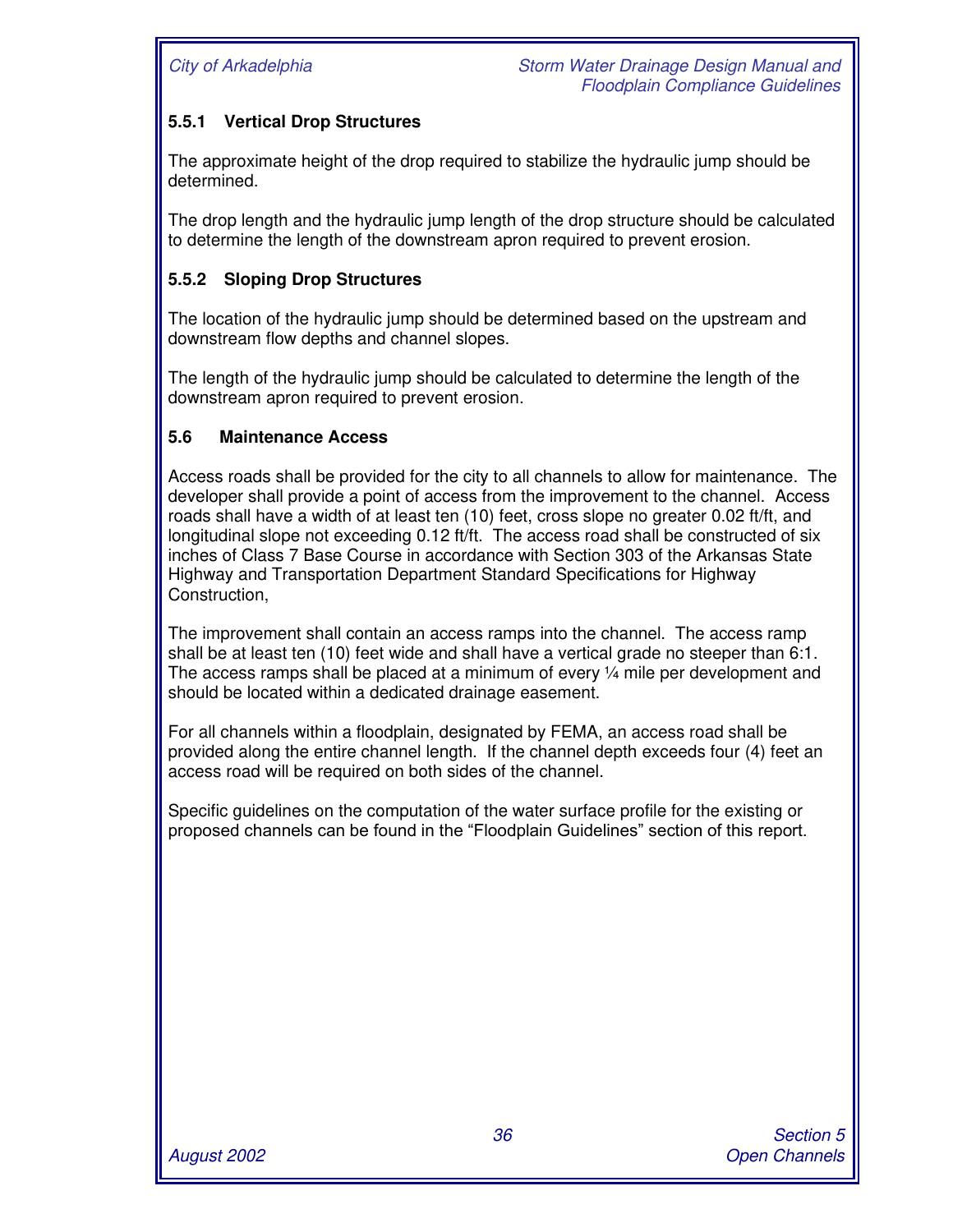### 5.5.1 Vertical Drop Structures

The approximate height of the drop required to stabilize the hydraulic jump should be determined.

The drop length and the hydraulic jump length of the drop structure should be calculated to determine the length of the downstream apron required to prevent erosion.

### 5.5.2 Sloping Drop Structures

The location of the hydraulic jump should be determined based on the upstream and downstream flow depths and channel slopes.

The length of the hydraulic jump should be calculated to determine the length of the downstream apron required to prevent erosion.

## 5.6 Maintenance Access

Access roads shall be provided for the city to all channels to allow for maintenance. The developer shall provide a point of access from the improvement to the channel. Access roads shall have a width of at least ten (10) feet, cross slope no greater 0.02 ft/ft, and longitudinal slope not exceeding 0.12 ft/ft. The access road shall be constructed of six inches of Class 7 Base Course in accordance with Section 303 of the Arkansas State Highway and Transportation Department Standard Specifications for Highway Construction,

The improvement shall contain an access ramps into the channel. The access ramp shall be at least ten (10) feet wide and shall have a vertical grade no steeper than 6:1. The access ramps shall be placed at a minimum of every ¼ mile per development and should be located within a dedicated drainage easement.

For all channels within a floodplain, designated by FEMA, an access road shall be provided along the entire channel length. If the channel depth exceeds four (4) feet an access road will be required on both sides of the channel.

Specific guidelines on the computation of the water surface profile for the existing or proposed channels can be found in the "Floodplain Guidelines" section of this report.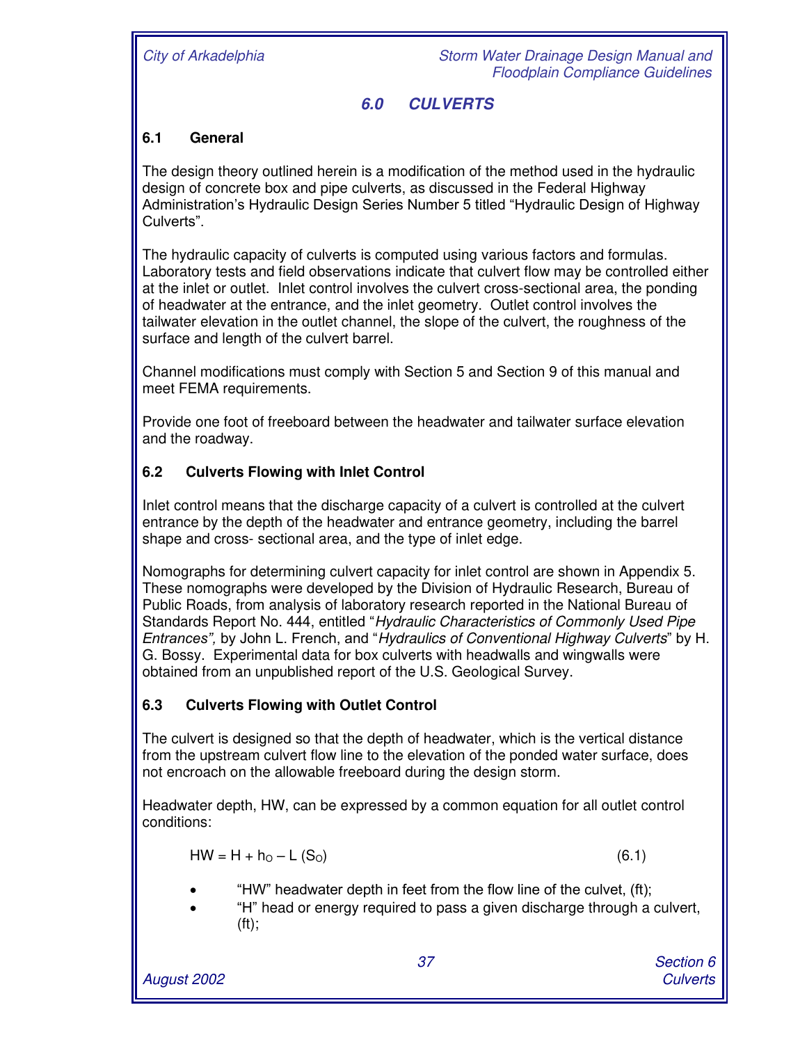# 6.0 CULVERTS

## 6.1 General

The design theory outlined herein is a modification of the method used in the hydraulic design of concrete box and pipe culverts, as discussed in the Federal Highway Administration's Hydraulic Design Series Number 5 titled "Hydraulic Design of Highway Culverts".

The hydraulic capacity of culverts is computed using various factors and formulas. Laboratory tests and field observations indicate that culvert flow may be controlled either at the inlet or outlet. Inlet control involves the culvert cross-sectional area, the ponding of headwater at the entrance, and the inlet geometry. Outlet control involves the tailwater elevation in the outlet channel, the slope of the culvert, the roughness of the surface and length of the culvert barrel.

Channel modifications must comply with Section 5 and Section 9 of this manual and meet FEMA requirements.

Provide one foot of freeboard between the headwater and tailwater surface elevation and the roadway.

## 6.2 Culverts Flowing with Inlet Control

Inlet control means that the discharge capacity of a culvert is controlled at the culvert entrance by the depth of the headwater and entrance geometry, including the barrel shape and cross- sectional area, and the type of inlet edge.

Nomographs for determining culvert capacity for inlet control are shown in Appendix 5. These nomographs were developed by the Division of Hydraulic Research, Bureau of Public Roads, from analysis of laboratory research reported in the National Bureau of Standards Report No. 444, entitled "*Hydraulic Characteristics of Commonly Used Pipe Entrances",* by John L. French, and "*Hydraulics of Conventional Highway Culverts*" by H. G. Bossy. Experimental data for box culverts with headwalls and wingwalls were obtained from an unpublished report of the U.S. Geological Survey.

## 6.3 Culverts Flowing with Outlet Control

The culvert is designed so that the depth of headwater, which is the vertical distance from the upstream culvert flow line to the elevation of the ponded water surface, does not encroach on the allowable freeboard during the design storm.

Headwater depth, HW, can be expressed by a common equation for all outlet control conditions:

$$HW = H + h_O - L\,(S_O) \qquad (6.1)$$

- "HW" headwater depth in feet from the flow line of the culvet, (ft);
- "H" head or energy required to pass a given discharge through a culvert, (ft);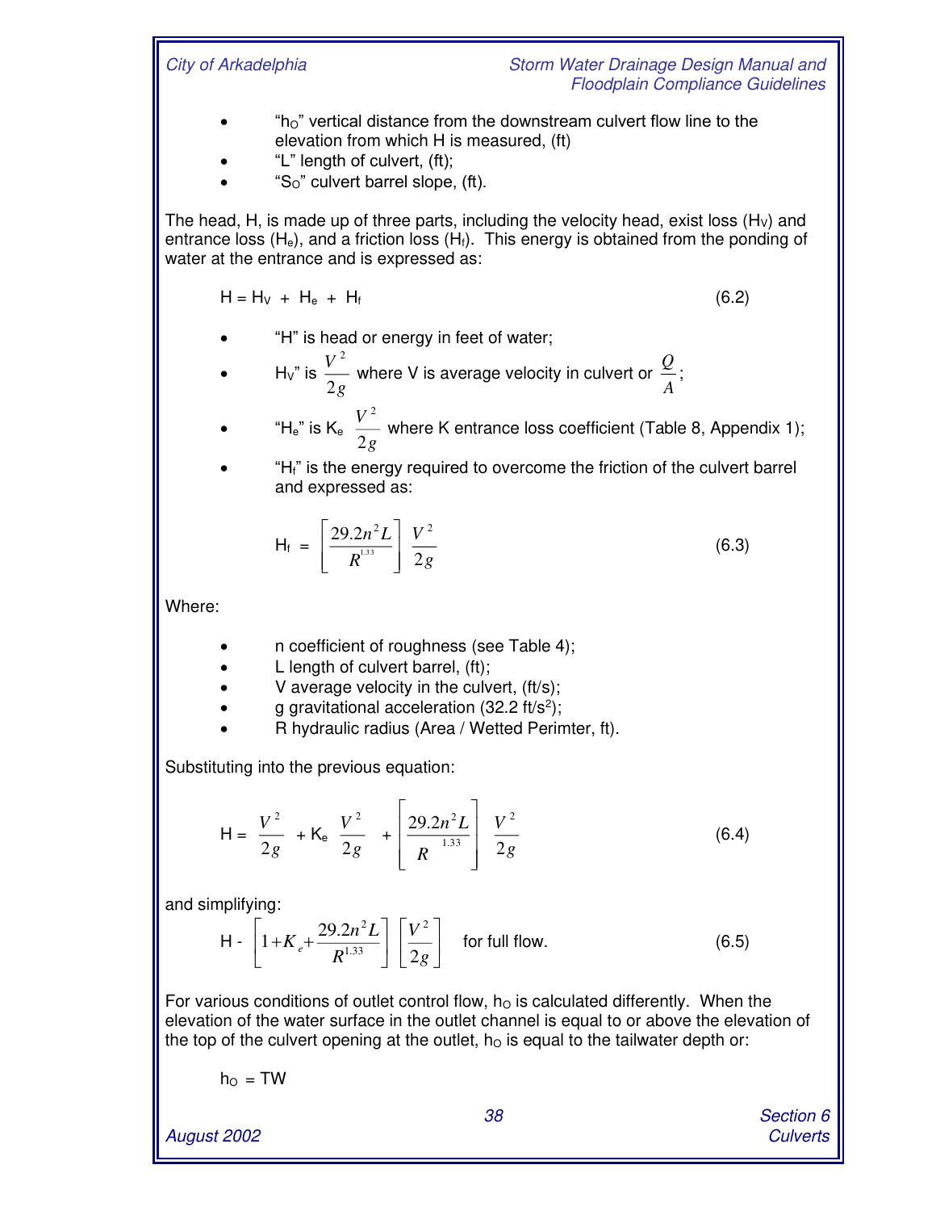- "$h_O$" vertical distance from the downstream culvert flow line to the elevation from which H is measured, (ft)
- "L" length of culvert, (ft);
- "$S_O$" culvert barrel slope, (ft).

The head, H, is made up of three parts, including the velocity head, exist loss ($H_V$) and entrance loss ($H_e$), and a friction loss ($H_f$). This energy is obtained from the ponding of water at the entrance and is expressed as:

$$H = H_V + H_e + H_f \tag{6.2}$$

- "H" is head or energy in feet of water;
- $H_V$" is $\frac{V^2}{2g}$ where V is average velocity in culvert or $\frac{Q}{A}$;
- "$H_e$" is $K_e \frac{V^2}{2g}$ where K entrance loss coefficient (Table 8, Appendix 1);
- "$H_f$" is the energy required to overcome the friction of the culvert barrel and expressed as:

$$H_f = \left[\frac{29.2n^2L}{R^{1.33}}\right]\frac{V^2}{2g} \tag{6.3}$$

Where:

- n coefficient of roughness (see Table 4);
- L length of culvert barrel, (ft);
- V average velocity in the culvert, (ft/s);
- g gravitational acceleration (32.2 ft/s[2]);
- R hydraulic radius (Area / Wetted Perimter, ft).

Substituting into the previous equation:

$$H = \frac{V^2}{2g} + K_e \frac{V^2}{2g} + \left[\frac{29.2n^2L}{R^{1.33}}\right]\frac{V^2}{2g} \tag{6.4}$$

and simplifying:

$$H - \left[1 + K_e + \frac{29.2n^2L}{R^{1.33}}\right]\left[\frac{V^2}{2g}\right] \quad \text{for full flow.} \tag{6.5}$$

For various conditions of outlet control flow, $h_O$ is calculated differently. When the elevation of the water surface in the outlet channel is equal to or above the elevation of the top of the culvert opening at the outlet, $h_O$ is equal to the tailwater depth or:

$$h_O = TW$$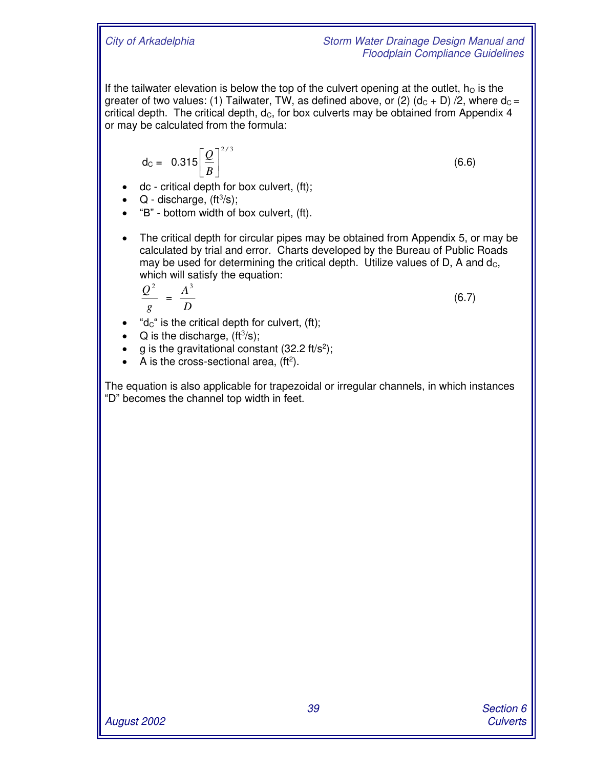If the tailwater elevation is below the top of the culvert opening at the outlet, $h_O$ is the greater of two values: (1) Tailwater, TW, as defined above, or (2) $(d_C + D)/2$, where $d_C$ = critical depth. The critical depth, $d_C$, for box culverts may be obtained from Appendix 4 or may be calculated from the formula:

$$d_C = 0.315\left[\frac{Q}{B}\right]^{2/3} \tag{6.6}$$

- dc - critical depth for box culvert, (ft);
- Q - discharge, ($ft^3/s$);
- "B" - bottom width of box culvert, (ft).

- The critical depth for circular pipes may be obtained from Appendix 5, or may be calculated by trial and error. Charts developed by the Bureau of Public Roads may be used for determining the critical depth. Utilize values of D, A and $d_C$, which will satisfy the equation:

$$\frac{Q^2}{g} = \frac{A^3}{D} \tag{6.7}$$

- "$d_C$" is the critical depth for culvert, (ft);
- Q is the discharge, ($ft^3/s$);
- g is the gravitational constant (32.2 $ft/s^2$);
- A is the cross-sectional area, ($ft^2$).

The equation is also applicable for trapezoidal or irregular channels, in which instances "D" becomes the channel top width in feet.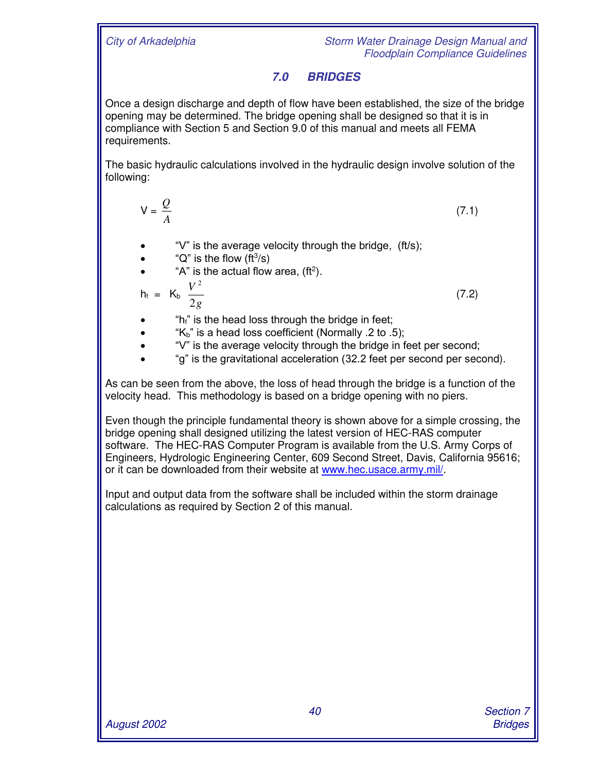# 7.0 BRIDGES

Once a design discharge and depth of flow have been established, the size of the bridge opening may be determined. The bridge opening shall be designed so that it is in compliance with Section 5 and Section 9.0 of this manual and meets all FEMA requirements.

The basic hydraulic calculations involved in the hydraulic design involve solution of the following:

$$V = \frac{Q}{A} \tag{7.1}$$

- "V" is the average velocity through the bridge, (ft/s);
- "Q" is the flow ($ft^3/s$)
- "A" is the actual flow area, ($ft^2$).

$$h_f = K_b \frac{V^2}{2g} \tag{7.2}$$

- "$h_f$" is the head loss through the bridge in feet;
- "$K_b$" is a head loss coefficient (Normally .2 to .5);
- "V" is the average velocity through the bridge in feet per second;
- "g" is the gravitational acceleration (32.2 feet per second per second).

As can be seen from the above, the loss of head through the bridge is a function of the velocity head. This methodology is based on a bridge opening with no piers.

Even though the principle fundamental theory is shown above for a simple crossing, the bridge opening shall designed utilizing the latest version of HEC-RAS computer software. The HEC-RAS Computer Program is available from the U.S. Army Corps of Engineers, Hydrologic Engineering Center, 609 Second Street, Davis, California 95616; or it can be downloaded from their website at [www.hec.usace.army.mil/](http://www.hec.usace.army.mil/).

Input and output data from the software shall be included within the storm drainage calculations as required by Section 2 of this manual.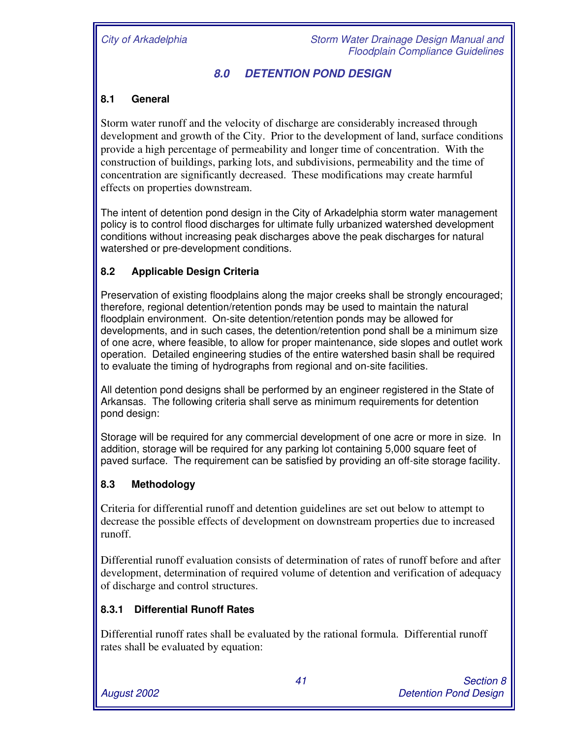# 8.0 DETENTION POND DESIGN

## 8.1 General

Storm water runoff and the velocity of discharge are considerably increased through development and growth of the City. Prior to the development of land, surface conditions provide a high percentage of permeability and longer time of concentration. With the construction of buildings, parking lots, and subdivisions, permeability and the time of concentration are significantly decreased. These modifications may create harmful effects on properties downstream.

The intent of detention pond design in the City of Arkadelphia storm water management policy is to control flood discharges for ultimate fully urbanized watershed development conditions without increasing peak discharges above the peak discharges for natural watershed or pre-development conditions.

## 8.2 Applicable Design Criteria

Preservation of existing floodplains along the major creeks shall be strongly encouraged; therefore, regional detention/retention ponds may be used to maintain the natural floodplain environment. On-site detention/retention ponds may be allowed for developments, and in such cases, the detention/retention pond shall be a minimum size of one acre, where feasible, to allow for proper maintenance, side slopes and outlet work operation. Detailed engineering studies of the entire watershed basin shall be required to evaluate the timing of hydrographs from regional and on-site facilities.

All detention pond designs shall be performed by an engineer registered in the State of Arkansas. The following criteria shall serve as minimum requirements for detention pond design:

Storage will be required for any commercial development of one acre or more in size. In addition, storage will be required for any parking lot containing 5,000 square feet of paved surface. The requirement can be satisfied by providing an off-site storage facility.

## 8.3 Methodology

Criteria for differential runoff and detention guidelines are set out below to attempt to decrease the possible effects of development on downstream properties due to increased runoff.

Differential runoff evaluation consists of determination of rates of runoff before and after development, determination of required volume of detention and verification of adequacy of discharge and control structures.

### 8.3.1 Differential Runoff Rates

Differential runoff rates shall be evaluated by the rational formula. Differential runoff rates shall be evaluated by equation: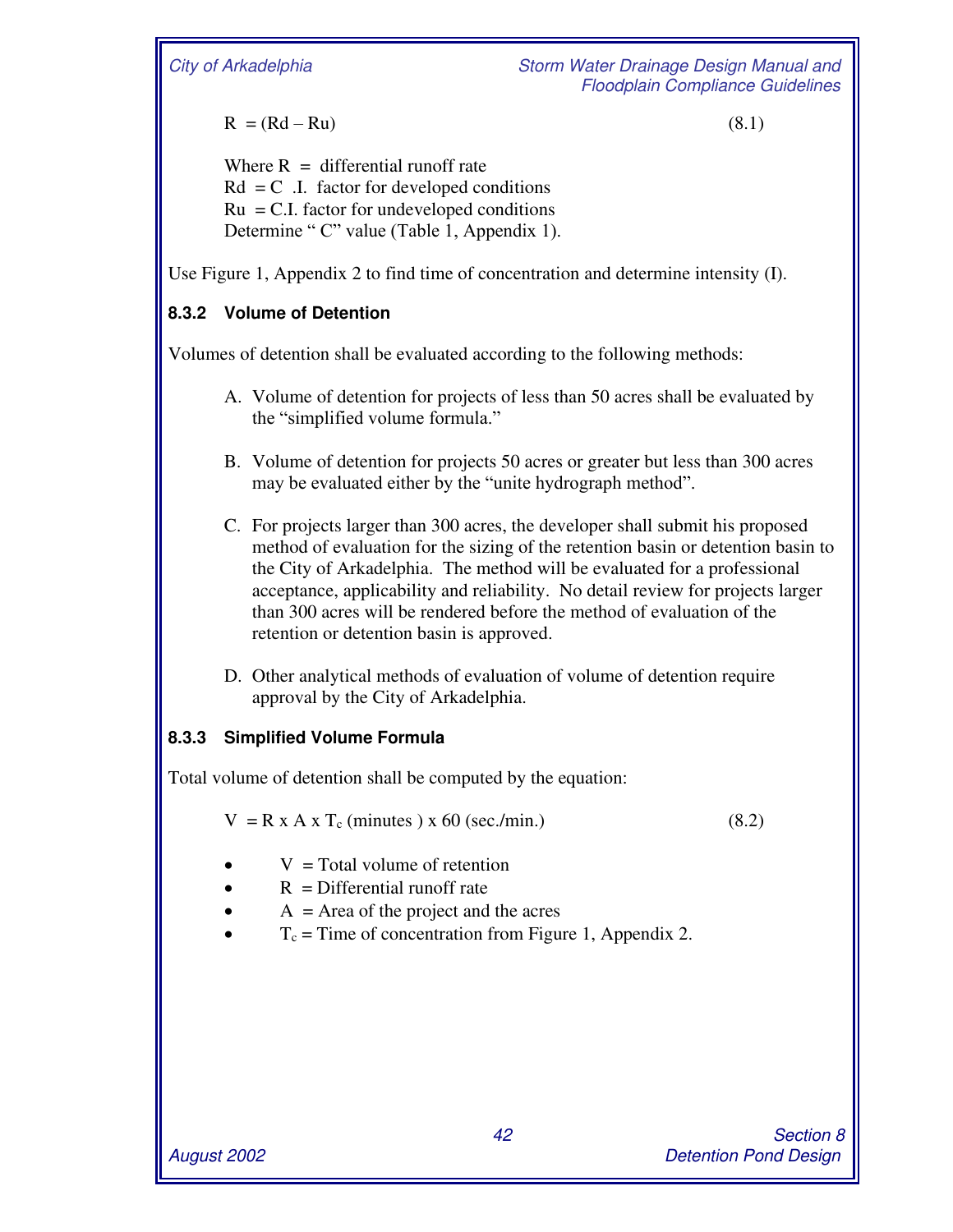$$R = (Rd - Ru) \tag{8.1}$$

Where R = differential runoff rate
Rd = C .I. factor for developed conditions
Ru = C.I. factor for undeveloped conditions
Determine " C" value (Table 1, Appendix 1).

Use Figure 1, Appendix 2 to find time of concentration and determine intensity (I).

### 8.3.2 Volume of Detention

Volumes of detention shall be evaluated according to the following methods:

A. Volume of detention for projects of less than 50 acres shall be evaluated by the "simplified volume formula."

B. Volume of detention for projects 50 acres or greater but less than 300 acres may be evaluated either by the "unite hydrograph method".

C. For projects larger than 300 acres, the developer shall submit his proposed method of evaluation for the sizing of the retention basin or detention basin to the City of Arkadelphia. The method will be evaluated for a professional acceptance, applicability and reliability. No detail review for projects larger than 300 acres will be rendered before the method of evaluation of the retention or detention basin is approved.

D. Other analytical methods of evaluation of volume of detention require approval by the City of Arkadelphia.

### 8.3.3 Simplified Volume Formula

Total volume of detention shall be computed by the equation:

$$V = R \times A \times T_c \text{ (minutes) } \times 60 \text{ (sec./min.)} \tag{8.2}$$

- V = Total volume of retention
- R = Differential runoff rate
- A = Area of the project and the acres
- $T_c$ = Time of concentration from Figure 1, Appendix 2.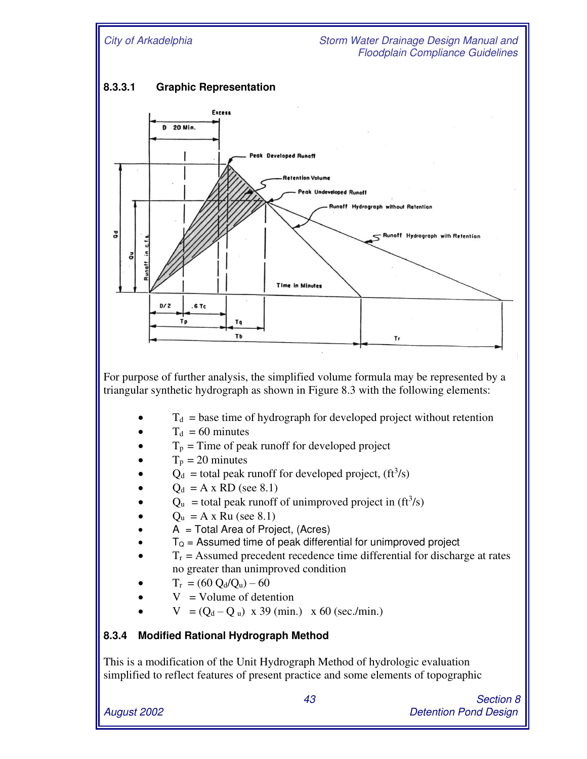#### 8.3.3.1 Graphic Representation

For purpose of further analysis, the simplified volume formula may be represented by a triangular synthetic hydrograph as shown in Figure 8.3 with the following elements:

- $T_d$ = base time of hydrograph for developed project without retention
- $T_d$ = 60 minutes
- $T_p$ = Time of peak runoff for developed project
- $T_p$ = 20 minutes
- $Q_d$ = total peak runoff for developed project, ($ft^3/s$)
- $Q_d$ = A x RD (see 8.1)
- $Q_u$ = total peak runoff of unimproved project in ($ft^3/s$)
- $Q_u$ = A x Ru (see 8.1)
- A = Total Area of Project, (Acres)
- $T_Q$ = Assumed time of peak differential for unimproved project
- $T_r$ = Assumed precedent recedence time differential for discharge at rates no greater than unimproved condition
- $T_r = (60\ Q_d/Q_u) - 60$
- V = Volume of detention
- $V = (Q_d - Q_u)$ x 39 (min.) x 60 (sec./min.)

### 8.3.4 Modified Rational Hydrograph Method

This is a modification of the Unit Hydrograph Method of hydrologic evaluation simplified to reflect features of present practice and some elements of topographic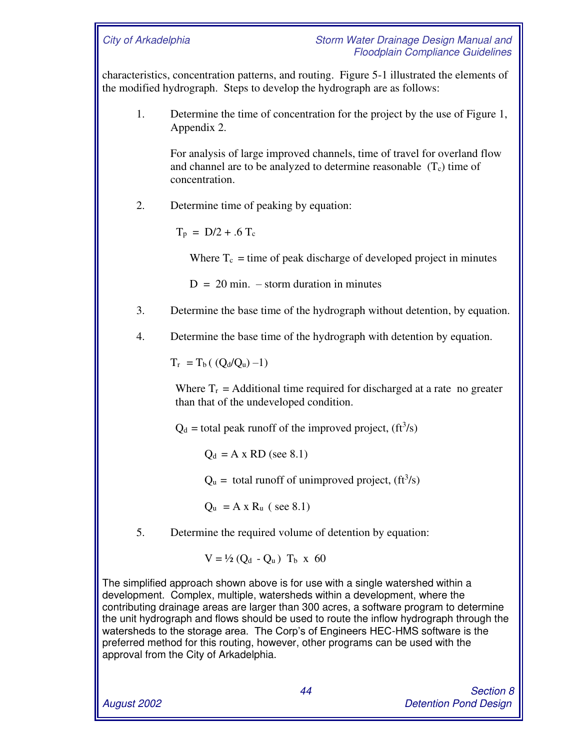characteristics, concentration patterns, and routing. Figure 5-1 illustrated the elements of the modified hydrograph. Steps to develop the hydrograph are as follows:

1. Determine the time of concentration for the project by the use of Figure 1, Appendix 2.

   For analysis of large improved channels, time of travel for overland flow and channel are to be analyzed to determine reasonable ($T_c$) time of concentration.

2. Determine time of peaking by equation:

   $$T_p = D/2 + .6\,T_c$$

   Where $T_c$ = time of peak discharge of developed project in minutes

   D = 20 min. – storm duration in minutes

3. Determine the base time of the hydrograph without detention, by equation.

4. Determine the base time of the hydrograph with detention by equation.

   $$T_r = T_b\,(\,(Q_d/Q_u) - 1)$$

   Where $T_r$ = Additional time required for discharged at a rate no greater than that of the undeveloped condition.

   $Q_d$ = total peak runoff of the improved project, ($ft^3/s$)

   $Q_d$ = A x RD (see 8.1)

   $Q_u$ = total runoff of unimproved project, ($ft^3/s$)

   $Q_u$ = A x $R_u$ ( see 8.1)

5. Determine the required volume of detention by equation:

   $$V = \tfrac{1}{2}\,(Q_d - Q_u)\;T_b \times 60$$

The simplified approach shown above is for use with a single watershed within a development. Complex, multiple, watersheds within a development, where the contributing drainage areas are larger than 300 acres, a software program to determine the unit hydrograph and flows should be used to route the inflow hydrograph through the watersheds to the storage area. The Corp's of Engineers HEC-HMS software is the preferred method for this routing, however, other programs can be used with the approval from the City of Arkadelphia.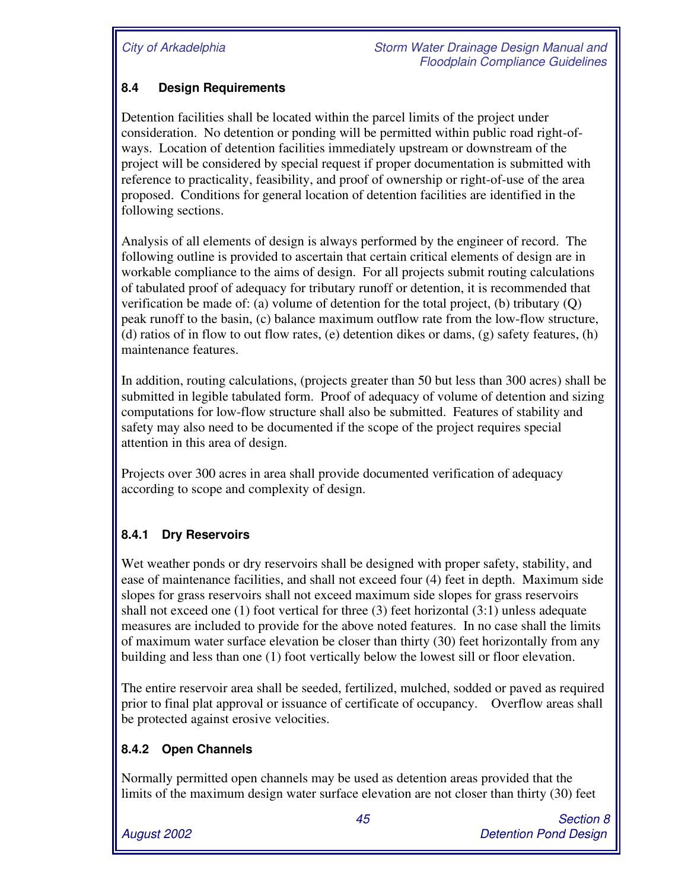## 8.4 Design Requirements

Detention facilities shall be located within the parcel limits of the project under consideration. No detention or ponding will be permitted within public road right-of-ways. Location of detention facilities immediately upstream or downstream of the project will be considered by special request if proper documentation is submitted with reference to practicality, feasibility, and proof of ownership or right-of-use of the area proposed. Conditions for general location of detention facilities are identified in the following sections.

Analysis of all elements of design is always performed by the engineer of record. The following outline is provided to ascertain that certain critical elements of design are in workable compliance to the aims of design. For all projects submit routing calculations of tabulated proof of adequacy for tributary runoff or detention, it is recommended that verification be made of: (a) volume of detention for the total project, (b) tributary (Q) peak runoff to the basin, (c) balance maximum outflow rate from the low-flow structure, (d) ratios of in flow to out flow rates, (e) detention dikes or dams, (g) safety features, (h) maintenance features.

In addition, routing calculations, (projects greater than 50 but less than 300 acres) shall be submitted in legible tabulated form. Proof of adequacy of volume of detention and sizing computations for low-flow structure shall also be submitted. Features of stability and safety may also need to be documented if the scope of the project requires special attention in this area of design.

Projects over 300 acres in area shall provide documented verification of adequacy according to scope and complexity of design.

### 8.4.1 Dry Reservoirs

Wet weather ponds or dry reservoirs shall be designed with proper safety, stability, and ease of maintenance facilities, and shall not exceed four (4) feet in depth. Maximum side slopes for grass reservoirs shall not exceed maximum side slopes for grass reservoirs shall not exceed one (1) foot vertical for three (3) feet horizontal (3:1) unless adequate measures are included to provide for the above noted features. In no case shall the limits of maximum water surface elevation be closer than thirty (30) feet horizontally from any building and less than one (1) foot vertically below the lowest sill or floor elevation.

The entire reservoir area shall be seeded, fertilized, mulched, sodded or paved as required prior to final plat approval or issuance of certificate of occupancy. Overflow areas shall be protected against erosive velocities.

### 8.4.2 Open Channels

Normally permitted open channels may be used as detention areas provided that the limits of the maximum design water surface elevation are not closer than thirty (30) feet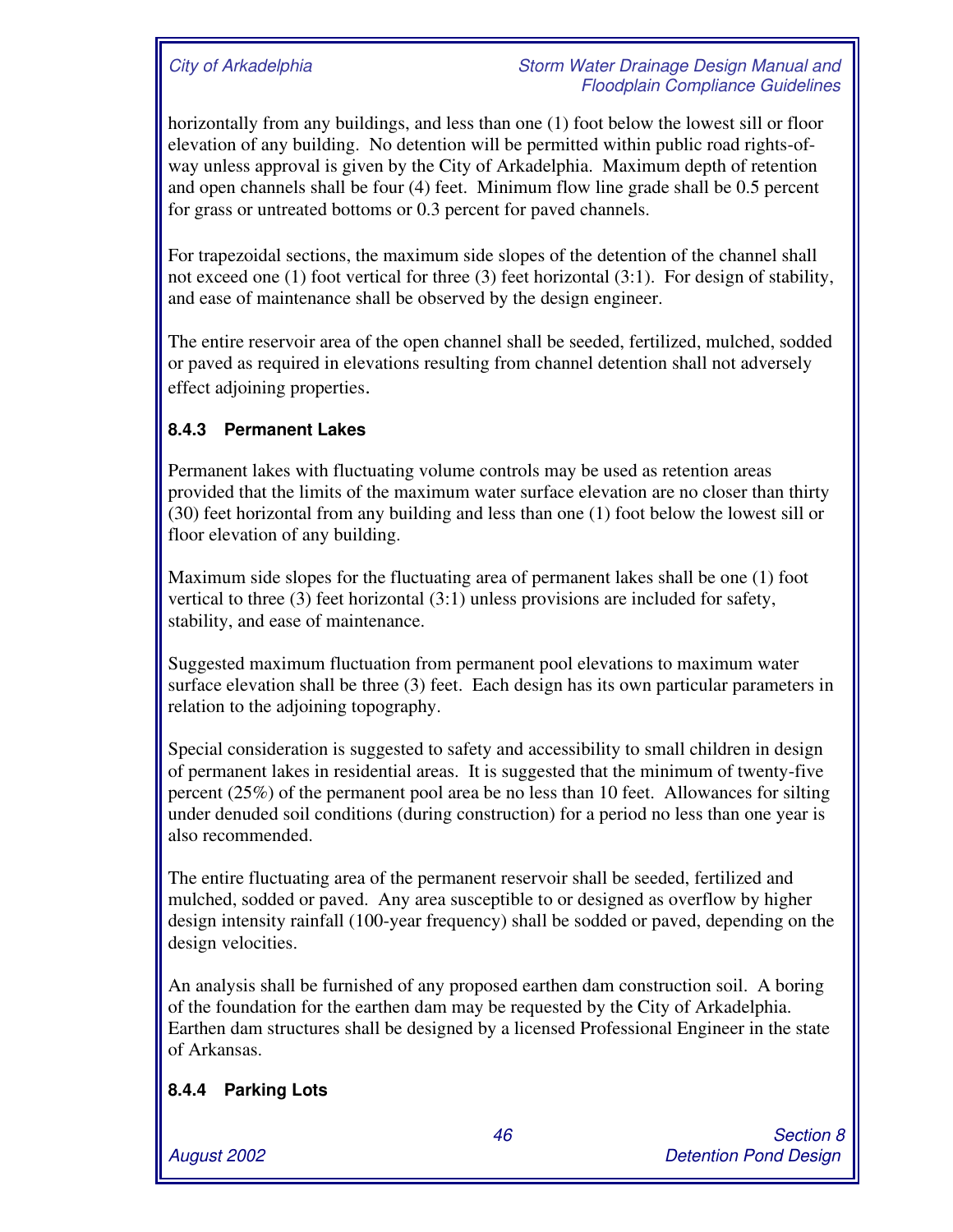horizontally from any buildings, and less than one (1) foot below the lowest sill or floor elevation of any building. No detention will be permitted within public road rights-of-way unless approval is given by the City of Arkadelphia. Maximum depth of retention and open channels shall be four (4) feet. Minimum flow line grade shall be 0.5 percent for grass or untreated bottoms or 0.3 percent for paved channels.

For trapezoidal sections, the maximum side slopes of the detention of the channel shall not exceed one (1) foot vertical for three (3) feet horizontal (3:1). For design of stability, and ease of maintenance shall be observed by the design engineer.

The entire reservoir area of the open channel shall be seeded, fertilized, mulched, sodded or paved as required in elevations resulting from channel detention shall not adversely effect adjoining properties.

### 8.4.3 Permanent Lakes

Permanent lakes with fluctuating volume controls may be used as retention areas provided that the limits of the maximum water surface elevation are no closer than thirty (30) feet horizontal from any building and less than one (1) foot below the lowest sill or floor elevation of any building.

Maximum side slopes for the fluctuating area of permanent lakes shall be one (1) foot vertical to three (3) feet horizontal (3:1) unless provisions are included for safety, stability, and ease of maintenance.

Suggested maximum fluctuation from permanent pool elevations to maximum water surface elevation shall be three (3) feet. Each design has its own particular parameters in relation to the adjoining topography.

Special consideration is suggested to safety and accessibility to small children in design of permanent lakes in residential areas. It is suggested that the minimum of twenty-five percent (25%) of the permanent pool area be no less than 10 feet. Allowances for silting under denuded soil conditions (during construction) for a period no less than one year is also recommended.

The entire fluctuating area of the permanent reservoir shall be seeded, fertilized and mulched, sodded or paved. Any area susceptible to or designed as overflow by higher design intensity rainfall (100-year frequency) shall be sodded or paved, depending on the design velocities.

An analysis shall be furnished of any proposed earthen dam construction soil. A boring of the foundation for the earthen dam may be requested by the City of Arkadelphia. Earthen dam structures shall be designed by a licensed Professional Engineer in the state of Arkansas.

### 8.4.4 Parking Lots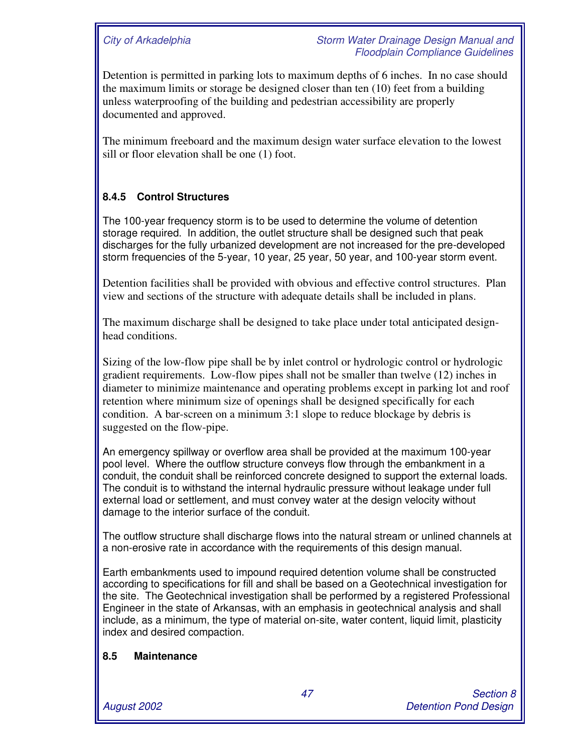Detention is permitted in parking lots to maximum depths of 6 inches. In no case should the maximum limits or storage be designed closer than ten (10) feet from a building unless waterproofing of the building and pedestrian accessibility are properly documented and approved.

The minimum freeboard and the maximum design water surface elevation to the lowest sill or floor elevation shall be one (1) foot.

### 8.4.5 Control Structures

The 100-year frequency storm is to be used to determine the volume of detention storage required. In addition, the outlet structure shall be designed such that peak discharges for the fully urbanized development are not increased for the pre-developed storm frequencies of the 5-year, 10 year, 25 year, 50 year, and 100-year storm event.

Detention facilities shall be provided with obvious and effective control structures. Plan view and sections of the structure with adequate details shall be included in plans.

The maximum discharge shall be designed to take place under total anticipated design-head conditions.

Sizing of the low-flow pipe shall be by inlet control or hydrologic control or hydrologic gradient requirements. Low-flow pipes shall not be smaller than twelve (12) inches in diameter to minimize maintenance and operating problems except in parking lot and roof retention where minimum size of openings shall be designed specifically for each condition. A bar-screen on a minimum 3:1 slope to reduce blockage by debris is suggested on the flow-pipe.

An emergency spillway or overflow area shall be provided at the maximum 100-year pool level. Where the outflow structure conveys flow through the embankment in a conduit, the conduit shall be reinforced concrete designed to support the external loads. The conduit is to withstand the internal hydraulic pressure without leakage under full external load or settlement, and must convey water at the design velocity without damage to the interior surface of the conduit.

The outflow structure shall discharge flows into the natural stream or unlined channels at a non-erosive rate in accordance with the requirements of this design manual.

Earth embankments used to impound required detention volume shall be constructed according to specifications for fill and shall be based on a Geotechnical investigation for the site. The Geotechnical investigation shall be performed by a registered Professional Engineer in the state of Arkansas, with an emphasis in geotechnical analysis and shall include, as a minimum, the type of material on-site, water content, liquid limit, plasticity index and desired compaction.

## 8.5 Maintenance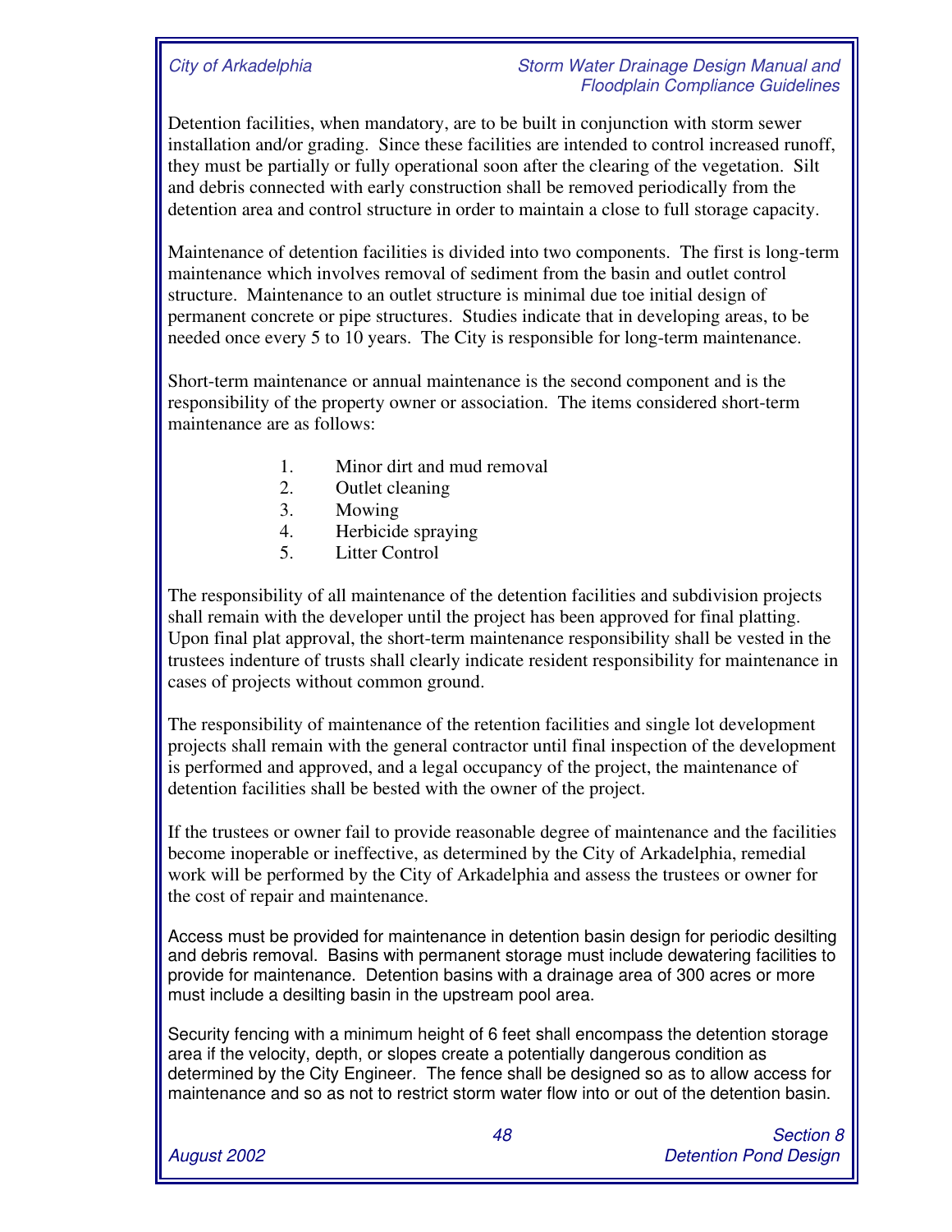Detention facilities, when mandatory, are to be built in conjunction with storm sewer installation and/or grading. Since these facilities are intended to control increased runoff, they must be partially or fully operational soon after the clearing of the vegetation. Silt and debris connected with early construction shall be removed periodically from the detention area and control structure in order to maintain a close to full storage capacity.

Maintenance of detention facilities is divided into two components. The first is long-term maintenance which involves removal of sediment from the basin and outlet control structure. Maintenance to an outlet structure is minimal due toe initial design of permanent concrete or pipe structures. Studies indicate that in developing areas, to be needed once every 5 to 10 years. The City is responsible for long-term maintenance.

Short-term maintenance or annual maintenance is the second component and is the responsibility of the property owner or association. The items considered short-term maintenance are as follows:

1. Minor dirt and mud removal
2. Outlet cleaning
3. Mowing
4. Herbicide spraying
5. Litter Control

The responsibility of all maintenance of the detention facilities and subdivision projects shall remain with the developer until the project has been approved for final platting. Upon final plat approval, the short-term maintenance responsibility shall be vested in the trustees indenture of trusts shall clearly indicate resident responsibility for maintenance in cases of projects without common ground.

The responsibility of maintenance of the retention facilities and single lot development projects shall remain with the general contractor until final inspection of the development is performed and approved, and a legal occupancy of the project, the maintenance of detention facilities shall be bested with the owner of the project.

If the trustees or owner fail to provide reasonable degree of maintenance and the facilities become inoperable or ineffective, as determined by the City of Arkadelphia, remedial work will be performed by the City of Arkadelphia and assess the trustees or owner for the cost of repair and maintenance.

Access must be provided for maintenance in detention basin design for periodic desilting and debris removal. Basins with permanent storage must include dewatering facilities to provide for maintenance. Detention basins with a drainage area of 300 acres or more must include a desilting basin in the upstream pool area.

Security fencing with a minimum height of 6 feet shall encompass the detention storage area if the velocity, depth, or slopes create a potentially dangerous condition as determined by the City Engineer. The fence shall be designed so as to allow access for maintenance and so as not to restrict storm water flow into or out of the detention basin.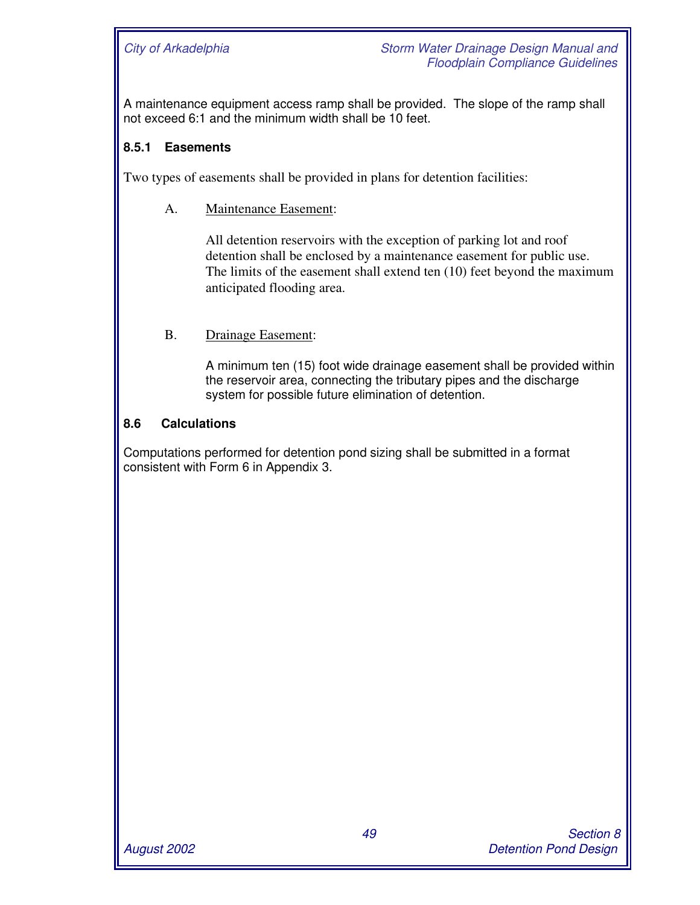A maintenance equipment access ramp shall be provided. The slope of the ramp shall not exceed 6:1 and the minimum width shall be 10 feet.

### 8.5.1 Easements

Two types of easements shall be provided in plans for detention facilities:

A. Maintenance Easement:

All detention reservoirs with the exception of parking lot and roof detention shall be enclosed by a maintenance easement for public use. The limits of the easement shall extend ten (10) feet beyond the maximum anticipated flooding area.

B. Drainage Easement:

A minimum ten (15) foot wide drainage easement shall be provided within the reservoir area, connecting the tributary pipes and the discharge system for possible future elimination of detention.

## 8.6 Calculations

Computations performed for detention pond sizing shall be submitted in a format consistent with Form 6 in Appendix 3.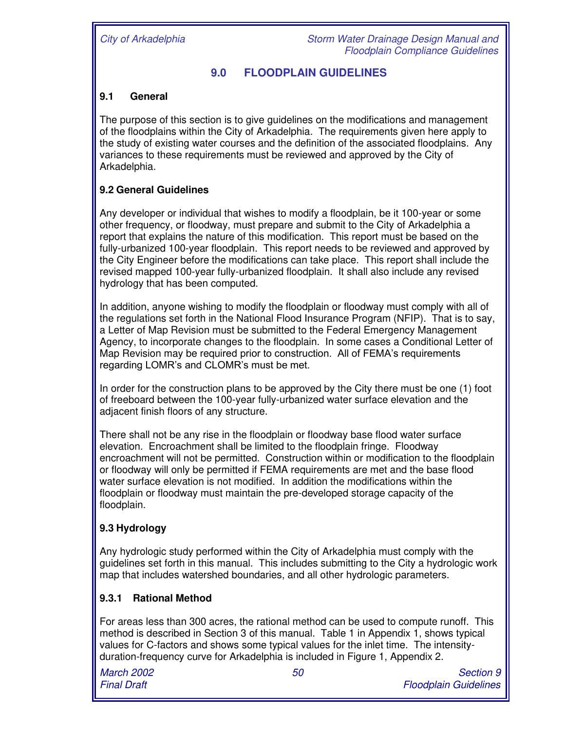# 9.0 FLOODPLAIN GUIDELINES

## 9.1 General

The purpose of this section is to give guidelines on the modifications and management of the floodplains within the City of Arkadelphia. The requirements given here apply to the study of existing water courses and the definition of the associated floodplains. Any variances to these requirements must be reviewed and approved by the City of Arkadelphia.

## 9.2 General Guidelines

Any developer or individual that wishes to modify a floodplain, be it 100-year or some other frequency, or floodway, must prepare and submit to the City of Arkadelphia a report that explains the nature of this modification. This report must be based on the fully-urbanized 100-year floodplain. This report needs to be reviewed and approved by the City Engineer before the modifications can take place. This report shall include the revised mapped 100-year fully-urbanized floodplain. It shall also include any revised hydrology that has been computed.

In addition, anyone wishing to modify the floodplain or floodway must comply with all of the regulations set forth in the National Flood Insurance Program (NFIP). That is to say, a Letter of Map Revision must be submitted to the Federal Emergency Management Agency, to incorporate changes to the floodplain. In some cases a Conditional Letter of Map Revision may be required prior to construction. All of FEMA's requirements regarding LOMR's and CLOMR's must be met.

In order for the construction plans to be approved by the City there must be one (1) foot of freeboard between the 100-year fully-urbanized water surface elevation and the adjacent finish floors of any structure.

There shall not be any rise in the floodplain or floodway base flood water surface elevation. Encroachment shall be limited to the floodplain fringe. Floodway encroachment will not be permitted. Construction within or modification to the floodplain or floodway will only be permitted if FEMA requirements are met and the base flood water surface elevation is not modified. In addition the modifications within the floodplain or floodway must maintain the pre-developed storage capacity of the floodplain.

## 9.3 Hydrology

Any hydrologic study performed within the City of Arkadelphia must comply with the guidelines set forth in this manual. This includes submitting to the City a hydrologic work map that includes watershed boundaries, and all other hydrologic parameters.

### 9.3.1 Rational Method

For areas less than 300 acres, the rational method can be used to compute runoff. This method is described in Section 3 of this manual. Table 1 in Appendix 1, shows typical values for C-factors and shows some typical values for the inlet time. The intensity-duration-frequency curve for Arkadelphia is included in Figure 1, Appendix 2.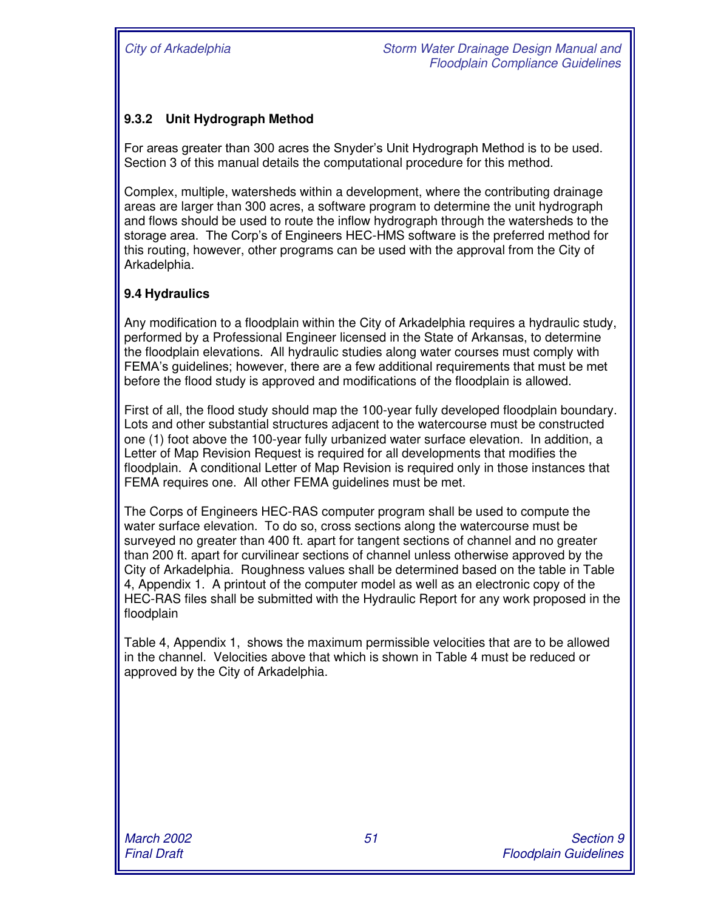### 9.3.2 Unit Hydrograph Method

For areas greater than 300 acres the Snyder's Unit Hydrograph Method is to be used. Section 3 of this manual details the computational procedure for this method.

Complex, multiple, watersheds within a development, where the contributing drainage areas are larger than 300 acres, a software program to determine the unit hydrograph and flows should be used to route the inflow hydrograph through the watersheds to the storage area. The Corp's of Engineers HEC-HMS software is the preferred method for this routing, however, other programs can be used with the approval from the City of Arkadelphia.

## 9.4 Hydraulics

Any modification to a floodplain within the City of Arkadelphia requires a hydraulic study, performed by a Professional Engineer licensed in the State of Arkansas, to determine the floodplain elevations. All hydraulic studies along water courses must comply with FEMA's guidelines; however, there are a few additional requirements that must be met before the flood study is approved and modifications of the floodplain is allowed.

First of all, the flood study should map the 100-year fully developed floodplain boundary. Lots and other substantial structures adjacent to the watercourse must be constructed one (1) foot above the 100-year fully urbanized water surface elevation. In addition, a Letter of Map Revision Request is required for all developments that modifies the floodplain. A conditional Letter of Map Revision is required only in those instances that FEMA requires one. All other FEMA guidelines must be met.

The Corps of Engineers HEC-RAS computer program shall be used to compute the water surface elevation. To do so, cross sections along the watercourse must be surveyed no greater than 400 ft. apart for tangent sections of channel and no greater than 200 ft. apart for curvilinear sections of channel unless otherwise approved by the City of Arkadelphia. Roughness values shall be determined based on the table in Table 4, Appendix 1. A printout of the computer model as well as an electronic copy of the HEC-RAS files shall be submitted with the Hydraulic Report for any work proposed in the floodplain

Table 4, Appendix 1, shows the maximum permissible velocities that are to be allowed in the channel. Velocities above that which is shown in Table 4 must be reduced or approved by the City of Arkadelphia.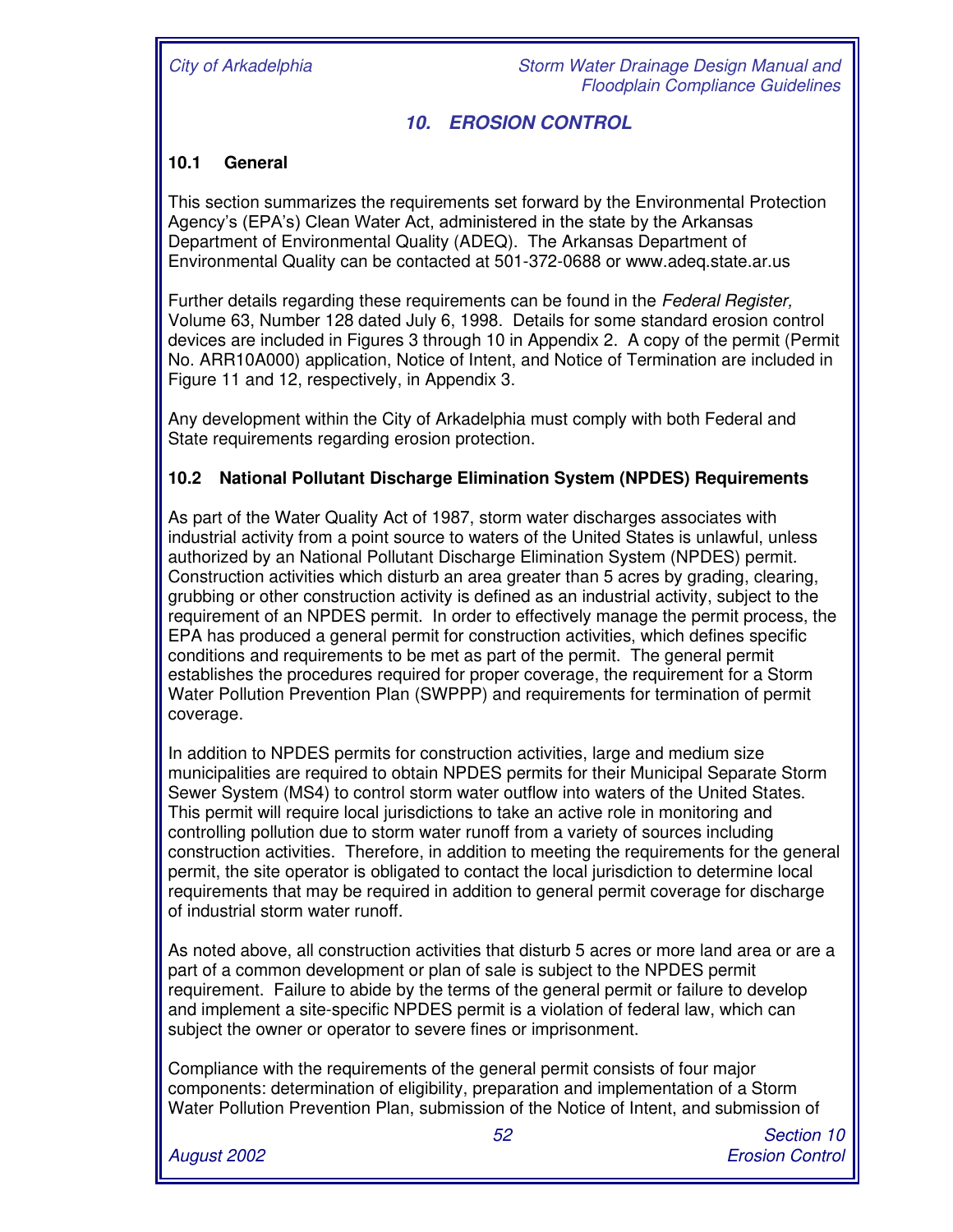# 10. EROSION CONTROL

## 10.1 General

This section summarizes the requirements set forward by the Environmental Protection Agency's (EPA's) Clean Water Act, administered in the state by the Arkansas Department of Environmental Quality (ADEQ). The Arkansas Department of Environmental Quality can be contacted at 501-372-0688 or www.adeq.state.ar.us

Further details regarding these requirements can be found in the *Federal Register,* Volume 63, Number 128 dated July 6, 1998. Details for some standard erosion control devices are included in Figures 3 through 10 in Appendix 2. A copy of the permit (Permit No. ARR10A000) application, Notice of Intent, and Notice of Termination are included in Figure 11 and 12, respectively, in Appendix 3.

Any development within the City of Arkadelphia must comply with both Federal and State requirements regarding erosion protection.

## 10.2 National Pollutant Discharge Elimination System (NPDES) Requirements

As part of the Water Quality Act of 1987, storm water discharges associates with industrial activity from a point source to waters of the United States is unlawful, unless authorized by an National Pollutant Discharge Elimination System (NPDES) permit. Construction activities which disturb an area greater than 5 acres by grading, clearing, grubbing or other construction activity is defined as an industrial activity, subject to the requirement of an NPDES permit. In order to effectively manage the permit process, the EPA has produced a general permit for construction activities, which defines specific conditions and requirements to be met as part of the permit. The general permit establishes the procedures required for proper coverage, the requirement for a Storm Water Pollution Prevention Plan (SWPPP) and requirements for termination of permit coverage.

In addition to NPDES permits for construction activities, large and medium size municipalities are required to obtain NPDES permits for their Municipal Separate Storm Sewer System (MS4) to control storm water outflow into waters of the United States. This permit will require local jurisdictions to take an active role in monitoring and controlling pollution due to storm water runoff from a variety of sources including construction activities. Therefore, in addition to meeting the requirements for the general permit, the site operator is obligated to contact the local jurisdiction to determine local requirements that may be required in addition to general permit coverage for discharge of industrial storm water runoff.

As noted above, all construction activities that disturb 5 acres or more land area or are a part of a common development or plan of sale is subject to the NPDES permit requirement. Failure to abide by the terms of the general permit or failure to develop and implement a site-specific NPDES permit is a violation of federal law, which can subject the owner or operator to severe fines or imprisonment.

Compliance with the requirements of the general permit consists of four major components: determination of eligibility, preparation and implementation of a Storm Water Pollution Prevention Plan, submission of the Notice of Intent, and submission of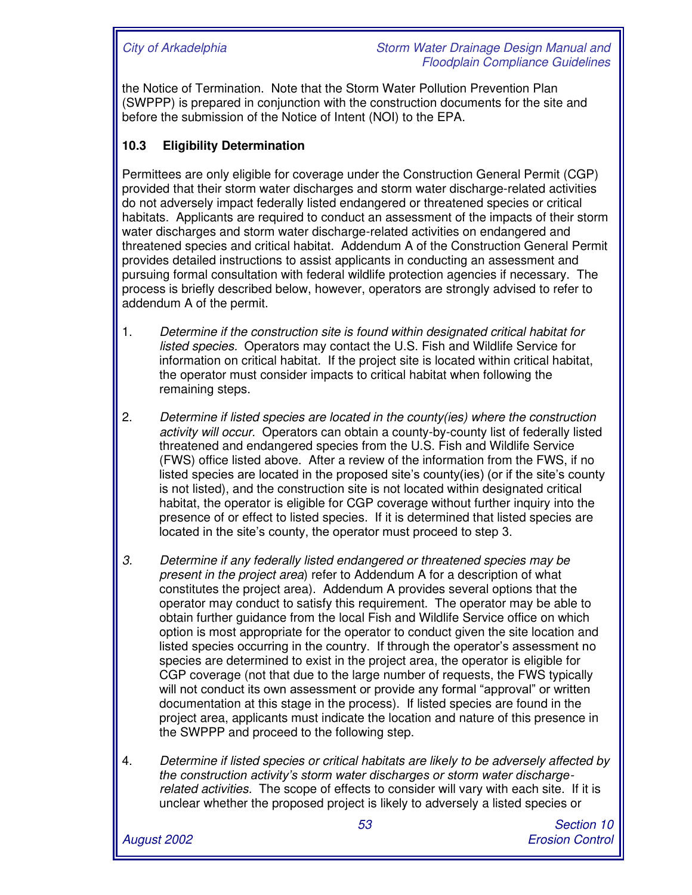the Notice of Termination. Note that the Storm Water Pollution Prevention Plan (SWPPP) is prepared in conjunction with the construction documents for the site and before the submission of the Notice of Intent (NOI) to the EPA.

### 10.3 Eligibility Determination

Permittees are only eligible for coverage under the Construction General Permit (CGP) provided that their storm water discharges and storm water discharge-related activities do not adversely impact federally listed endangered or threatened species or critical habitats. Applicants are required to conduct an assessment of the impacts of their storm water discharges and storm water discharge-related activities on endangered and threatened species and critical habitat. Addendum A of the Construction General Permit provides detailed instructions to assist applicants in conducting an assessment and pursuing formal consultation with federal wildlife protection agencies if necessary. The process is briefly described below, however, operators are strongly advised to refer to addendum A of the permit.

1. *Determine if the construction site is found within designated critical habitat for listed species.* Operators may contact the U.S. Fish and Wildlife Service for information on critical habitat. If the project site is located within critical habitat, the operator must consider impacts to critical habitat when following the remaining steps.

2. *Determine if listed species are located in the county(ies) where the construction activity will occur.* Operators can obtain a county-by-county list of federally listed threatened and endangered species from the U.S. Fish and Wildlife Service (FWS) office listed above. After a review of the information from the FWS, if no listed species are located in the proposed site's county(ies) (or if the site's county is not listed), and the construction site is not located within designated critical habitat, the operator is eligible for CGP coverage without further inquiry into the presence of or effect to listed species. If it is determined that listed species are located in the site's county, the operator must proceed to step 3.

3. *Determine if any federally listed endangered or threatened species may be present in the project area*) refer to Addendum A for a description of what constitutes the project area). Addendum A provides several options that the operator may conduct to satisfy this requirement. The operator may be able to obtain further guidance from the local Fish and Wildlife Service office on which option is most appropriate for the operator to conduct given the site location and listed species occurring in the country. If through the operator's assessment no species are determined to exist in the project area, the operator is eligible for CGP coverage (not that due to the large number of requests, the FWS typically will not conduct its own assessment or provide any formal "approval" or written documentation at this stage in the process). If listed species are found in the project area, applicants must indicate the location and nature of this presence in the SWPPP and proceed to the following step.

4. *Determine if listed species or critical habitats are likely to be adversely affected by the construction activity's storm water discharges or storm water discharge-related activities.* The scope of effects to consider will vary with each site. If it is unclear whether the proposed project is likely to adversely a listed species or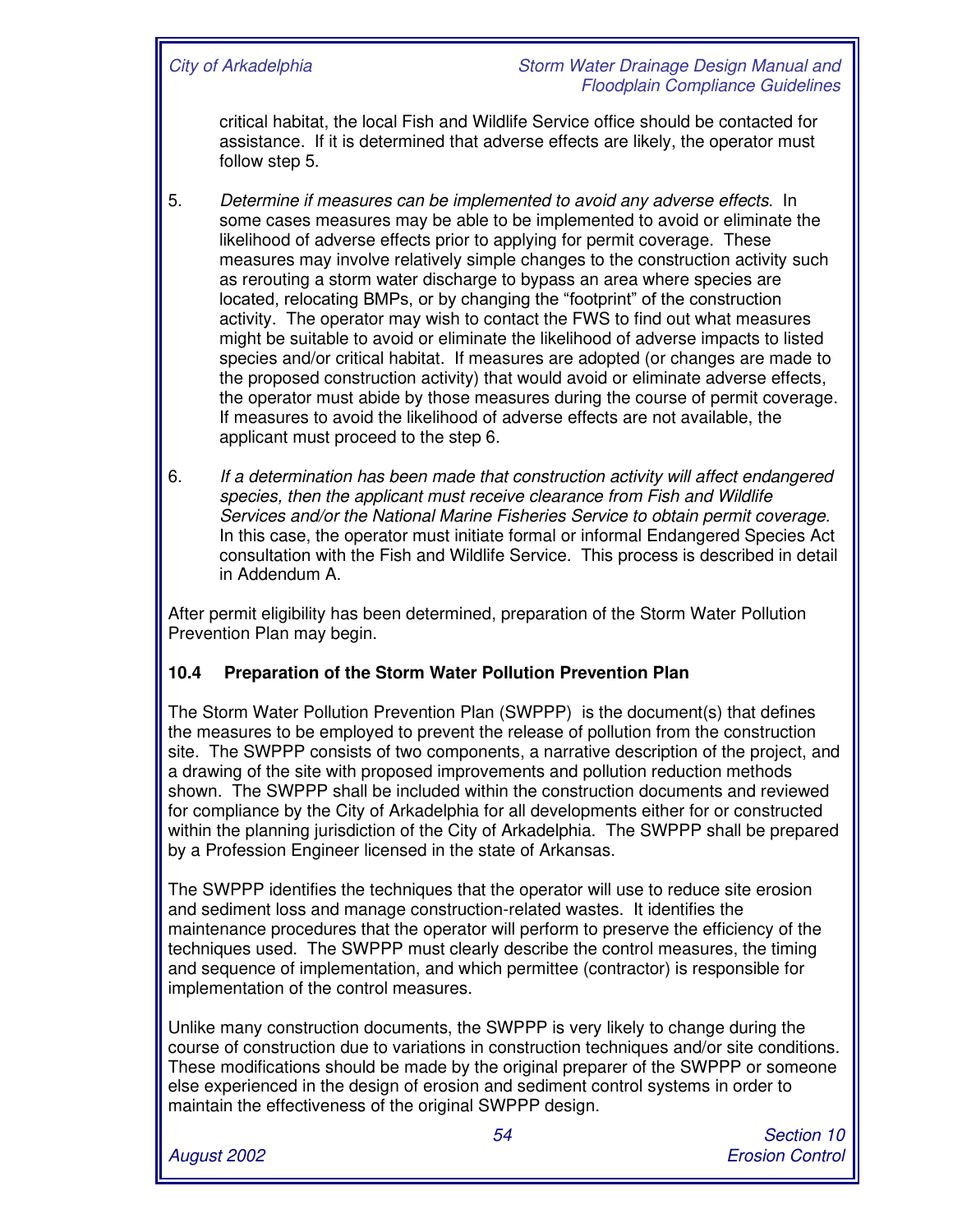critical habitat, the local Fish and Wildlife Service office should be contacted for assistance. If it is determined that adverse effects are likely, the operator must follow step 5.

5. *Determine if measures can be implemented to avoid any adverse effects.* In some cases measures may be able to be implemented to avoid or eliminate the likelihood of adverse effects prior to applying for permit coverage. These measures may involve relatively simple changes to the construction activity such as rerouting a storm water discharge to bypass an area where species are located, relocating BMPs, or by changing the "footprint" of the construction activity. The operator may wish to contact the FWS to find out what measures might be suitable to avoid or eliminate the likelihood of adverse impacts to listed species and/or critical habitat. If measures are adopted (or changes are made to the proposed construction activity) that would avoid or eliminate adverse effects, the operator must abide by those measures during the course of permit coverage. If measures to avoid the likelihood of adverse effects are not available, the applicant must proceed to the step 6.

6. *If a determination has been made that construction activity will affect endangered species, then the applicant must receive clearance from Fish and Wildlife Services and/or the National Marine Fisheries Service to obtain permit coverage.* In this case, the operator must initiate formal or informal Endangered Species Act consultation with the Fish and Wildlife Service. This process is described in detail in Addendum A.

After permit eligibility has been determined, preparation of the Storm Water Pollution Prevention Plan may begin.

### 10.4 Preparation of the Storm Water Pollution Prevention Plan

The Storm Water Pollution Prevention Plan (SWPPP) is the document(s) that defines the measures to be employed to prevent the release of pollution from the construction site. The SWPPP consists of two components, a narrative description of the project, and a drawing of the site with proposed improvements and pollution reduction methods shown. The SWPPP shall be included within the construction documents and reviewed for compliance by the City of Arkadelphia for all developments either for or constructed within the planning jurisdiction of the City of Arkadelphia. The SWPPP shall be prepared by a Profession Engineer licensed in the state of Arkansas.

The SWPPP identifies the techniques that the operator will use to reduce site erosion and sediment loss and manage construction-related wastes. It identifies the maintenance procedures that the operator will perform to preserve the efficiency of the techniques used. The SWPPP must clearly describe the control measures, the timing and sequence of implementation, and which permittee (contractor) is responsible for implementation of the control measures.

Unlike many construction documents, the SWPPP is very likely to change during the course of construction due to variations in construction techniques and/or site conditions. These modifications should be made by the original preparer of the SWPPP or someone else experienced in the design of erosion and sediment control systems in order to maintain the effectiveness of the original SWPPP design.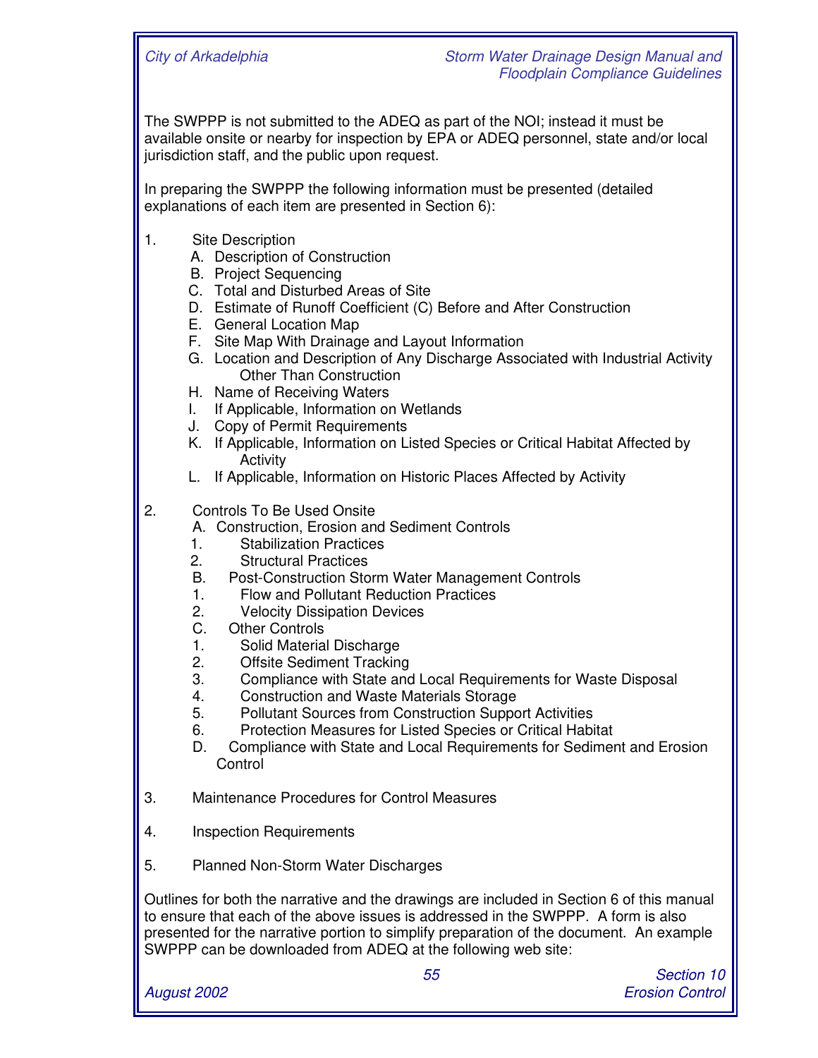The SWPPP is not submitted to the ADEQ as part of the NOI; instead it must be available onsite or nearby for inspection by EPA or ADEQ personnel, state and/or local jurisdiction staff, and the public upon request.

In preparing the SWPPP the following information must be presented (detailed explanations of each item are presented in Section 6):

1. Site Description
   - A. Description of Construction
   - B. Project Sequencing
   - C. Total and Disturbed Areas of Site
   - D. Estimate of Runoff Coefficient (C) Before and After Construction
   - E. General Location Map
   - F. Site Map With Drainage and Layout Information
   - G. Location and Description of Any Discharge Associated with Industrial Activity Other Than Construction
   - H. Name of Receiving Waters
   - I. If Applicable, Information on Wetlands
   - J. Copy of Permit Requirements
   - K. If Applicable, Information on Listed Species or Critical Habitat Affected by Activity
   - L. If Applicable, Information on Historic Places Affected by Activity

2. Controls To Be Used Onsite
   - A. Construction, Erosion and Sediment Controls
     1. Stabilization Practices
     2. Structural Practices
   - B. Post-Construction Storm Water Management Controls
     1. Flow and Pollutant Reduction Practices
     2. Velocity Dissipation Devices
   - C. Other Controls
     1. Solid Material Discharge
     2. Offsite Sediment Tracking
     3. Compliance with State and Local Requirements for Waste Disposal
     4. Construction and Waste Materials Storage
     5. Pollutant Sources from Construction Support Activities
     6. Protection Measures for Listed Species or Critical Habitat
   - D. Compliance with State and Local Requirements for Sediment and Erosion Control

3. Maintenance Procedures for Control Measures

4. Inspection Requirements

5. Planned Non-Storm Water Discharges

Outlines for both the narrative and the drawings are included in Section 6 of this manual to ensure that each of the above issues is addressed in the SWPPP. A form is also presented for the narrative portion to simplify preparation of the document. An example SWPPP can be downloaded from ADEQ at the following web site: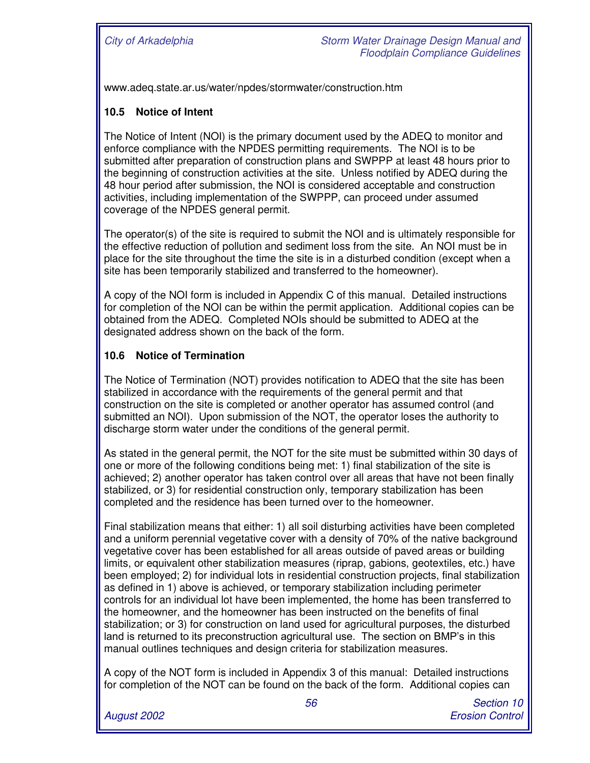www.adeq.state.ar.us/water/npdes/stormwater/construction.htm

### 10.5 Notice of Intent

The Notice of Intent (NOI) is the primary document used by the ADEQ to monitor and enforce compliance with the NPDES permitting requirements. The NOI is to be submitted after preparation of construction plans and SWPPP at least 48 hours prior to the beginning of construction activities at the site. Unless notified by ADEQ during the 48 hour period after submission, the NOI is considered acceptable and construction activities, including implementation of the SWPPP, can proceed under assumed coverage of the NPDES general permit.

The operator(s) of the site is required to submit the NOI and is ultimately responsible for the effective reduction of pollution and sediment loss from the site. An NOI must be in place for the site throughout the time the site is in a disturbed condition (except when a site has been temporarily stabilized and transferred to the homeowner).

A copy of the NOI form is included in Appendix C of this manual. Detailed instructions for completion of the NOI can be within the permit application. Additional copies can be obtained from the ADEQ. Completed NOIs should be submitted to ADEQ at the designated address shown on the back of the form.

### 10.6 Notice of Termination

The Notice of Termination (NOT) provides notification to ADEQ that the site has been stabilized in accordance with the requirements of the general permit and that construction on the site is completed or another operator has assumed control (and submitted an NOI). Upon submission of the NOT, the operator loses the authority to discharge storm water under the conditions of the general permit.

As stated in the general permit, the NOT for the site must be submitted within 30 days of one or more of the following conditions being met: 1) final stabilization of the site is achieved; 2) another operator has taken control over all areas that have not been finally stabilized, or 3) for residential construction only, temporary stabilization has been completed and the residence has been turned over to the homeowner.

Final stabilization means that either: 1) all soil disturbing activities have been completed and a uniform perennial vegetative cover with a density of 70% of the native background vegetative cover has been established for all areas outside of paved areas or building limits, or equivalent other stabilization measures (riprap, gabions, geotextiles, etc.) have been employed; 2) for individual lots in residential construction projects, final stabilization as defined in 1) above is achieved, or temporary stabilization including perimeter controls for an individual lot have been implemented, the home has been transferred to the homeowner, and the homeowner has been instructed on the benefits of final stabilization; or 3) for construction on land used for agricultural purposes, the disturbed land is returned to its preconstruction agricultural use. The section on BMP's in this manual outlines techniques and design criteria for stabilization measures.

A copy of the NOT form is included in Appendix 3 of this manual: Detailed instructions for completion of the NOT can be found on the back of the form. Additional copies can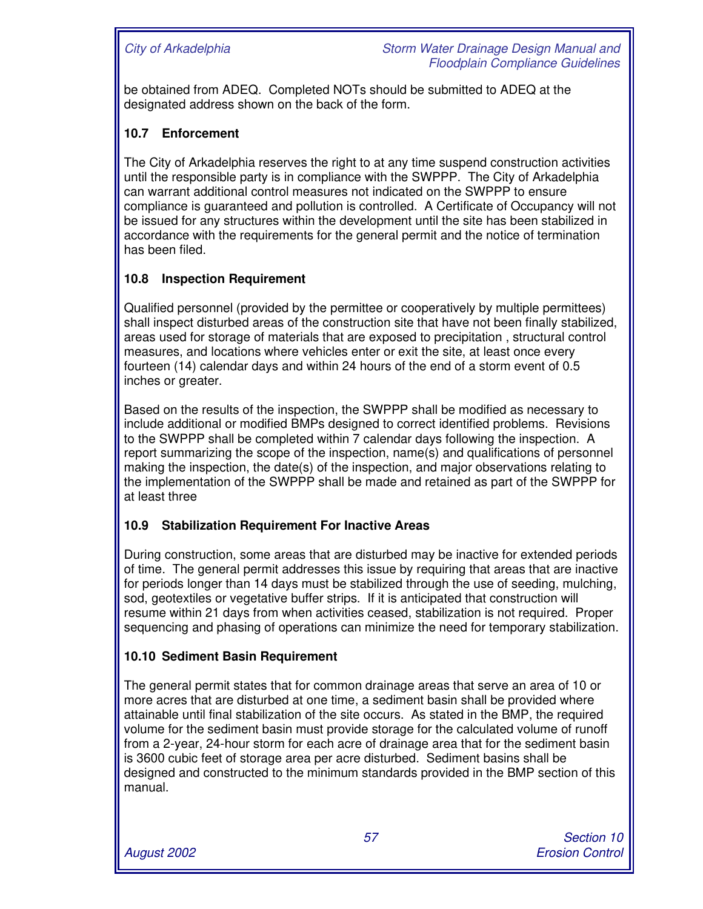be obtained from ADEQ. Completed NOTs should be submitted to ADEQ at the designated address shown on the back of the form.

### 10.7 Enforcement

The City of Arkadelphia reserves the right to at any time suspend construction activities until the responsible party is in compliance with the SWPPP. The City of Arkadelphia can warrant additional control measures not indicated on the SWPPP to ensure compliance is guaranteed and pollution is controlled. A Certificate of Occupancy will not be issued for any structures within the development until the site has been stabilized in accordance with the requirements for the general permit and the notice of termination has been filed.

### 10.8 Inspection Requirement

Qualified personnel (provided by the permittee or cooperatively by multiple permittees) shall inspect disturbed areas of the construction site that have not been finally stabilized, areas used for storage of materials that are exposed to precipitation , structural control measures, and locations where vehicles enter or exit the site, at least once every fourteen (14) calendar days and within 24 hours of the end of a storm event of 0.5 inches or greater.

Based on the results of the inspection, the SWPPP shall be modified as necessary to include additional or modified BMPs designed to correct identified problems. Revisions to the SWPPP shall be completed within 7 calendar days following the inspection. A report summarizing the scope of the inspection, name(s) and qualifications of personnel making the inspection, the date(s) of the inspection, and major observations relating to the implementation of the SWPPP shall be made and retained as part of the SWPPP for at least three

### 10.9 Stabilization Requirement For Inactive Areas

During construction, some areas that are disturbed may be inactive for extended periods of time. The general permit addresses this issue by requiring that areas that are inactive for periods longer than 14 days must be stabilized through the use of seeding, mulching, sod, geotextiles or vegetative buffer strips. If it is anticipated that construction will resume within 21 days from when activities ceased, stabilization is not required. Proper sequencing and phasing of operations can minimize the need for temporary stabilization.

### 10.10 Sediment Basin Requirement

The general permit states that for common drainage areas that serve an area of 10 or more acres that are disturbed at one time, a sediment basin shall be provided where attainable until final stabilization of the site occurs. As stated in the BMP, the required volume for the sediment basin must provide storage for the calculated volume of runoff from a 2-year, 24-hour storm for each acre of drainage area that for the sediment basin is 3600 cubic feet of storage area per acre disturbed. Sediment basins shall be designed and constructed to the minimum standards provided in the BMP section of this manual.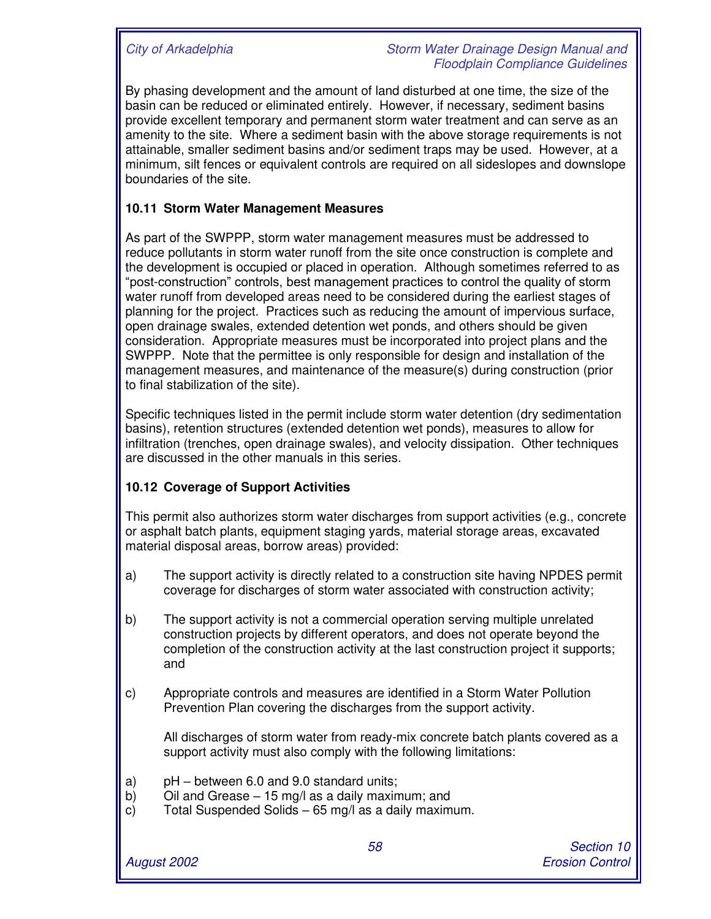By phasing development and the amount of land disturbed at one time, the size of the basin can be reduced or eliminated entirely. However, if necessary, sediment basins provide excellent temporary and permanent storm water treatment and can serve as an amenity to the site. Where a sediment basin with the above storage requirements is not attainable, smaller sediment basins and/or sediment traps may be used. However, at a minimum, silt fences or equivalent controls are required on all sideslopes and downslope boundaries of the site.

### 10.11 Storm Water Management Measures

As part of the SWPPP, storm water management measures must be addressed to reduce pollutants in storm water runoff from the site once construction is complete and the development is occupied or placed in operation. Although sometimes referred to as "post-construction" controls, best management practices to control the quality of storm water runoff from developed areas need to be considered during the earliest stages of planning for the project. Practices such as reducing the amount of impervious surface, open drainage swales, extended detention wet ponds, and others should be given consideration. Appropriate measures must be incorporated into project plans and the SWPPP. Note that the permittee is only responsible for design and installation of the management measures, and maintenance of the measure(s) during construction (prior to final stabilization of the site).

Specific techniques listed in the permit include storm water detention (dry sedimentation basins), retention structures (extended detention wet ponds), measures to allow for infiltration (trenches, open drainage swales), and velocity dissipation. Other techniques are discussed in the other manuals in this series.

### 10.12 Coverage of Support Activities

This permit also authorizes storm water discharges from support activities (e.g., concrete or asphalt batch plants, equipment staging yards, material storage areas, excavated material disposal areas, borrow areas) provided:

a) The support activity is directly related to a construction site having NPDES permit coverage for discharges of storm water associated with construction activity;

b) The support activity is not a commercial operation serving multiple unrelated construction projects by different operators, and does not operate beyond the completion of the construction activity at the last construction project it supports; and

c) Appropriate controls and measures are identified in a Storm Water Pollution Prevention Plan covering the discharges from the support activity.

All discharges of storm water from ready-mix concrete batch plants covered as a support activity must also comply with the following limitations:

a) pH – between 6.0 and 9.0 standard units;
b) Oil and Grease – 15 mg/l as a daily maximum; and
c) Total Suspended Solids – 65 mg/l as a daily maximum.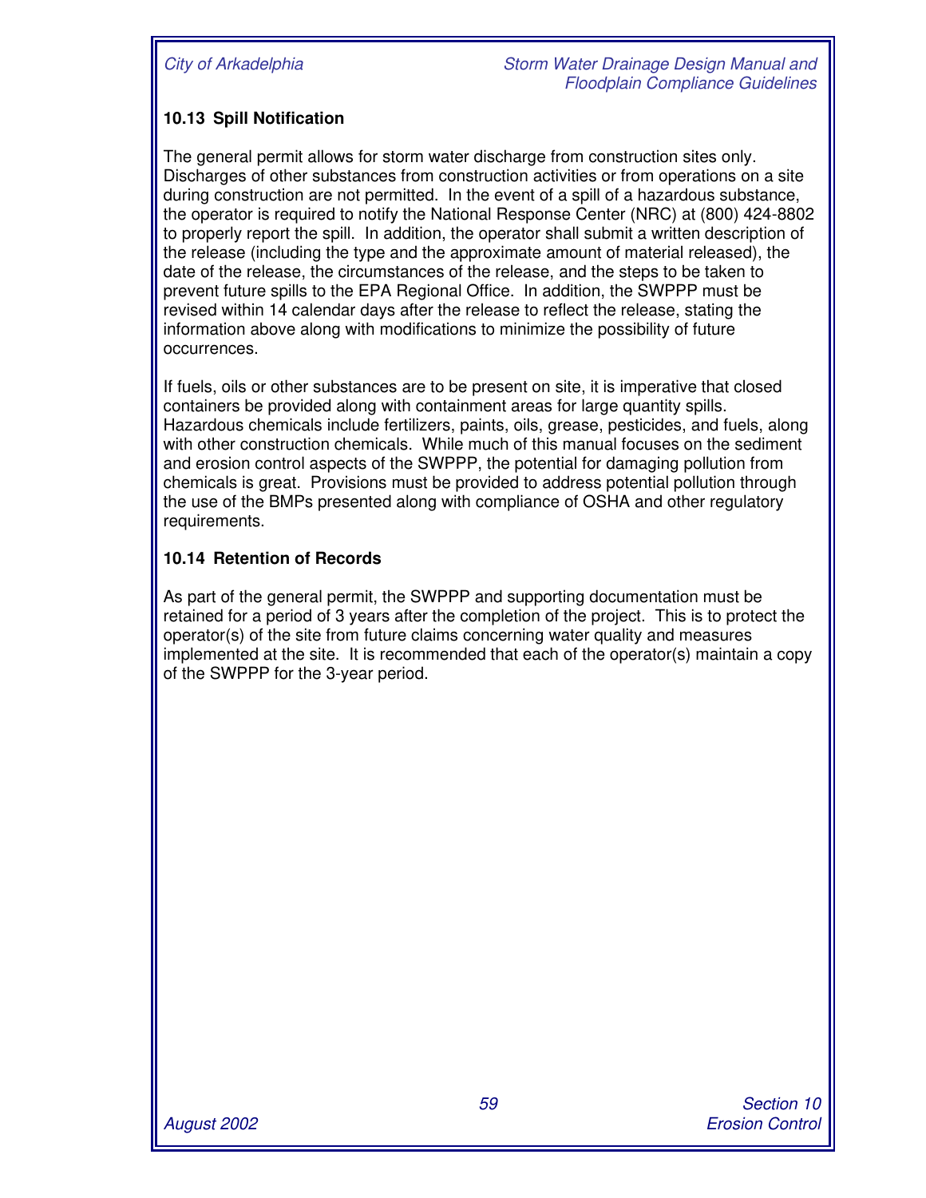### 10.13 Spill Notification

The general permit allows for storm water discharge from construction sites only. Discharges of other substances from construction activities or from operations on a site during construction are not permitted. In the event of a spill of a hazardous substance, the operator is required to notify the National Response Center (NRC) at (800) 424-8802 to properly report the spill. In addition, the operator shall submit a written description of the release (including the type and the approximate amount of material released), the date of the release, the circumstances of the release, and the steps to be taken to prevent future spills to the EPA Regional Office. In addition, the SWPPP must be revised within 14 calendar days after the release to reflect the release, stating the information above along with modifications to minimize the possibility of future occurrences.

If fuels, oils or other substances are to be present on site, it is imperative that closed containers be provided along with containment areas for large quantity spills. Hazardous chemicals include fertilizers, paints, oils, grease, pesticides, and fuels, along with other construction chemicals. While much of this manual focuses on the sediment and erosion control aspects of the SWPPP, the potential for damaging pollution from chemicals is great. Provisions must be provided to address potential pollution through the use of the BMPs presented along with compliance of OSHA and other regulatory requirements.

### 10.14 Retention of Records

As part of the general permit, the SWPPP and supporting documentation must be retained for a period of 3 years after the completion of the project. This is to protect the operator(s) of the site from future claims concerning water quality and measures implemented at the site. It is recommended that each of the operator(s) maintain a copy of the SWPPP for the 3-year period.